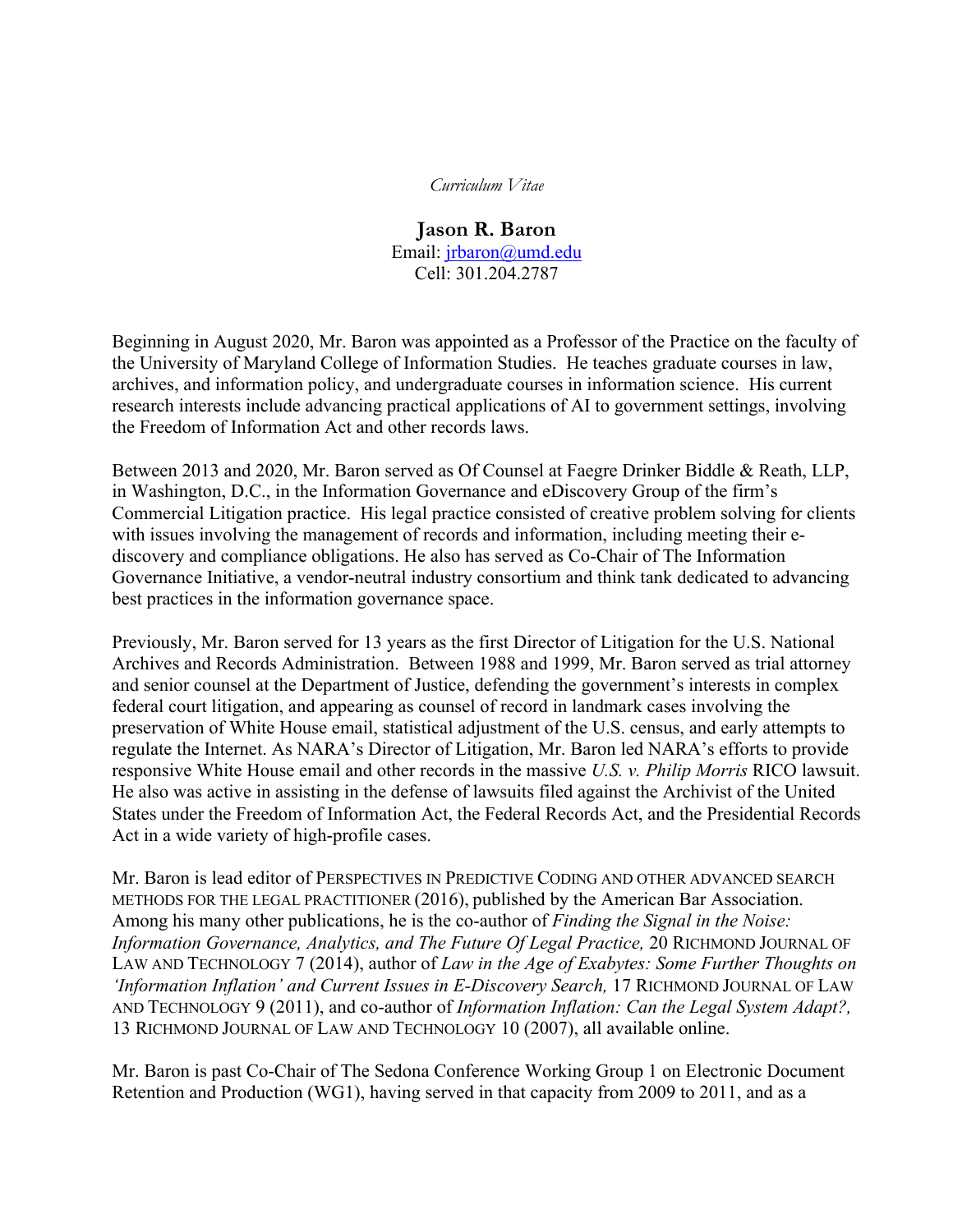*Curriculum Vitae*

# Jason R. Baron

Email: jrbaron@umd.edu
Cell: 301.204.2787

Beginning in August 2020, Mr. Baron was appointed as a Professor of the Practice on the faculty of the University of Maryland College of Information Studies. He teaches graduate courses in law, archives, and information policy, and undergraduate courses in information science. His current research interests include advancing practical applications of AI to government settings, involving the Freedom of Information Act and other records laws.

Between 2013 and 2020, Mr. Baron served as Of Counsel at Faegre Drinker Biddle & Reath, LLP, in Washington, D.C., in the Information Governance and eDiscovery Group of the firm's Commercial Litigation practice. His legal practice consisted of creative problem solving for clients with issues involving the management of records and information, including meeting their e-discovery and compliance obligations. He also has served as Co-Chair of The Information Governance Initiative, a vendor-neutral industry consortium and think tank dedicated to advancing best practices in the information governance space.

Previously, Mr. Baron served for 13 years as the first Director of Litigation for the U.S. National Archives and Records Administration. Between 1988 and 1999, Mr. Baron served as trial attorney and senior counsel at the Department of Justice, defending the government's interests in complex federal court litigation, and appearing as counsel of record in landmark cases involving the preservation of White House email, statistical adjustment of the U.S. census, and early attempts to regulate the Internet. As NARA's Director of Litigation, Mr. Baron led NARA's efforts to provide responsive White House email and other records in the massive *U.S. v. Philip Morris* RICO lawsuit. He also was active in assisting in the defense of lawsuits filed against the Archivist of the United States under the Freedom of Information Act, the Federal Records Act, and the Presidential Records Act in a wide variety of high-profile cases.

Mr. Baron is lead editor of PERSPECTIVES IN PREDICTIVE CODING AND OTHER ADVANCED SEARCH METHODS FOR THE LEGAL PRACTITIONER (2016), published by the American Bar Association. Among his many other publications, he is the co-author of *Finding the Signal in the Noise: Information Governance, Analytics, and The Future Of Legal Practice,* 20 RICHMOND JOURNAL OF LAW AND TECHNOLOGY 7 (2014), author of *Law in the Age of Exabytes: Some Further Thoughts on 'Information Inflation' and Current Issues in E-Discovery Search,* 17 RICHMOND JOURNAL OF LAW AND TECHNOLOGY 9 (2011), and co-author of *Information Inflation: Can the Legal System Adapt?,* 13 RICHMOND JOURNAL OF LAW AND TECHNOLOGY 10 (2007), all available online.

Mr. Baron is past Co-Chair of The Sedona Conference Working Group 1 on Electronic Document Retention and Production (WG1), having served in that capacity from 2009 to 2011, and as a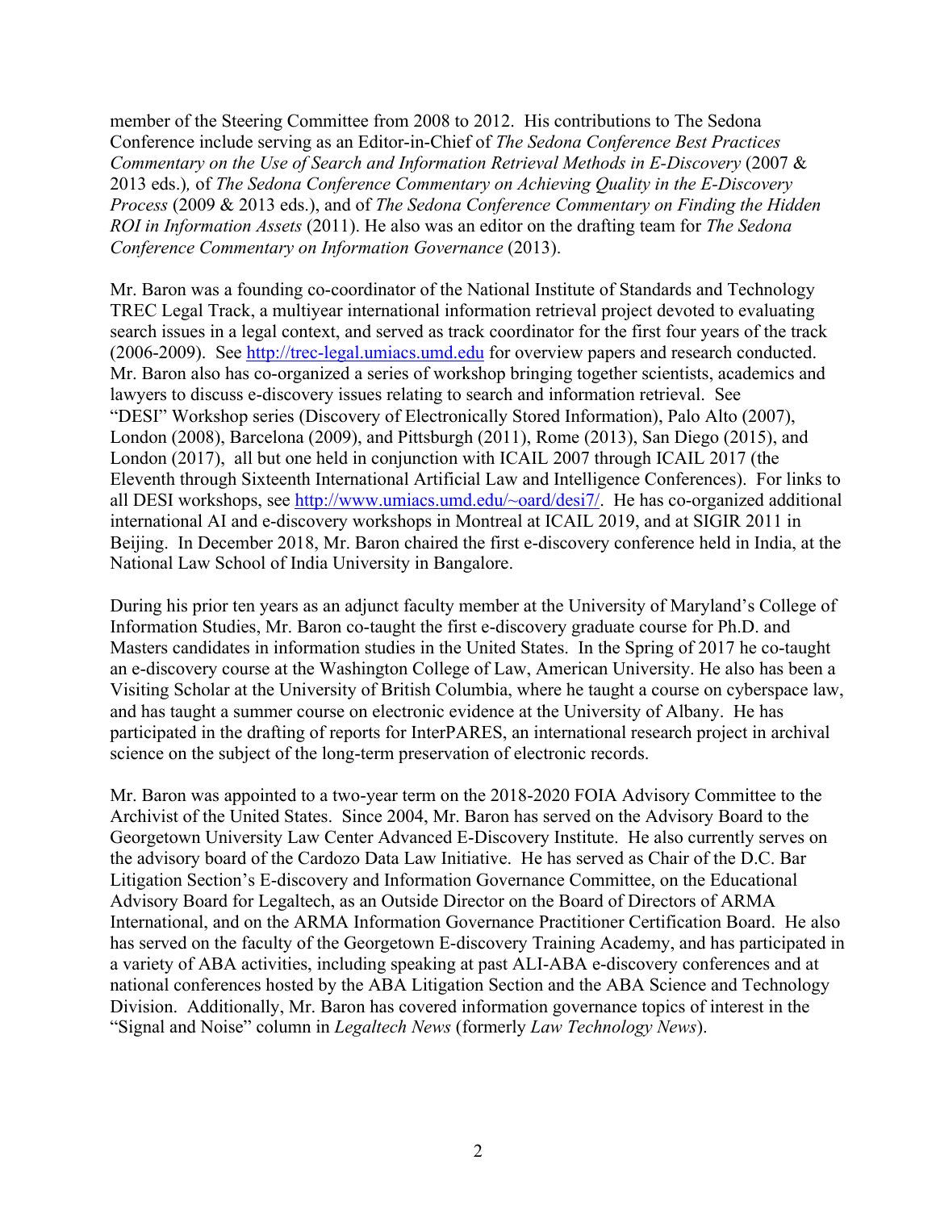member of the Steering Committee from 2008 to 2012. His contributions to The Sedona Conference include serving as an Editor-in-Chief of *The Sedona Conference Best Practices Commentary on the Use of Search and Information Retrieval Methods in E-Discovery* (2007 & 2013 eds.), of *The Sedona Conference Commentary on Achieving Quality in the E-Discovery Process* (2009 & 2013 eds.), and of *The Sedona Conference Commentary on Finding the Hidden ROI in Information Assets* (2011). He also was an editor on the drafting team for *The Sedona Conference Commentary on Information Governance* (2013).

Mr. Baron was a founding co-coordinator of the National Institute of Standards and Technology TREC Legal Track, a multiyear international information retrieval project devoted to evaluating search issues in a legal context, and served as track coordinator for the first four years of the track (2006-2009). See http://trec-legal.umiacs.umd.edu for overview papers and research conducted. Mr. Baron also has co-organized a series of workshop bringing together scientists, academics and lawyers to discuss e-discovery issues relating to search and information retrieval. See "DESI" Workshop series (Discovery of Electronically Stored Information), Palo Alto (2007), London (2008), Barcelona (2009), and Pittsburgh (2011), Rome (2013), San Diego (2015), and London (2017), all but one held in conjunction with ICAIL 2007 through ICAIL 2017 (the Eleventh through Sixteenth International Artificial Law and Intelligence Conferences). For links to all DESI workshops, see http://www.umiacs.umd.edu/~oard/desi7/. He has co-organized additional international AI and e-discovery workshops in Montreal at ICAIL 2019, and at SIGIR 2011 in Beijing. In December 2018, Mr. Baron chaired the first e-discovery conference held in India, at the National Law School of India University in Bangalore.

During his prior ten years as an adjunct faculty member at the University of Maryland's College of Information Studies, Mr. Baron co-taught the first e-discovery graduate course for Ph.D. and Masters candidates in information studies in the United States. In the Spring of 2017 he co-taught an e-discovery course at the Washington College of Law, American University. He also has been a Visiting Scholar at the University of British Columbia, where he taught a course on cyberspace law, and has taught a summer course on electronic evidence at the University of Albany. He has participated in the drafting of reports for InterPARES, an international research project in archival science on the subject of the long-term preservation of electronic records.

Mr. Baron was appointed to a two-year term on the 2018-2020 FOIA Advisory Committee to the Archivist of the United States. Since 2004, Mr. Baron has served on the Advisory Board to the Georgetown University Law Center Advanced E-Discovery Institute. He also currently serves on the advisory board of the Cardozo Data Law Initiative. He has served as Chair of the D.C. Bar Litigation Section's E-discovery and Information Governance Committee, on the Educational Advisory Board for Legaltech, as an Outside Director on the Board of Directors of ARMA International, and on the ARMA Information Governance Practitioner Certification Board. He also has served on the faculty of the Georgetown E-discovery Training Academy, and has participated in a variety of ABA activities, including speaking at past ALI-ABA e-discovery conferences and at national conferences hosted by the ABA Litigation Section and the ABA Science and Technology Division. Additionally, Mr. Baron has covered information governance topics of interest in the "Signal and Noise" column in *Legaltech News* (formerly *Law Technology News*).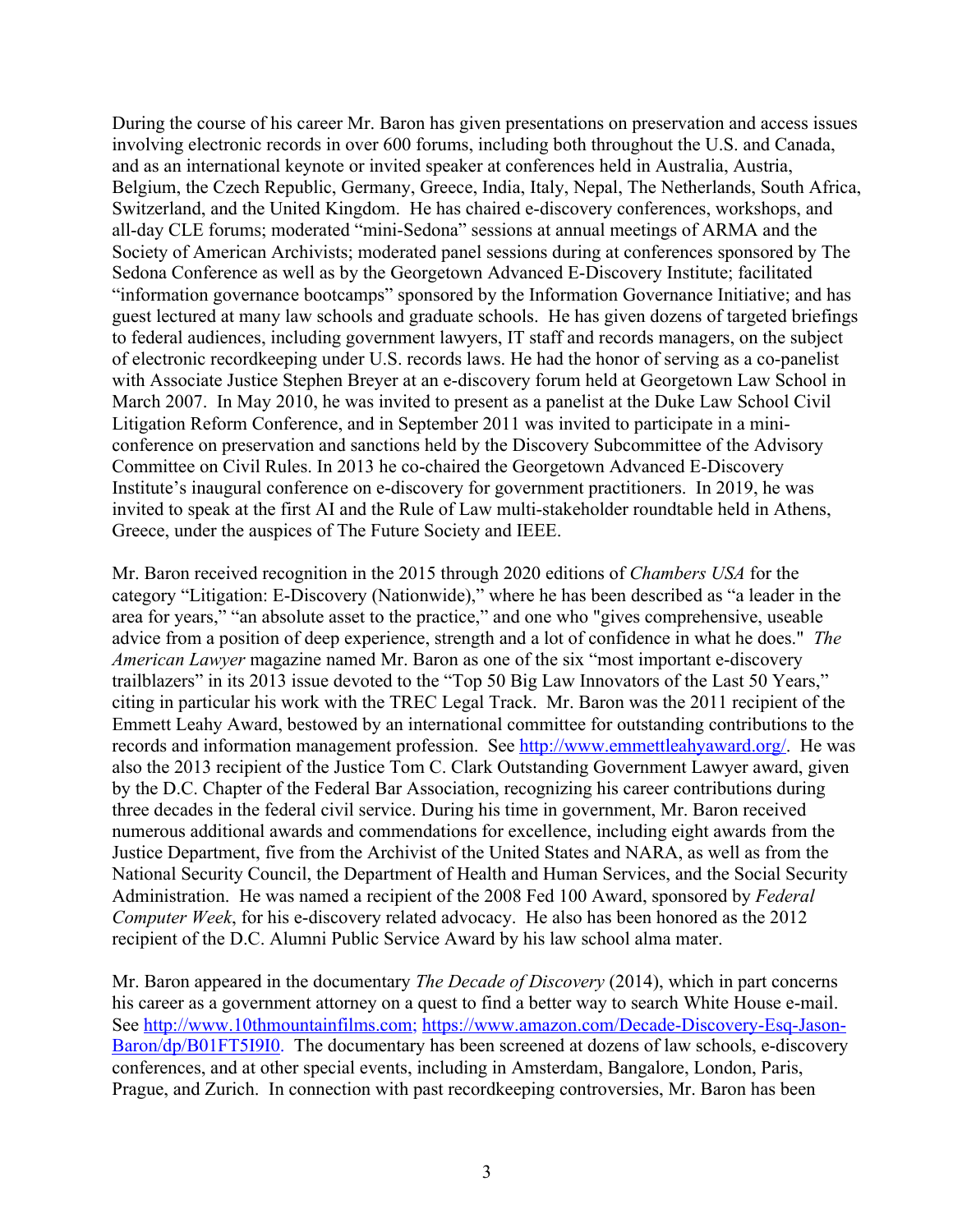During the course of his career Mr. Baron has given presentations on preservation and access issues involving electronic records in over 600 forums, including both throughout the U.S. and Canada, and as an international keynote or invited speaker at conferences held in Australia, Austria, Belgium, the Czech Republic, Germany, Greece, India, Italy, Nepal, The Netherlands, South Africa, Switzerland, and the United Kingdom. He has chaired e-discovery conferences, workshops, and all-day CLE forums; moderated "mini-Sedona" sessions at annual meetings of ARMA and the Society of American Archivists; moderated panel sessions during at conferences sponsored by The Sedona Conference as well as by the Georgetown Advanced E-Discovery Institute; facilitated "information governance bootcamps" sponsored by the Information Governance Initiative; and has guest lectured at many law schools and graduate schools. He has given dozens of targeted briefings to federal audiences, including government lawyers, IT staff and records managers, on the subject of electronic recordkeeping under U.S. records laws. He had the honor of serving as a co-panelist with Associate Justice Stephen Breyer at an e-discovery forum held at Georgetown Law School in March 2007. In May 2010, he was invited to present as a panelist at the Duke Law School Civil Litigation Reform Conference, and in September 2011 was invited to participate in a mini-conference on preservation and sanctions held by the Discovery Subcommittee of the Advisory Committee on Civil Rules. In 2013 he co-chaired the Georgetown Advanced E-Discovery Institute's inaugural conference on e-discovery for government practitioners. In 2019, he was invited to speak at the first AI and the Rule of Law multi-stakeholder roundtable held in Athens, Greece, under the auspices of The Future Society and IEEE.

Mr. Baron received recognition in the 2015 through 2020 editions of *Chambers USA* for the category "Litigation: E-Discovery (Nationwide)," where he has been described as "a leader in the area for years," "an absolute asset to the practice," and one who "gives comprehensive, useable advice from a position of deep experience, strength and a lot of confidence in what he does." *The American Lawyer* magazine named Mr. Baron as one of the six "most important e-discovery trailblazers" in its 2013 issue devoted to the "Top 50 Big Law Innovators of the Last 50 Years," citing in particular his work with the TREC Legal Track. Mr. Baron was the 2011 recipient of the Emmett Leahy Award, bestowed by an international committee for outstanding contributions to the records and information management profession. See [http://www.emmettleahyaward.org/](http://www.emmettleahyaward.org/). He was also the 2013 recipient of the Justice Tom C. Clark Outstanding Government Lawyer award, given by the D.C. Chapter of the Federal Bar Association, recognizing his career contributions during three decades in the federal civil service. During his time in government, Mr. Baron received numerous additional awards and commendations for excellence, including eight awards from the Justice Department, five from the Archivist of the United States and NARA, as well as from the National Security Council, the Department of Health and Human Services, and the Social Security Administration. He was named a recipient of the 2008 Fed 100 Award, sponsored by *Federal Computer Week*, for his e-discovery related advocacy. He also has been honored as the 2012 recipient of the D.C. Alumni Public Service Award by his law school alma mater.

Mr. Baron appeared in the documentary *The Decade of Discovery* (2014), which in part concerns his career as a government attorney on a quest to find a better way to search White House e-mail. See [http://www.10thmountainfilms.com;](http://www.10thmountainfilms.com) [https://www.amazon.com/Decade-Discovery-Esq-Jason-Baron/dp/B01FT5I9I0](https://www.amazon.com/Decade-Discovery-Esq-Jason-Baron/dp/B01FT5I9I0). The documentary has been screened at dozens of law schools, e-discovery conferences, and at other special events, including in Amsterdam, Bangalore, London, Paris, Prague, and Zurich. In connection with past recordkeeping controversies, Mr. Baron has been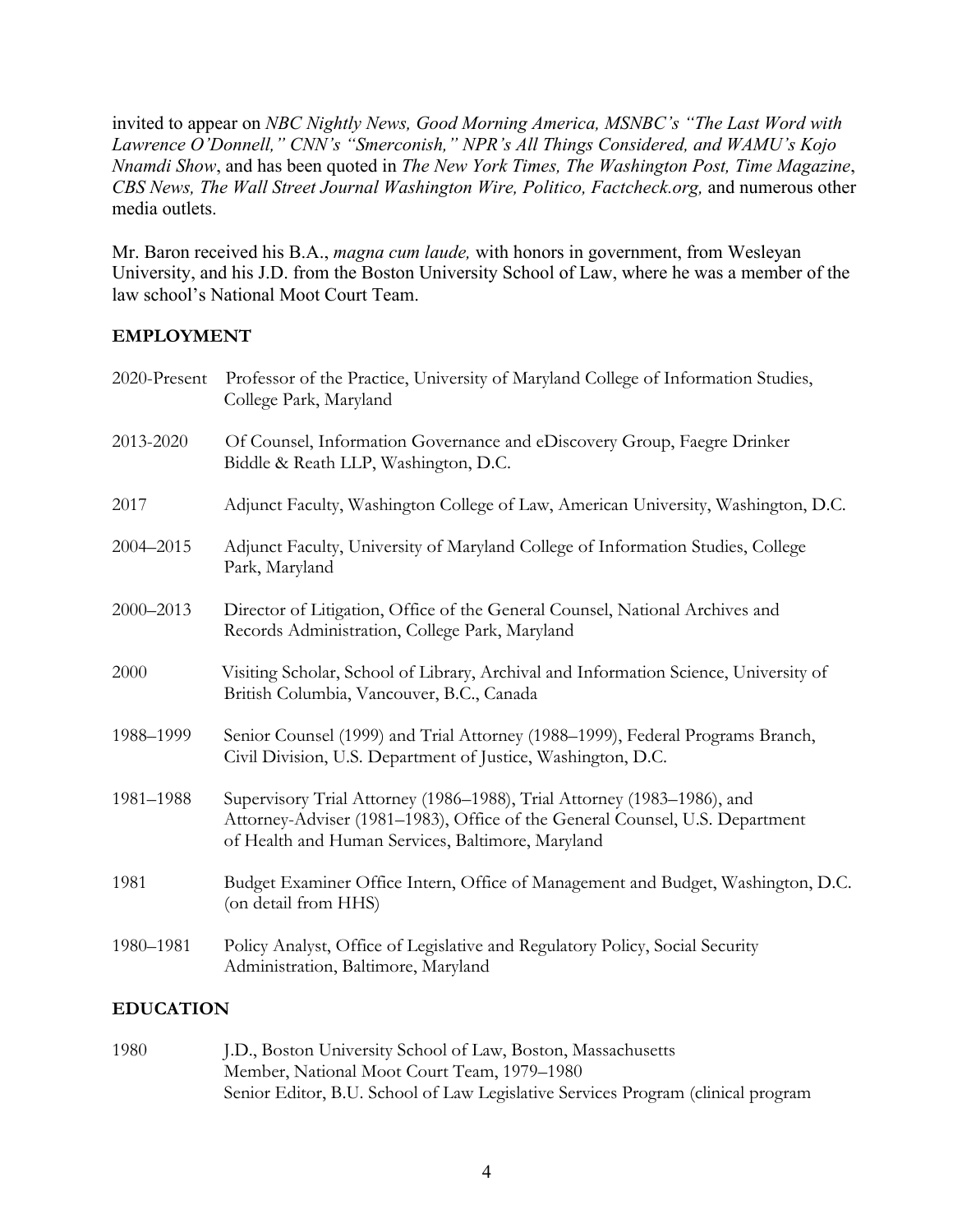invited to appear on *NBC Nightly News, Good Morning America, MSNBC's "The Last Word with Lawrence O'Donnell," CNN's "Smerconish," NPR's All Things Considered, and WAMU's Kojo Nnamdi Show*, and has been quoted in *The New York Times, The Washington Post, Time Magazine*, *CBS News, The Wall Street Journal Washington Wire, Politico, Factcheck.org,* and numerous other media outlets.

Mr. Baron received his B.A., *magna cum laude,* with honors in government, from Wesleyan University, and his J.D. from the Boston University School of Law, where he was a member of the law school's National Moot Court Team.

## EMPLOYMENT

| | |
|---|---|
| 2020-Present | Professor of the Practice, University of Maryland College of Information Studies, College Park, Maryland |
| 2013-2020 | Of Counsel, Information Governance and eDiscovery Group, Faegre Drinker Biddle & Reath LLP, Washington, D.C. |
| 2017 | Adjunct Faculty, Washington College of Law, American University, Washington, D.C. |
| 2004–2015 | Adjunct Faculty, University of Maryland College of Information Studies, College Park, Maryland |
| 2000–2013 | Director of Litigation, Office of the General Counsel, National Archives and Records Administration, College Park, Maryland |
| 2000 | Visiting Scholar, School of Library, Archival and Information Science, University of British Columbia, Vancouver, B.C., Canada |
| 1988–1999 | Senior Counsel (1999) and Trial Attorney (1988–1999), Federal Programs Branch, Civil Division, U.S. Department of Justice, Washington, D.C. |
| 1981–1988 | Supervisory Trial Attorney (1986–1988), Trial Attorney (1983–1986), and Attorney-Adviser (1981–1983), Office of the General Counsel, U.S. Department of Health and Human Services, Baltimore, Maryland |
| 1981 | Budget Examiner Office Intern, Office of Management and Budget, Washington, D.C. (on detail from HHS) |
| 1980–1981 | Policy Analyst, Office of Legislative and Regulatory Policy, Social Security Administration, Baltimore, Maryland |

## EDUCATION

| | |
|---|---|
| 1980 | J.D., Boston University School of Law, Boston, Massachusetts<br>Member, National Moot Court Team, 1979–1980<br>Senior Editor, B.U. School of Law Legislative Services Program (clinical program |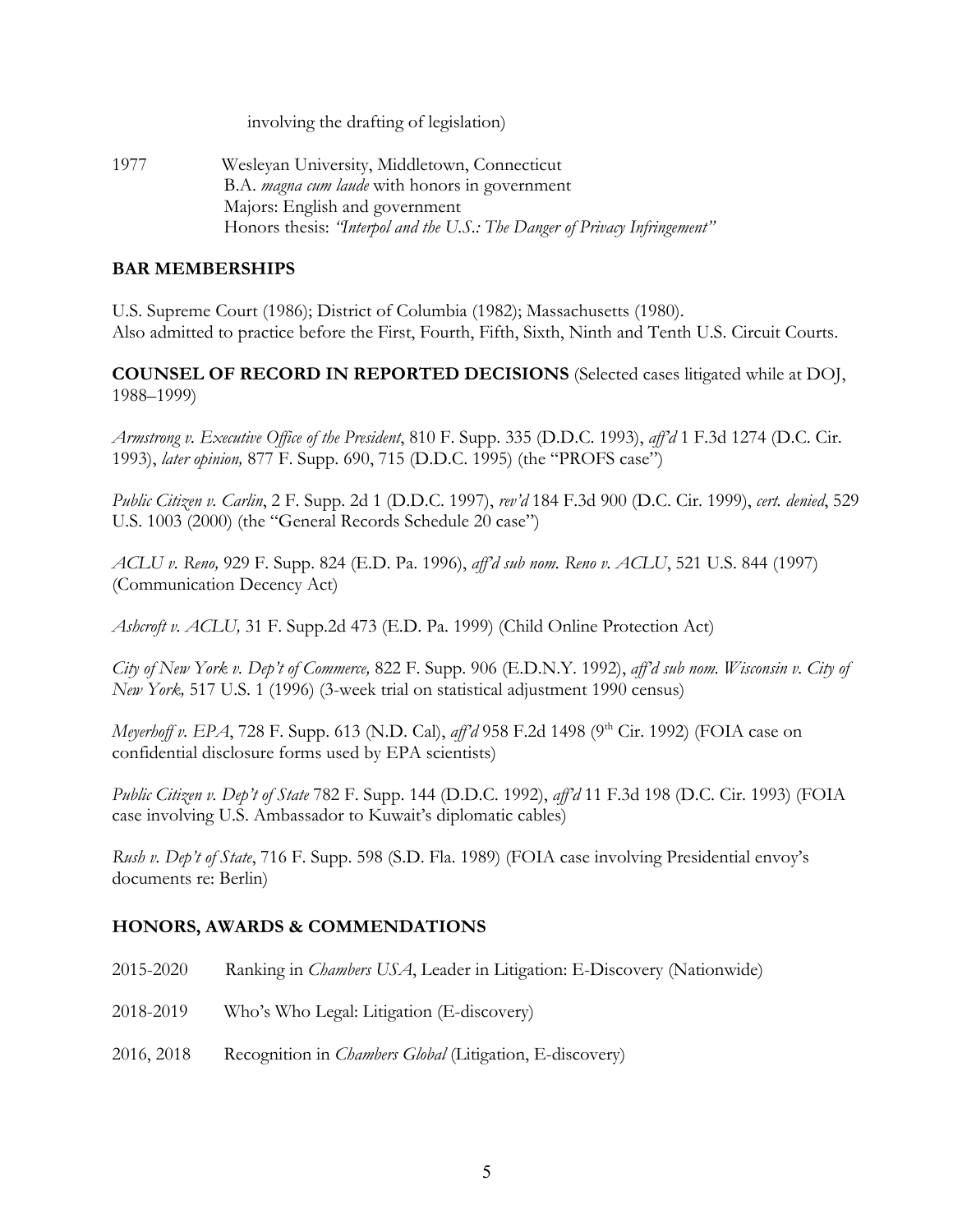involving the drafting of legislation)

1977 Wesleyan University, Middletown, Connecticut
B.A. *magna cum laude* with honors in government
Majors: English and government
Honors thesis: *"Interpol and the U.S.: The Danger of Privacy Infringement"*

## BAR MEMBERSHIPS

U.S. Supreme Court (1986); District of Columbia (1982); Massachusetts (1980).
Also admitted to practice before the First, Fourth, Fifth, Sixth, Ninth and Tenth U.S. Circuit Courts.

**COUNSEL OF RECORD IN REPORTED DECISIONS** (Selected cases litigated while at DOJ, 1988–1999)

*Armstrong v. Executive Office of the President*, 810 F. Supp. 335 (D.D.C. 1993), *aff'd* 1 F.3d 1274 (D.C. Cir. 1993), *later opinion,* 877 F. Supp. 690, 715 (D.D.C. 1995) (the "PROFS case")

*Public Citizen v. Carlin*, 2 F. Supp. 2d 1 (D.D.C. 1997), *rev'd* 184 F.3d 900 (D.C. Cir. 1999), *cert. denied*, 529 U.S. 1003 (2000) (the "General Records Schedule 20 case")

*ACLU v. Reno,* 929 F. Supp. 824 (E.D. Pa. 1996), *aff'd sub nom. Reno v. ACLU*, 521 U.S. 844 (1997) (Communication Decency Act)

*Ashcroft v. ACLU,* 31 F. Supp.2d 473 (E.D. Pa. 1999) (Child Online Protection Act)

*City of New York v. Dep't of Commerce,* 822 F. Supp. 906 (E.D.N.Y. 1992), *aff'd sub nom. Wisconsin v. City of New York,* 517 U.S. 1 (1996) (3-week trial on statistical adjustment 1990 census)

*Meyerhoff v. EPA*, 728 F. Supp. 613 (N.D. Cal), *aff'd* 958 F.2d 1498 (9th Cir. 1992) (FOIA case on confidential disclosure forms used by EPA scientists)

*Public Citizen v. Dep't of State* 782 F. Supp. 144 (D.D.C. 1992), *aff'd* 11 F.3d 198 (D.C. Cir. 1993) (FOIA case involving U.S. Ambassador to Kuwait's diplomatic cables)

*Rush v. Dep't of State*, 716 F. Supp. 598 (S.D. Fla. 1989) (FOIA case involving Presidential envoy's documents re: Berlin)

## HONORS, AWARDS & COMMENDATIONS

2015-2020 Ranking in *Chambers USA*, Leader in Litigation: E-Discovery (Nationwide)

2018-2019 Who's Who Legal: Litigation (E-discovery)

2016, 2018 Recognition in *Chambers Global* (Litigation, E-discovery)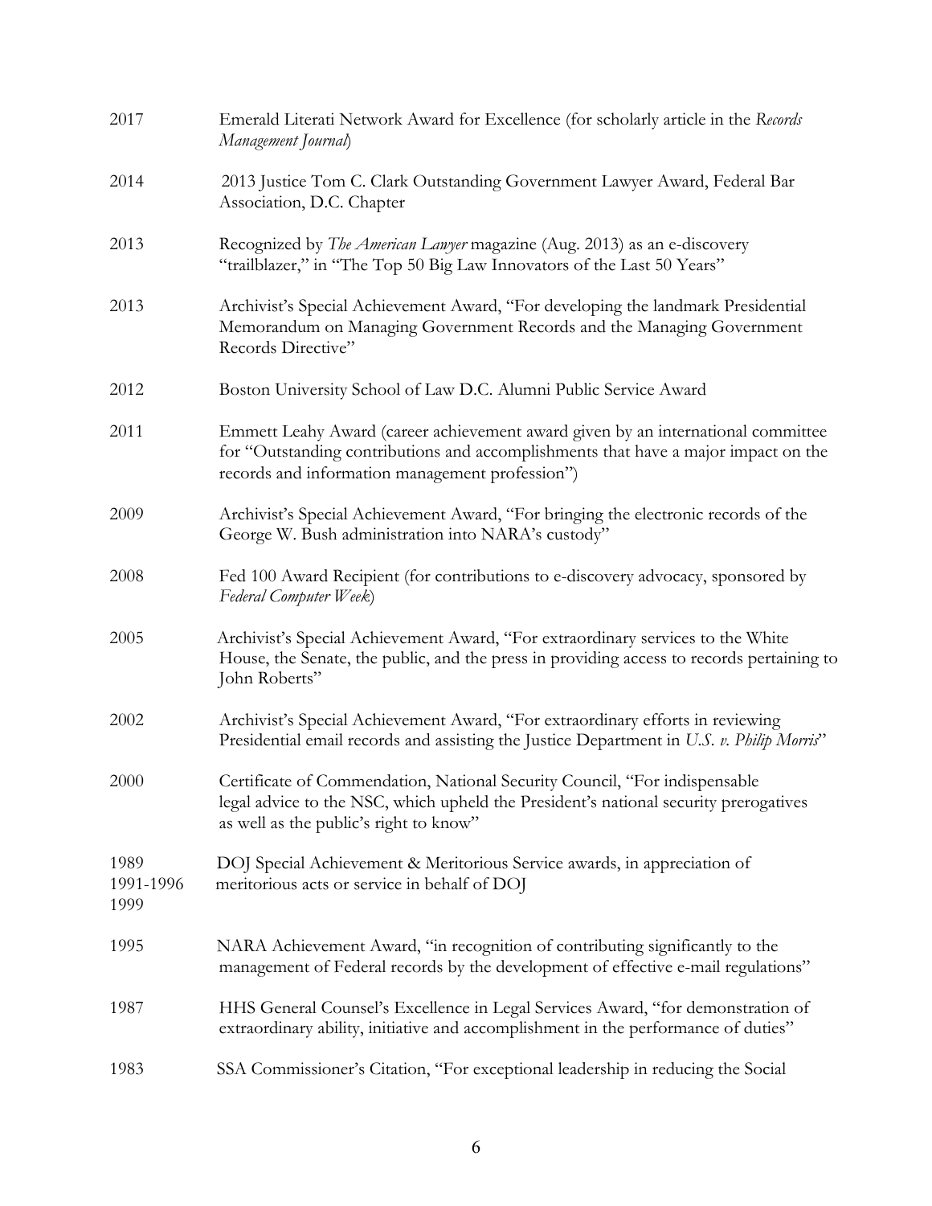| | |
|---|---|
| 2017 | Emerald Literati Network Award for Excellence (for scholarly article in the *Records Management Journal*) |
| 2014 | 2013 Justice Tom C. Clark Outstanding Government Lawyer Award, Federal Bar Association, D.C. Chapter |
| 2013 | Recognized by *The American Lawyer* magazine (Aug. 2013) as an e-discovery "trailblazer," in "The Top 50 Big Law Innovators of the Last 50 Years" |
| 2013 | Archivist's Special Achievement Award, "For developing the landmark Presidential Memorandum on Managing Government Records and the Managing Government Records Directive" |
| 2012 | Boston University School of Law D.C. Alumni Public Service Award |
| 2011 | Emmett Leahy Award (career achievement award given by an international committee for "Outstanding contributions and accomplishments that have a major impact on the records and information management profession") |
| 2009 | Archivist's Special Achievement Award, "For bringing the electronic records of the George W. Bush administration into NARA's custody" |
| 2008 | Fed 100 Award Recipient (for contributions to e-discovery advocacy, sponsored by *Federal Computer Week*) |
| 2005 | Archivist's Special Achievement Award, "For extraordinary services to the White House, the Senate, the public, and the press in providing access to records pertaining to John Roberts" |
| 2002 | Archivist's Special Achievement Award, "For extraordinary efforts in reviewing Presidential email records and assisting the Justice Department in *U.S. v. Philip Morris*" |
| 2000 | Certificate of Commendation, National Security Council, "For indispensable legal advice to the NSC, which upheld the President's national security prerogatives as well as the public's right to know" |
| 1989<br>1991-1996<br>1999 | DOJ Special Achievement & Meritorious Service awards, in appreciation of meritorious acts or service in behalf of DOJ |
| 1995 | NARA Achievement Award, "in recognition of contributing significantly to the management of Federal records by the development of effective e-mail regulations" |
| 1987 | HHS General Counsel's Excellence in Legal Services Award, "for demonstration of extraordinary ability, initiative and accomplishment in the performance of duties" |
| 1983 | SSA Commissioner's Citation, "For exceptional leadership in reducing the Social |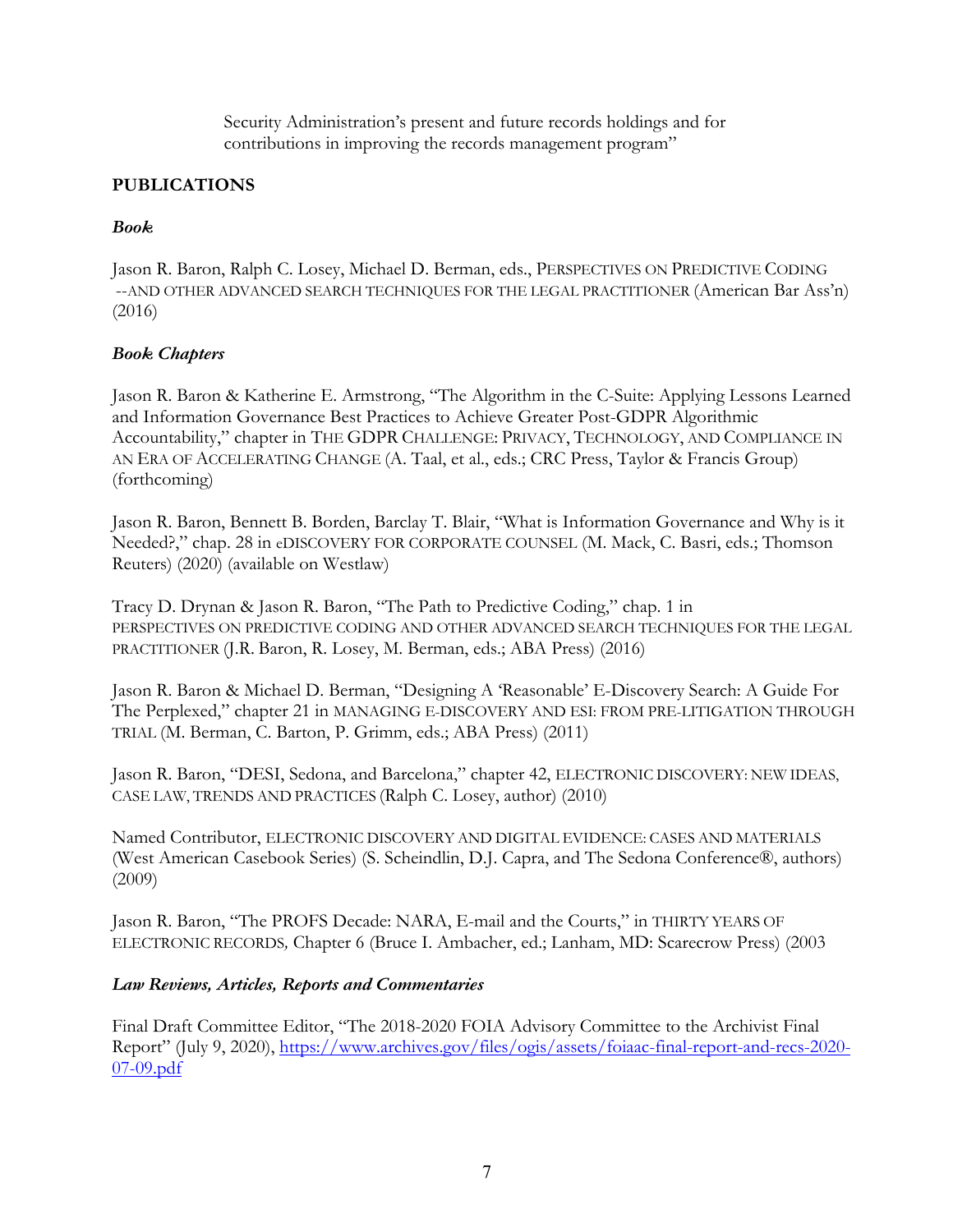Security Administration's present and future records holdings and for contributions in improving the records management program"

**PUBLICATIONS**

***Book***

Jason R. Baron, Ralph C. Losey, Michael D. Berman, eds., PERSPECTIVES ON PREDICTIVE CODING --AND OTHER ADVANCED SEARCH TECHNIQUES FOR THE LEGAL PRACTITIONER (American Bar Ass'n) (2016)

***Book Chapters***

Jason R. Baron & Katherine E. Armstrong, "The Algorithm in the C-Suite: Applying Lessons Learned and Information Governance Best Practices to Achieve Greater Post-GDPR Algorithmic Accountability," chapter in THE GDPR CHALLENGE: PRIVACY, TECHNOLOGY, AND COMPLIANCE IN AN ERA OF ACCELERATING CHANGE (A. Taal, et al., eds.; CRC Press, Taylor & Francis Group) (forthcoming)

Jason R. Baron, Bennett B. Borden, Barclay T. Blair, "What is Information Governance and Why is it Needed?," chap. 28 in eDISCOVERY FOR CORPORATE COUNSEL (M. Mack, C. Basri, eds.; Thomson Reuters) (2020) (available on Westlaw)

Tracy D. Drynan & Jason R. Baron, "The Path to Predictive Coding," chap. 1 in PERSPECTIVES ON PREDICTIVE CODING AND OTHER ADVANCED SEARCH TECHNIQUES FOR THE LEGAL PRACTITIONER (J.R. Baron, R. Losey, M. Berman, eds.; ABA Press) (2016)

Jason R. Baron & Michael D. Berman, "Designing A 'Reasonable' E-Discovery Search: A Guide For The Perplexed," chapter 21 in MANAGING E-DISCOVERY AND ESI: FROM PRE-LITIGATION THROUGH TRIAL (M. Berman, C. Barton, P. Grimm, eds.; ABA Press) (2011)

Jason R. Baron, "DESI, Sedona, and Barcelona," chapter 42, ELECTRONIC DISCOVERY: NEW IDEAS, CASE LAW, TRENDS AND PRACTICES (Ralph C. Losey, author) (2010)

Named Contributor, ELECTRONIC DISCOVERY AND DIGITAL EVIDENCE: CASES AND MATERIALS (West American Casebook Series) (S. Scheindlin, D.J. Capra, and The Sedona Conference®, authors) (2009)

Jason R. Baron, "The PROFS Decade: NARA, E-mail and the Courts," in THIRTY YEARS OF ELECTRONIC RECORDS*,* Chapter 6 (Bruce I. Ambacher, ed.; Lanham, MD: Scarecrow Press) (2003

***Law Reviews, Articles, Reports and Commentaries***

Final Draft Committee Editor, "The 2018-2020 FOIA Advisory Committee to the Archivist Final Report" (July 9, 2020), https://www.archives.gov/files/ogis/assets/foiaac-final-report-and-recs-2020-07-09.pdf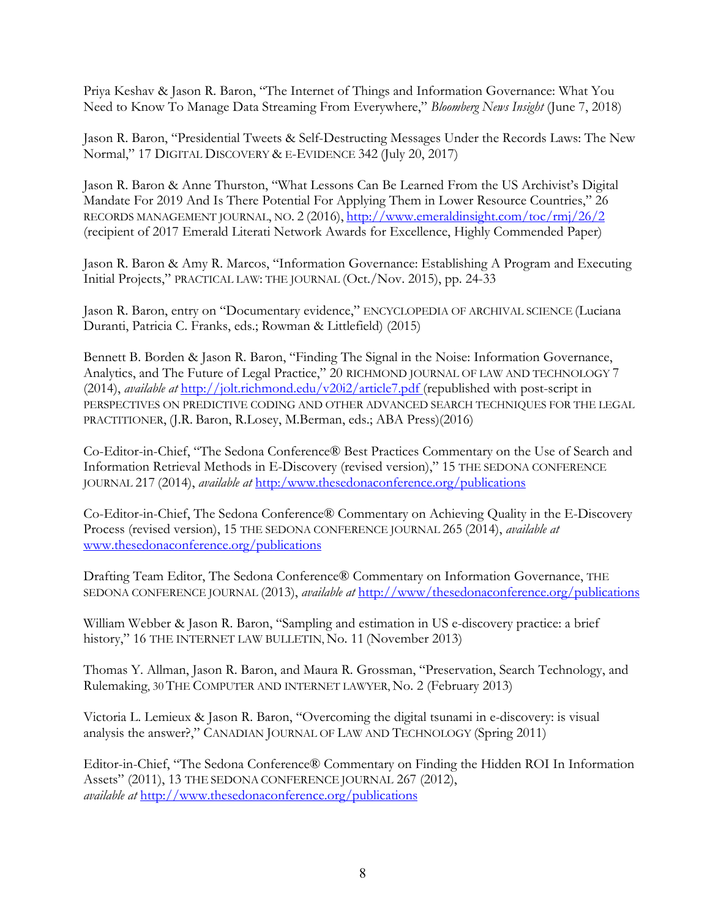Priya Keshav & Jason R. Baron, "The Internet of Things and Information Governance: What You Need to Know To Manage Data Streaming From Everywhere," *Bloomberg News Insight* (June 7, 2018)

Jason R. Baron, "Presidential Tweets & Self-Destructing Messages Under the Records Laws: The New Normal," 17 DIGITAL DISCOVERY & E-EVIDENCE 342 (July 20, 2017)

Jason R. Baron & Anne Thurston, "What Lessons Can Be Learned From the US Archivist's Digital Mandate For 2019 And Is There Potential For Applying Them in Lower Resource Countries," 26 RECORDS MANAGEMENT JOURNAL, NO. 2 (2016), http://www.emeraldinsight.com/toc/rmj/26/2 (recipient of 2017 Emerald Literati Network Awards for Excellence, Highly Commended Paper)

Jason R. Baron & Amy R. Marcos, "Information Governance: Establishing A Program and Executing Initial Projects," PRACTICAL LAW: THE JOURNAL (Oct./Nov. 2015), pp. 24-33

Jason R. Baron, entry on "Documentary evidence," ENCYCLOPEDIA OF ARCHIVAL SCIENCE (Luciana Duranti, Patricia C. Franks, eds.; Rowman & Littlefield) (2015)

Bennett B. Borden & Jason R. Baron, "Finding The Signal in the Noise: Information Governance, Analytics, and The Future of Legal Practice," 20 RICHMOND JOURNAL OF LAW AND TECHNOLOGY 7 (2014), *available at* http://jolt.richmond.edu/v20i2/article7.pdf (republished with post-script in PERSPECTIVES ON PREDICTIVE CODING AND OTHER ADVANCED SEARCH TECHNIQUES FOR THE LEGAL PRACTITIONER, (J.R. Baron, R.Losey, M.Berman, eds.; ABA Press)(2016)

Co-Editor-in-Chief, "The Sedona Conference® Best Practices Commentary on the Use of Search and Information Retrieval Methods in E-Discovery (revised version)," 15 THE SEDONA CONFERENCE JOURNAL 217 (2014), *available at* http:/www.thesedonaconference.org/publications

Co-Editor-in-Chief, The Sedona Conference® Commentary on Achieving Quality in the E-Discovery Process (revised version), 15 THE SEDONA CONFERENCE JOURNAL 265 (2014), *available at* www.thesedonaconference.org/publications

Drafting Team Editor, The Sedona Conference® Commentary on Information Governance, THE SEDONA CONFERENCE JOURNAL (2013), *available at* http://www/thesedonaconference.org/publications

William Webber & Jason R. Baron, "Sampling and estimation in US e-discovery practice: a brief history," 16 THE INTERNET LAW BULLETIN, No. 11 (November 2013)

Thomas Y. Allman, Jason R. Baron, and Maura R. Grossman, "Preservation, Search Technology, and Rulemaking, 30 THE COMPUTER AND INTERNET LAWYER, No. 2 (February 2013)

Victoria L. Lemieux & Jason R. Baron, "Overcoming the digital tsunami in e-discovery: is visual analysis the answer?," CANADIAN JOURNAL OF LAW AND TECHNOLOGY (Spring 2011)

Editor-in-Chief, "The Sedona Conference® Commentary on Finding the Hidden ROI In Information Assets" (2011), 13 THE SEDONA CONFERENCE JOURNAL 267 (2012), *available at* http://www.thesedonaconference.org/publications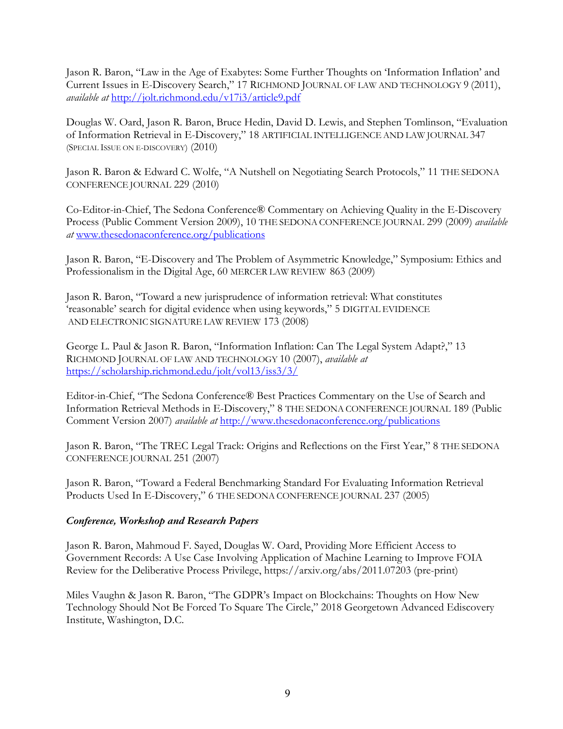Jason R. Baron, "Law in the Age of Exabytes: Some Further Thoughts on 'Information Inflation' and Current Issues in E-Discovery Search," 17 RICHMOND JOURNAL OF LAW AND TECHNOLOGY 9 (2011), *available at* http://jolt.richmond.edu/v17i3/article9.pdf

Douglas W. Oard, Jason R. Baron, Bruce Hedin, David D. Lewis, and Stephen Tomlinson, "Evaluation of Information Retrieval in E-Discovery," 18 ARTIFICIAL INTELLIGENCE AND LAW JOURNAL 347 (SPECIAL ISSUE ON E-DISCOVERY) (2010)

Jason R. Baron & Edward C. Wolfe, "A Nutshell on Negotiating Search Protocols," 11 THE SEDONA CONFERENCE JOURNAL 229 (2010)

Co-Editor-in-Chief, The Sedona Conference® Commentary on Achieving Quality in the E-Discovery Process (Public Comment Version 2009), 10 THE SEDONA CONFERENCE JOURNAL 299 (2009) *available at* www.thesedonaconference.org/publications

Jason R. Baron, "E-Discovery and The Problem of Asymmetric Knowledge," Symposium: Ethics and Professionalism in the Digital Age, 60 MERCER LAW REVIEW 863 (2009)

Jason R. Baron, "Toward a new jurisprudence of information retrieval: What constitutes 'reasonable' search for digital evidence when using keywords," 5 DIGITAL EVIDENCE AND ELECTRONIC SIGNATURE LAW REVIEW 173 (2008)

George L. Paul & Jason R. Baron, "Information Inflation: Can The Legal System Adapt?," 13 RICHMOND JOURNAL OF LAW AND TECHNOLOGY 10 (2007), *available at* https://scholarship.richmond.edu/jolt/vol13/iss3/3/

Editor-in-Chief, "The Sedona Conference® Best Practices Commentary on the Use of Search and Information Retrieval Methods in E-Discovery," 8 THE SEDONA CONFERENCE JOURNAL 189 (Public Comment Version 2007) *available at* http://www.thesedonaconference.org/publications

Jason R. Baron, "The TREC Legal Track: Origins and Reflections on the First Year," 8 THE SEDONA CONFERENCE JOURNAL 251 (2007)

Jason R. Baron, "Toward a Federal Benchmarking Standard For Evaluating Information Retrieval Products Used In E-Discovery," 6 THE SEDONA CONFERENCE JOURNAL 237 (2005)

***Conference, Workshop and Research Papers***

Jason R. Baron, Mahmoud F. Sayed, Douglas W. Oard, Providing More Efficient Access to Government Records: A Use Case Involving Application of Machine Learning to Improve FOIA Review for the Deliberative Process Privilege, https://arxiv.org/abs/2011.07203 (pre-print)

Miles Vaughn & Jason R. Baron, "The GDPR's Impact on Blockchains: Thoughts on How New Technology Should Not Be Forced To Square The Circle," 2018 Georgetown Advanced Ediscovery Institute, Washington, D.C.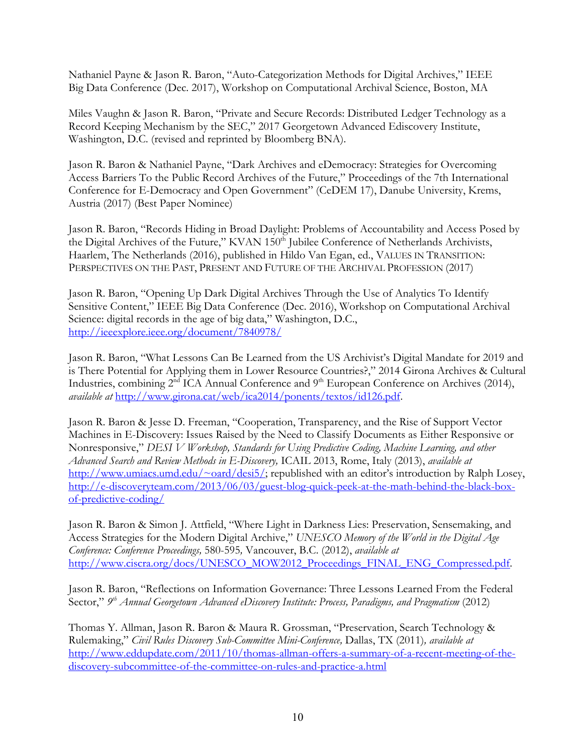Nathaniel Payne & Jason R. Baron, "Auto-Categorization Methods for Digital Archives," IEEE Big Data Conference (Dec. 2017), Workshop on Computational Archival Science, Boston, MA

Miles Vaughn & Jason R. Baron, "Private and Secure Records: Distributed Ledger Technology as a Record Keeping Mechanism by the SEC," 2017 Georgetown Advanced Ediscovery Institute, Washington, D.C. (revised and reprinted by Bloomberg BNA).

Jason R. Baron & Nathaniel Payne, "Dark Archives and eDemocracy: Strategies for Overcoming Access Barriers To the Public Record Archives of the Future," Proceedings of the 7th International Conference for E-Democracy and Open Government" (CeDEM 17), Danube University, Krems, Austria (2017) (Best Paper Nominee)

Jason R. Baron, "Records Hiding in Broad Daylight: Problems of Accountability and Access Posed by the Digital Archives of the Future," KVAN 150th Jubilee Conference of Netherlands Archivists, Haarlem, The Netherlands (2016), published in Hildo Van Egan, ed., VALUES IN TRANSITION: PERSPECTIVES ON THE PAST, PRESENT AND FUTURE OF THE ARCHIVAL PROFESSION (2017)

Jason R. Baron, "Opening Up Dark Digital Archives Through the Use of Analytics To Identify Sensitive Content," IEEE Big Data Conference (Dec. 2016), Workshop on Computational Archival Science: digital records in the age of big data," Washington, D.C., http://ieeexplore.ieee.org/document/7840978/

Jason R. Baron, "What Lessons Can Be Learned from the US Archivist's Digital Mandate for 2019 and is There Potential for Applying them in Lower Resource Countries?," 2014 Girona Archives & Cultural Industries, combining 2nd ICA Annual Conference and 9th European Conference on Archives (2014), *available at* http://www.girona.cat/web/ica2014/ponents/textos/id126.pdf.

Jason R. Baron & Jesse D. Freeman, "Cooperation, Transparency, and the Rise of Support Vector Machines in E-Discovery: Issues Raised by the Need to Classify Documents as Either Responsive or Nonresponsive," *DESI V Workshop, Standards for Using Predictive Coding, Machine Learning, and other Advanced Search and Review Methods in E-Discovery,* ICAIL 2013, Rome, Italy (2013), *available at* http://www.umiacs.umd.edu/~oard/desi5/; republished with an editor's introduction by Ralph Losey, http://e-discoveryteam.com/2013/06/03/guest-blog-quick-peek-at-the-math-behind-the-black-box-of-predictive-coding/

Jason R. Baron & Simon J. Attfield, "Where Light in Darkness Lies: Preservation, Sensemaking, and Access Strategies for the Modern Digital Archive," *UNESCO Memory of the World in the Digital Age Conference: Conference Proceedings,* 580-595*,* Vancouver, B.C. (2012), *available at* http://www.ciscra.org/docs/UNESCO_MOW2012_Proceedings_FINAL_ENG_Compressed.pdf.

Jason R. Baron, "Reflections on Information Governance: Three Lessons Learned From the Federal Sector," *9th Annual Georgetown Advanced eDiscovery Institute: Process, Paradigms, and Pragmatism* (2012)

Thomas Y. Allman, Jason R. Baron & Maura R. Grossman, "Preservation, Search Technology & Rulemaking," *Civil Rules Discovery Sub-Committee Mini-Conference,* Dallas, TX (2011)*, available at* http://www.eddupdate.com/2011/10/thomas-allman-offers-a-summary-of-a-recent-meeting-of-the-discovery-subcommittee-of-the-committee-on-rules-and-practice-a.html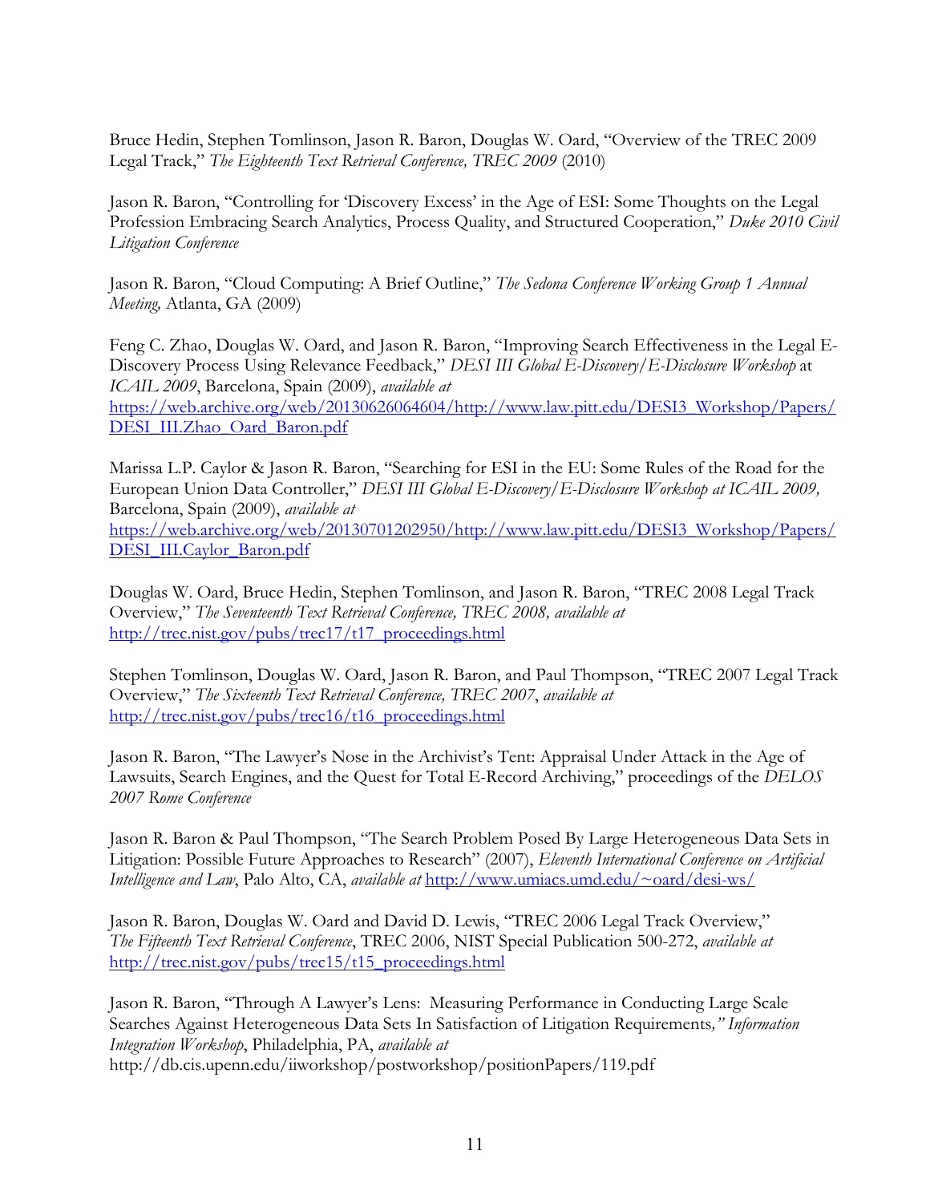Bruce Hedin, Stephen Tomlinson, Jason R. Baron, Douglas W. Oard, "Overview of the TREC 2009 Legal Track," *The Eighteenth Text Retrieval Conference, TREC 2009* (2010)

Jason R. Baron, "Controlling for 'Discovery Excess' in the Age of ESI: Some Thoughts on the Legal Profession Embracing Search Analytics, Process Quality, and Structured Cooperation," *Duke 2010 Civil Litigation Conference*

Jason R. Baron, "Cloud Computing: A Brief Outline," *The Sedona Conference Working Group 1 Annual Meeting,* Atlanta, GA (2009)

Feng C. Zhao, Douglas W. Oard, and Jason R. Baron, "Improving Search Effectiveness in the Legal E-Discovery Process Using Relevance Feedback," *DESI III Global E-Discovery/E-Disclosure Workshop* at *ICAIL 2009*, Barcelona, Spain (2009), *available at* https://web.archive.org/web/20130626064604/http://www.law.pitt.edu/DESI3_Workshop/Papers/DESI_III.Zhao_Oard_Baron.pdf

Marissa L.P. Caylor & Jason R. Baron, "Searching for ESI in the EU: Some Rules of the Road for the European Union Data Controller," *DESI III Global E-Discovery/E-Disclosure Workshop at ICAIL 2009,* Barcelona, Spain (2009), *available at* https://web.archive.org/web/20130701202950/http://www.law.pitt.edu/DESI3_Workshop/Papers/DESI_III.Caylor_Baron.pdf

Douglas W. Oard, Bruce Hedin, Stephen Tomlinson, and Jason R. Baron, "TREC 2008 Legal Track Overview," *The Seventeenth Text Retrieval Conference, TREC 2008, available at* http://trec.nist.gov/pubs/trec17/t17_proceedings.html

Stephen Tomlinson, Douglas W. Oard, Jason R. Baron, and Paul Thompson, "TREC 2007 Legal Track Overview," *The Sixteenth Text Retrieval Conference, TREC 2007*, *available at* http://trec.nist.gov/pubs/trec16/t16_proceedings.html

Jason R. Baron, "The Lawyer's Nose in the Archivist's Tent: Appraisal Under Attack in the Age of Lawsuits, Search Engines, and the Quest for Total E-Record Archiving," proceedings of the *DELOS 2007 Rome Conference*

Jason R. Baron & Paul Thompson, "The Search Problem Posed By Large Heterogeneous Data Sets in Litigation: Possible Future Approaches to Research" (2007), *Eleventh International Conference on Artificial Intelligence and Law*, Palo Alto, CA, *available at* http://www.umiacs.umd.edu/~oard/desi-ws/

Jason R. Baron, Douglas W. Oard and David D. Lewis, "TREC 2006 Legal Track Overview," *The Fifteenth Text Retrieval Conference*, TREC 2006, NIST Special Publication 500-272, *available at* http://trec.nist.gov/pubs/trec15/t15_proceedings.html

Jason R. Baron, "Through A Lawyer's Lens: Measuring Performance in Conducting Large Scale Searches Against Heterogeneous Data Sets In Satisfaction of Litigation Requirements*," Information Integration Workshop*, Philadelphia, PA, *available at* http://db.cis.upenn.edu/iiworkshop/postworkshop/positionPapers/119.pdf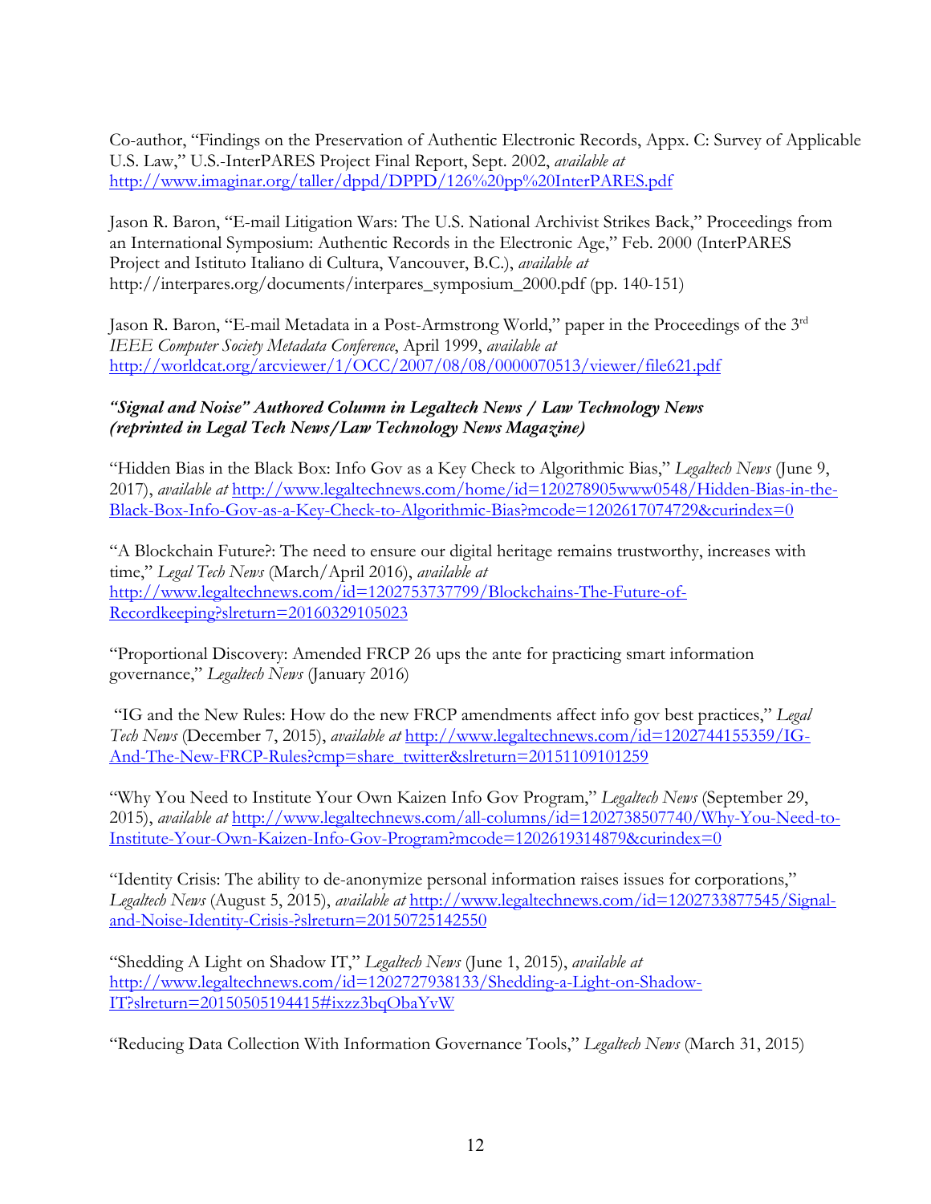Co-author, "Findings on the Preservation of Authentic Electronic Records, Appx. C: Survey of Applicable U.S. Law," U.S.-InterPARES Project Final Report, Sept. 2002, *available at* http://www.imaginar.org/taller/dppd/DPPD/126%20pp%20InterPARES.pdf

Jason R. Baron, "E-mail Litigation Wars: The U.S. National Archivist Strikes Back," Proceedings from an International Symposium: Authentic Records in the Electronic Age," Feb. 2000 (InterPARES Project and Istituto Italiano di Cultura, Vancouver, B.C.), *available at* http://interpares.org/documents/interpares_symposium_2000.pdf (pp. 140-151)

Jason R. Baron, "E-mail Metadata in a Post-Armstrong World," paper in the Proceedings of the 3rd *IEEE Computer Society Metadata Conference*, April 1999, *available at* http://worldcat.org/arcviewer/1/OCC/2007/08/08/0000070513/viewer/file621.pdf

***"Signal and Noise" Authored Column in Legaltech News / Law Technology News (reprinted in Legal Tech News/Law Technology News Magazine)***

"Hidden Bias in the Black Box: Info Gov as a Key Check to Algorithmic Bias," *Legaltech News* (June 9, 2017), *available at* http://www.legaltechnews.com/home/id=120278905www0548/Hidden-Bias-in-the-Black-Box-Info-Gov-as-a-Key-Check-to-Algorithmic-Bias?mcode=1202617074729&curindex=0

"A Blockchain Future?: The need to ensure our digital heritage remains trustworthy, increases with time," *Legal Tech News* (March/April 2016), *available at* http://www.legaltechnews.com/id=1202753737799/Blockchains-The-Future-of-Recordkeeping?slreturn=20160329105023

"Proportional Discovery: Amended FRCP 26 ups the ante for practicing smart information governance," *Legaltech News* (January 2016)

"IG and the New Rules: How do the new FRCP amendments affect info gov best practices," *Legal Tech News* (December 7, 2015), *available at* http://www.legaltechnews.com/id=1202744155359/IG-And-The-New-FRCP-Rules?cmp=share_twitter&slreturn=20151109101259

"Why You Need to Institute Your Own Kaizen Info Gov Program," *Legaltech News* (September 29, 2015), *available at* http://www.legaltechnews.com/all-columns/id=1202738507740/Why-You-Need-to-Institute-Your-Own-Kaizen-Info-Gov-Program?mcode=1202619314879&curindex=0

"Identity Crisis: The ability to de-anonymize personal information raises issues for corporations," *Legaltech News* (August 5, 2015), *available at* http://www.legaltechnews.com/id=1202733877545/Signal-and-Noise-Identity-Crisis-?slreturn=20150725142550

"Shedding A Light on Shadow IT," *Legaltech News* (June 1, 2015), *available at* http://www.legaltechnews.com/id=1202727938133/Shedding-a-Light-on-Shadow-IT?slreturn=20150505194415#ixzz3bqObaYvW

"Reducing Data Collection With Information Governance Tools," *Legaltech News* (March 31, 2015)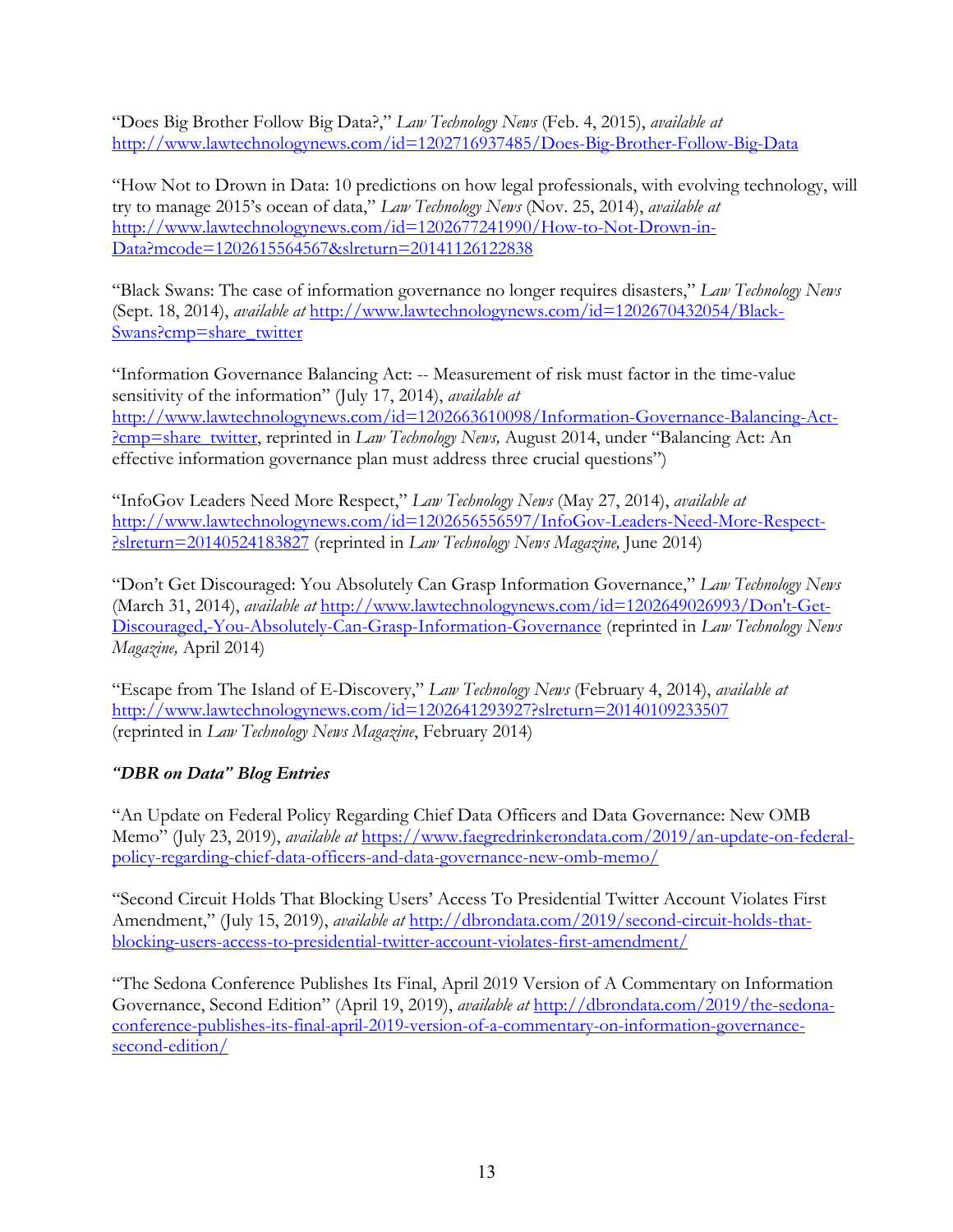"Does Big Brother Follow Big Data?," *Law Technology News* (Feb. 4, 2015), *available at* http://www.lawtechnologynews.com/id=1202716937485/Does-Big-Brother-Follow-Big-Data

"How Not to Drown in Data: 10 predictions on how legal professionals, with evolving technology, will try to manage 2015's ocean of data," *Law Technology News* (Nov. 25, 2014), *available at* http://www.lawtechnologynews.com/id=1202677241990/How-to-Not-Drown-in-Data?mcode=1202615564567&slreturn=20141126122838

"Black Swans: The case of information governance no longer requires disasters," *Law Technology News* (Sept. 18, 2014), *available at* http://www.lawtechnologynews.com/id=1202670432054/Black-Swans?cmp=share_twitter

"Information Governance Balancing Act: -- Measurement of risk must factor in the time-value sensitivity of the information" (July 17, 2014), *available at* http://www.lawtechnologynews.com/id=1202663610098/Information-Governance-Balancing-Act-?cmp=share_twitter, reprinted in *Law Technology News,* August 2014, under "Balancing Act: An effective information governance plan must address three crucial questions")

"InfoGov Leaders Need More Respect," *Law Technology News* (May 27, 2014), *available at* http://www.lawtechnologynews.com/id=1202656556597/InfoGov-Leaders-Need-More-Respect-?slreturn=20140524183827 (reprinted in *Law Technology News Magazine,* June 2014)

"Don't Get Discouraged: You Absolutely Can Grasp Information Governance," *Law Technology News* (March 31, 2014), *available at* http://www.lawtechnologynews.com/id=1202649026993/Don't-Get-Discouraged,-You-Absolutely-Can-Grasp-Information-Governance (reprinted in *Law Technology News Magazine,* April 2014)

"Escape from The Island of E-Discovery," *Law Technology News* (February 4, 2014), *available at* http://www.lawtechnologynews.com/id=1202641293927?slreturn=20140109233507 (reprinted in *Law Technology News Magazine*, February 2014)

***"DBR on Data" Blog Entries***

"An Update on Federal Policy Regarding Chief Data Officers and Data Governance: New OMB Memo" (July 23, 2019), *available at* https://www.faegredrinkerondata.com/2019/an-update-on-federal-policy-regarding-chief-data-officers-and-data-governance-new-omb-memo/

"Second Circuit Holds That Blocking Users' Access To Presidential Twitter Account Violates First Amendment," (July 15, 2019), *available at* http://dbrondata.com/2019/second-circuit-holds-that-blocking-users-access-to-presidential-twitter-account-violates-first-amendment/

"The Sedona Conference Publishes Its Final, April 2019 Version of A Commentary on Information Governance, Second Edition" (April 19, 2019), *available at* http://dbrondata.com/2019/the-sedona-conference-publishes-its-final-april-2019-version-of-a-commentary-on-information-governance-second-edition/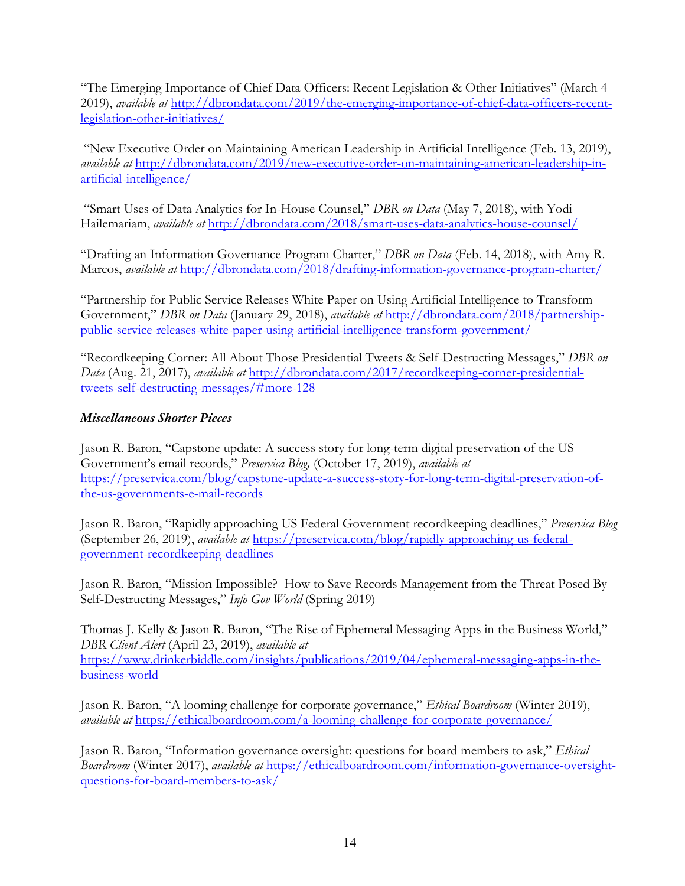"The Emerging Importance of Chief Data Officers: Recent Legislation & Other Initiatives" (March 4 2019), *available at* http://dbrondata.com/2019/the-emerging-importance-of-chief-data-officers-recent-legislation-other-initiatives/

"New Executive Order on Maintaining American Leadership in Artificial Intelligence (Feb. 13, 2019), *available at* http://dbrondata.com/2019/new-executive-order-on-maintaining-american-leadership-in-artificial-intelligence/

"Smart Uses of Data Analytics for In-House Counsel," *DBR on Data* (May 7, 2018), with Yodi Hailemariam, *available at* http://dbrondata.com/2018/smart-uses-data-analytics-house-counsel/

"Drafting an Information Governance Program Charter," *DBR on Data* (Feb. 14, 2018), with Amy R. Marcos, *available at* http://dbrondata.com/2018/drafting-information-governance-program-charter/

"Partnership for Public Service Releases White Paper on Using Artificial Intelligence to Transform Government," *DBR on Data* (January 29, 2018), *available at* http://dbrondata.com/2018/partnership-public-service-releases-white-paper-using-artificial-intelligence-transform-government/

"Recordkeeping Corner: All About Those Presidential Tweets & Self-Destructing Messages," *DBR on Data* (Aug. 21, 2017), *available at* http://dbrondata.com/2017/recordkeeping-corner-presidential-tweets-self-destructing-messages/#more-128

***Miscellaneous Shorter Pieces***

Jason R. Baron, "Capstone update: A success story for long-term digital preservation of the US Government's email records," *Preservica Blog,* (October 17, 2019), *available at* https://preservica.com/blog/capstone-update-a-success-story-for-long-term-digital-preservation-of-the-us-governments-e-mail-records

Jason R. Baron, "Rapidly approaching US Federal Government recordkeeping deadlines," *Preservica Blog* (September 26, 2019), *available at* https://preservica.com/blog/rapidly-approaching-us-federal-government-recordkeeping-deadlines

Jason R. Baron, "Mission Impossible? How to Save Records Management from the Threat Posed By Self-Destructing Messages," *Info Gov World* (Spring 2019)

Thomas J. Kelly & Jason R. Baron, "The Rise of Ephemeral Messaging Apps in the Business World," *DBR Client Alert* (April 23, 2019), *available at* https://www.drinkerbiddle.com/insights/publications/2019/04/ephemeral-messaging-apps-in-the-business-world

Jason R. Baron, "A looming challenge for corporate governance," *Ethical Boardroom* (Winter 2019), *available at* https://ethicalboardroom.com/a-looming-challenge-for-corporate-governance/

Jason R. Baron, "Information governance oversight: questions for board members to ask," *Ethical Boardroom* (Winter 2017), *available at* https://ethicalboardroom.com/information-governance-oversight-questions-for-board-members-to-ask/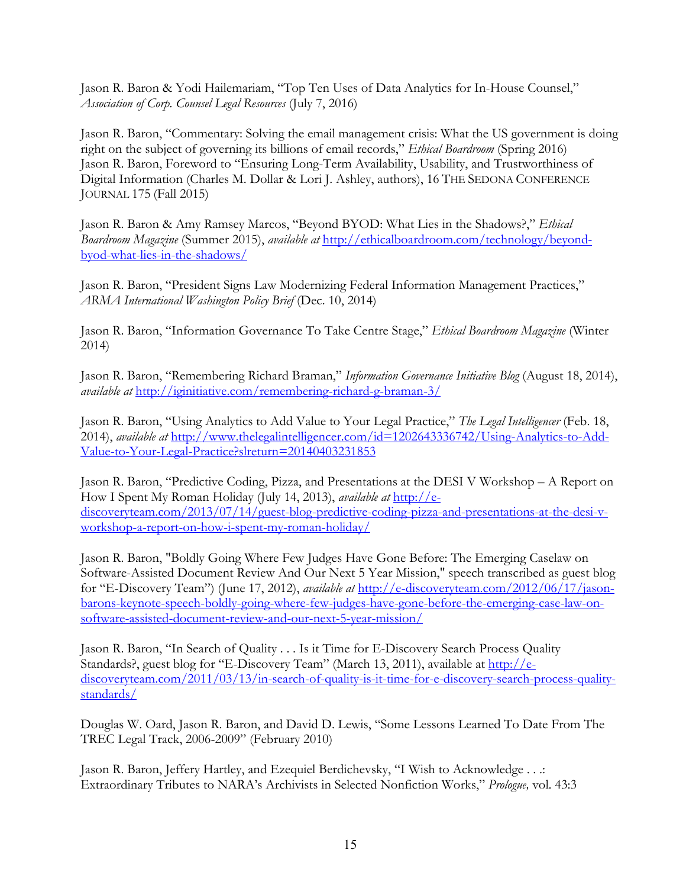Jason R. Baron & Yodi Hailemariam, "Top Ten Uses of Data Analytics for In-House Counsel," *Association of Corp. Counsel Legal Resources* (July 7, 2016)

Jason R. Baron, "Commentary: Solving the email management crisis: What the US government is doing right on the subject of governing its billions of email records," *Ethical Boardroom* (Spring 2016)
Jason R. Baron, Foreword to "Ensuring Long-Term Availability, Usability, and Trustworthiness of Digital Information (Charles M. Dollar & Lori J. Ashley, authors), 16 THE SEDONA CONFERENCE JOURNAL 175 (Fall 2015)

Jason R. Baron & Amy Ramsey Marcos, "Beyond BYOD: What Lies in the Shadows?," *Ethical Boardroom Magazine* (Summer 2015), *available at* http://ethicalboardroom.com/technology/beyond-byod-what-lies-in-the-shadows/

Jason R. Baron, "President Signs Law Modernizing Federal Information Management Practices," *ARMA International Washington Policy Brief* (Dec. 10, 2014)

Jason R. Baron, "Information Governance To Take Centre Stage," *Ethical Boardroom Magazine* (Winter 2014)

Jason R. Baron, "Remembering Richard Braman," *Information Governance Initiative Blog* (August 18, 2014), *available at* http://iginitiative.com/remembering-richard-g-braman-3/

Jason R. Baron, "Using Analytics to Add Value to Your Legal Practice," *The Legal Intelligencer* (Feb. 18, 2014), *available at* http://www.thelegalintelligencer.com/id=1202643336742/Using-Analytics-to-Add-Value-to-Your-Legal-Practice?slreturn=20140403231853

Jason R. Baron, "Predictive Coding, Pizza, and Presentations at the DESI V Workshop – A Report on How I Spent My Roman Holiday (July 14, 2013), *available at* http://e-discoveryteam.com/2013/07/14/guest-blog-predictive-coding-pizza-and-presentations-at-the-desi-v-workshop-a-report-on-how-i-spent-my-roman-holiday/

Jason R. Baron, "Boldly Going Where Few Judges Have Gone Before: The Emerging Caselaw on Software-Assisted Document Review And Our Next 5 Year Mission," speech transcribed as guest blog for "E-Discovery Team") (June 17, 2012), *available at* http://e-discoveryteam.com/2012/06/17/jason-barons-keynote-speech-boldly-going-where-few-judges-have-gone-before-the-emerging-case-law-on-software-assisted-document-review-and-our-next-5-year-mission/

Jason R. Baron, "In Search of Quality . . . Is it Time for E-Discovery Search Process Quality Standards?, guest blog for "E-Discovery Team" (March 13, 2011), available at http://e-discoveryteam.com/2011/03/13/in-search-of-quality-is-it-time-for-e-discovery-search-process-quality-standards/

Douglas W. Oard, Jason R. Baron, and David D. Lewis, "Some Lessons Learned To Date From The TREC Legal Track, 2006-2009" (February 2010)

Jason R. Baron, Jeffery Hartley, and Ezequiel Berdichevsky, "I Wish to Acknowledge . . .: Extraordinary Tributes to NARA's Archivists in Selected Nonfiction Works," *Prologue,* vol. 43:3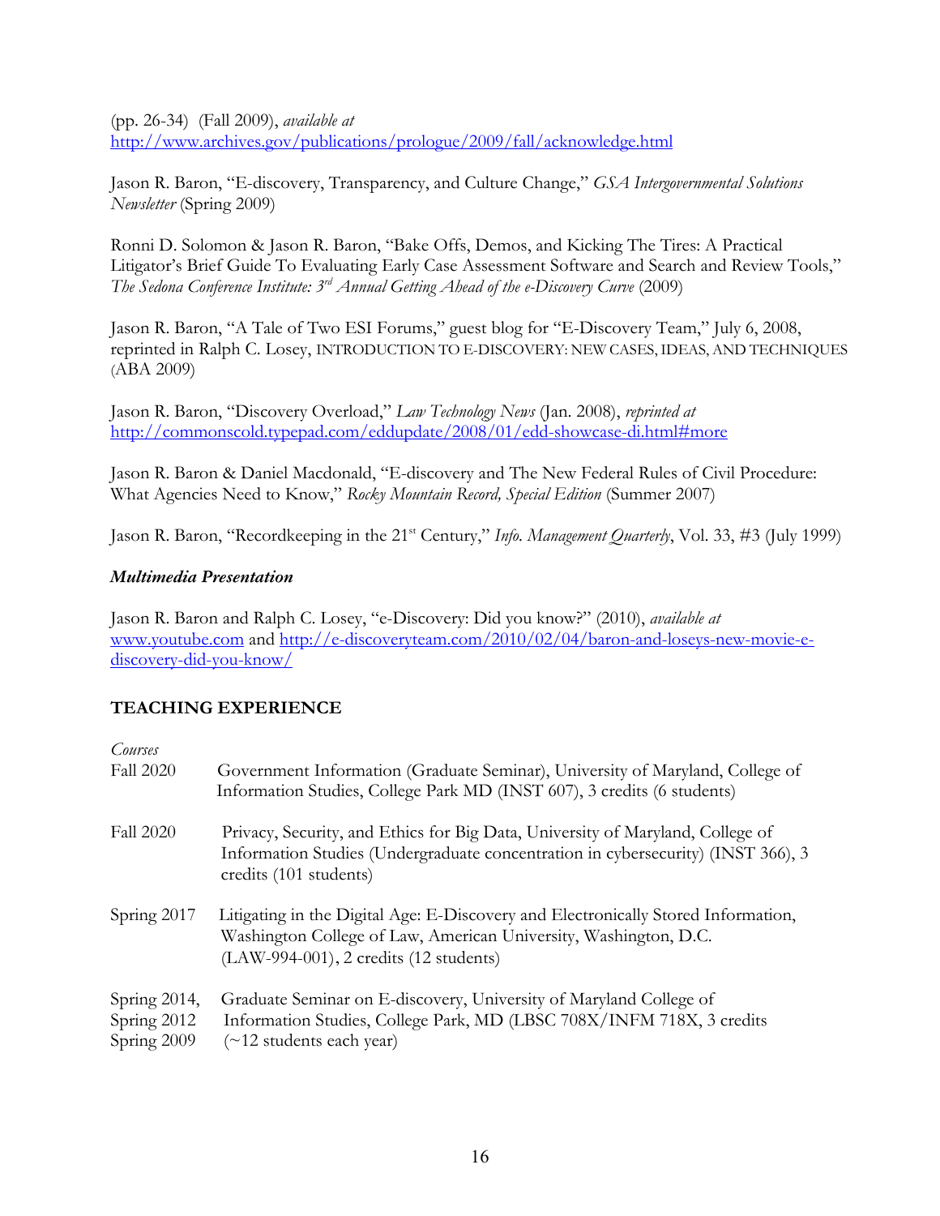(pp. 26-34) (Fall 2009), *available at* http://www.archives.gov/publications/prologue/2009/fall/acknowledge.html

Jason R. Baron, "E-discovery, Transparency, and Culture Change," *GSA Intergovernmental Solutions Newsletter* (Spring 2009)

Ronni D. Solomon & Jason R. Baron, "Bake Offs, Demos, and Kicking The Tires: A Practical Litigator's Brief Guide To Evaluating Early Case Assessment Software and Search and Review Tools," *The Sedona Conference Institute: 3rd Annual Getting Ahead of the e-Discovery Curve* (2009)

Jason R. Baron, "A Tale of Two ESI Forums," guest blog for "E-Discovery Team," July 6, 2008, reprinted in Ralph C. Losey, INTRODUCTION TO E-DISCOVERY: NEW CASES, IDEAS, AND TECHNIQUES (ABA 2009)

Jason R. Baron, "Discovery Overload," *Law Technology News* (Jan. 2008), *reprinted at* http://commonscold.typepad.com/eddupdate/2008/01/edd-showcase-di.html#more

Jason R. Baron & Daniel Macdonald, "E-discovery and The New Federal Rules of Civil Procedure: What Agencies Need to Know," *Rocky Mountain Record, Special Edition* (Summer 2007)

Jason R. Baron, "Recordkeeping in the 21st Century," *Info. Management Quarterly*, Vol. 33, #3 (July 1999)

### *Multimedia Presentation*

Jason R. Baron and Ralph C. Losey, "e-Discovery: Did you know?" (2010), *available at* www.youtube.com and http://e-discoveryteam.com/2010/02/04/baron-and-loseys-new-movie-e-discovery-did-you-know/

## TEACHING EXPERIENCE

*Courses*

| | |
|---|---|
| Fall 2020 | Government Information (Graduate Seminar), University of Maryland, College of Information Studies, College Park MD (INST 607), 3 credits (6 students) |
| Fall 2020 | Privacy, Security, and Ethics for Big Data, University of Maryland, College of Information Studies (Undergraduate concentration in cybersecurity) (INST 366), 3 credits (101 students) |
| Spring 2017 | Litigating in the Digital Age: E-Discovery and Electronically Stored Information, Washington College of Law, American University, Washington, D.C. (LAW-994-001), 2 credits (12 students) |
| Spring 2014, Spring 2012 Spring 2009 | Graduate Seminar on E-discovery, University of Maryland College of Information Studies, College Park, MD (LBSC 708X/INFM 718X, 3 credits (~12 students each year) |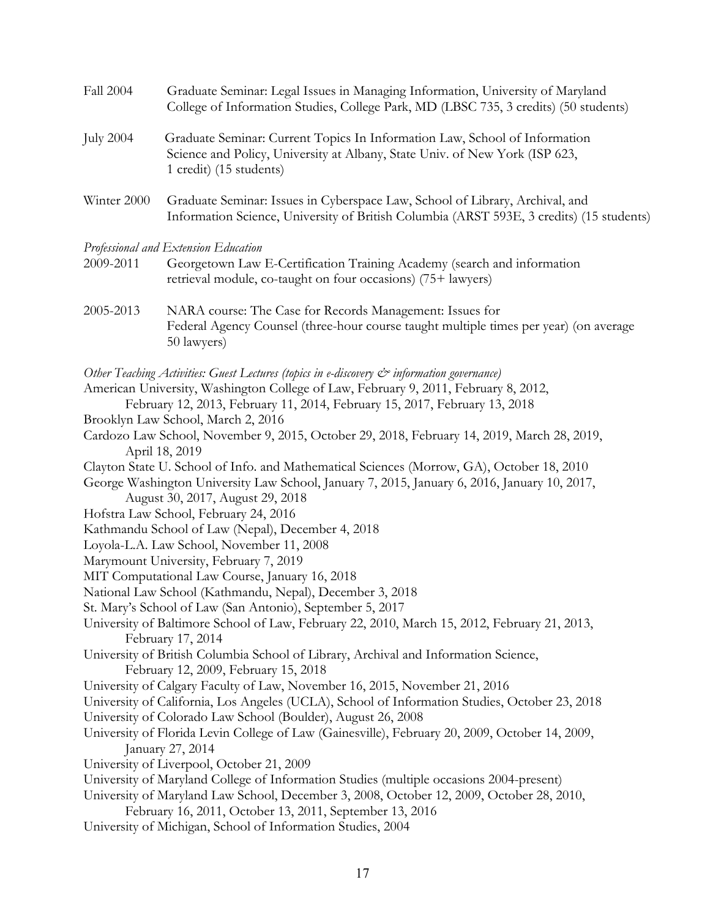Fall 2004 Graduate Seminar: Legal Issues in Managing Information, University of Maryland College of Information Studies, College Park, MD (LBSC 735, 3 credits) (50 students)

July 2004 Graduate Seminar: Current Topics In Information Law, School of Information Science and Policy, University at Albany, State Univ. of New York (ISP 623, 1 credit) (15 students)

Winter 2000 Graduate Seminar: Issues in Cyberspace Law, School of Library, Archival, and Information Science, University of British Columbia (ARST 593E, 3 credits) (15 students)

*Professional and Extension Education*

2009-2011 Georgetown Law E-Certification Training Academy (search and information retrieval module, co-taught on four occasions) (75+ lawyers)

2005-2013 NARA course: The Case for Records Management: Issues for Federal Agency Counsel (three-hour course taught multiple times per year) (on average 50 lawyers)

*Other Teaching Activities: Guest Lectures (topics in e-discovery & information governance)*

American University, Washington College of Law, February 9, 2011, February 8, 2012, February 12, 2013, February 11, 2014, February 15, 2017, February 13, 2018
Brooklyn Law School, March 2, 2016
Cardozo Law School, November 9, 2015, October 29, 2018, February 14, 2019, March 28, 2019, April 18, 2019
Clayton State U. School of Info. and Mathematical Sciences (Morrow, GA), October 18, 2010
George Washington University Law School, January 7, 2015, January 6, 2016, January 10, 2017, August 30, 2017, August 29, 2018
Hofstra Law School, February 24, 2016
Kathmandu School of Law (Nepal), December 4, 2018
Loyola-L.A. Law School, November 11, 2008
Marymount University, February 7, 2019
MIT Computational Law Course, January 16, 2018
National Law School (Kathmandu, Nepal), December 3, 2018
St. Mary's School of Law (San Antonio), September 5, 2017
University of Baltimore School of Law, February 22, 2010, March 15, 2012, February 21, 2013, February 17, 2014
University of British Columbia School of Library, Archival and Information Science, February 12, 2009, February 15, 2018
University of Calgary Faculty of Law, November 16, 2015, November 21, 2016
University of California, Los Angeles (UCLA), School of Information Studies, October 23, 2018
University of Colorado Law School (Boulder), August 26, 2008
University of Florida Levin College of Law (Gainesville), February 20, 2009, October 14, 2009, January 27, 2014
University of Liverpool, October 21, 2009
University of Maryland College of Information Studies (multiple occasions 2004-present)
University of Maryland Law School, December 3, 2008, October 12, 2009, October 28, 2010, February 16, 2011, October 13, 2011, September 13, 2016
University of Michigan, School of Information Studies, 2004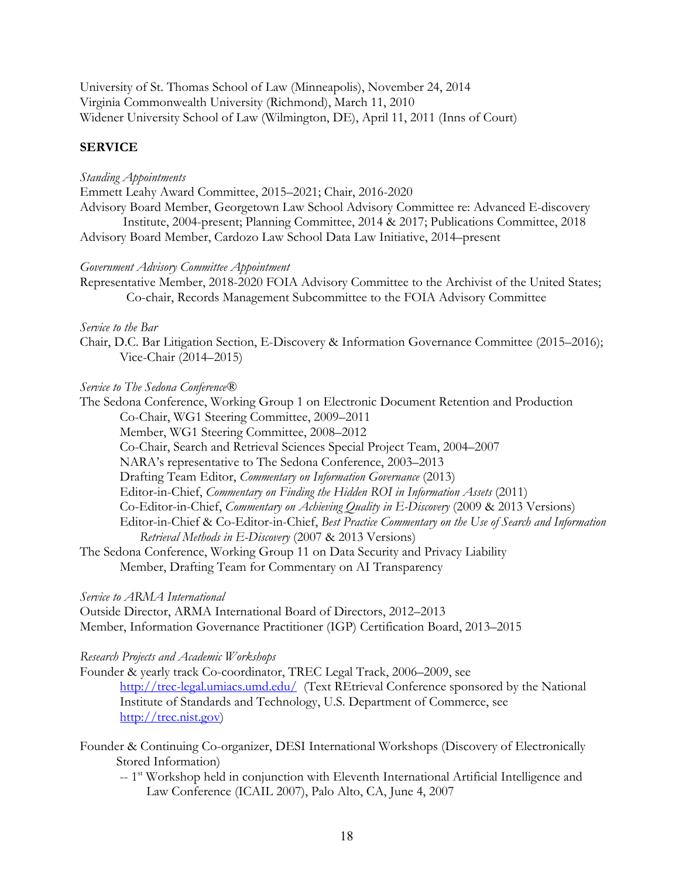University of St. Thomas School of Law (Minneapolis), November 24, 2014
Virginia Commonwealth University (Richmond), March 11, 2010
Widener University School of Law (Wilmington, DE), April 11, 2011 (Inns of Court)

## SERVICE

*Standing Appointments*

Emmett Leahy Award Committee, 2015–2021; Chair, 2016-2020
Advisory Board Member, Georgetown Law School Advisory Committee re: Advanced E-discovery Institute, 2004-present; Planning Committee, 2014 & 2017; Publications Committee, 2018
Advisory Board Member, Cardozo Law School Data Law Initiative, 2014–present

*Government Advisory Committee Appointment*

Representative Member, 2018-2020 FOIA Advisory Committee to the Archivist of the United States; Co-chair, Records Management Subcommittee to the FOIA Advisory Committee

*Service to the Bar*

Chair, D.C. Bar Litigation Section, E-Discovery & Information Governance Committee (2015–2016); Vice-Chair (2014–2015)

*Service to The Sedona Conference®*

The Sedona Conference, Working Group 1 on Electronic Document Retention and Production
- Co-Chair, WG1 Steering Committee, 2009–2011
- Member, WG1 Steering Committee, 2008–2012
- Co-Chair, Search and Retrieval Sciences Special Project Team, 2004–2007
- NARA's representative to The Sedona Conference, 2003–2013
- Drafting Team Editor, *Commentary on Information Governance* (2013)
- Editor-in-Chief, *Commentary on Finding the Hidden ROI in Information Assets* (2011)
- Co-Editor-in-Chief, *Commentary on Achieving Quality in E-Discovery* (2009 & 2013 Versions)
- Editor-in-Chief & Co-Editor-in-Chief, *Best Practice Commentary on the Use of Search and Information Retrieval Methods in E-Discovery* (2007 & 2013 Versions)

The Sedona Conference, Working Group 11 on Data Security and Privacy Liability
- Member, Drafting Team for Commentary on AI Transparency

*Service to ARMA International*

Outside Director, ARMA International Board of Directors, 2012–2013
Member, Information Governance Practitioner (IGP) Certification Board, 2013–2015

*Research Projects and Academic Workshops*

Founder & yearly track Co-coordinator, TREC Legal Track, 2006–2009, see http://trec-legal.umiacs.umd.edu/ (Text REtrieval Conference sponsored by the National Institute of Standards and Technology, U.S. Department of Commerce, see http://trec.nist.gov)

Founder & Continuing Co-organizer, DESI International Workshops (Discovery of Electronically Stored Information)

-- 1st Workshop held in conjunction with Eleventh International Artificial Intelligence and Law Conference (ICAIL 2007), Palo Alto, CA, June 4, 2007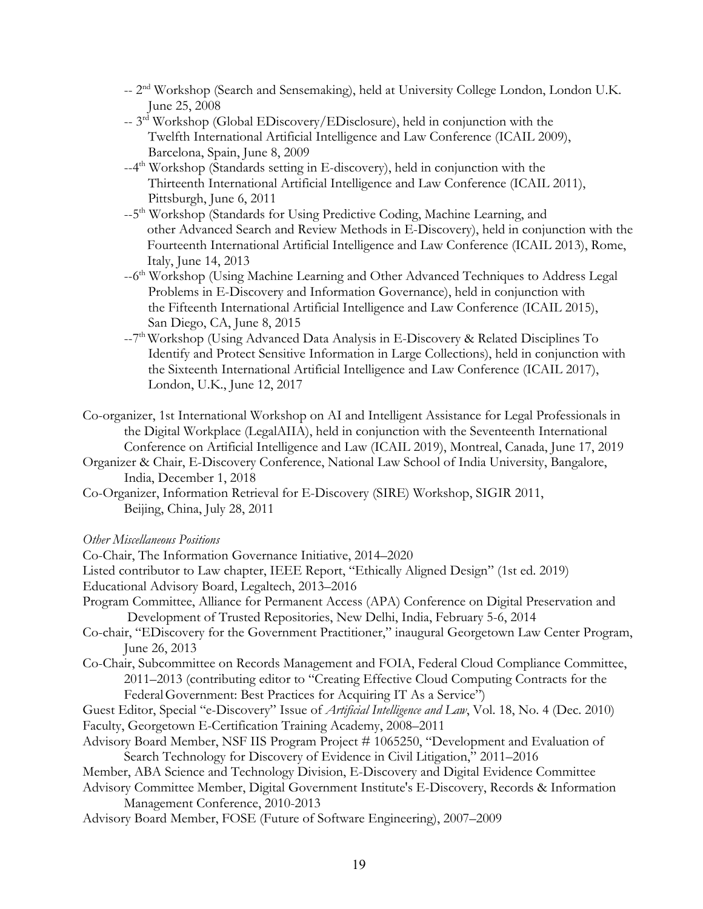-- 2nd Workshop (Search and Sensemaking), held at University College London, London U.K. June 25, 2008

-- 3rd Workshop (Global EDiscovery/EDisclosure), held in conjunction with the Twelfth International Artificial Intelligence and Law Conference (ICAIL 2009), Barcelona, Spain, June 8, 2009

--4th Workshop (Standards setting in E-discovery), held in conjunction with the Thirteenth International Artificial Intelligence and Law Conference (ICAIL 2011), Pittsburgh, June 6, 2011

--5th Workshop (Standards for Using Predictive Coding, Machine Learning, and other Advanced Search and Review Methods in E-Discovery), held in conjunction with the Fourteenth International Artificial Intelligence and Law Conference (ICAIL 2013), Rome, Italy, June 14, 2013

--6th Workshop (Using Machine Learning and Other Advanced Techniques to Address Legal Problems in E-Discovery and Information Governance), held in conjunction with the Fifteenth International Artificial Intelligence and Law Conference (ICAIL 2015), San Diego, CA, June 8, 2015

--7th Workshop (Using Advanced Data Analysis in E-Discovery & Related Disciplines To Identify and Protect Sensitive Information in Large Collections), held in conjunction with the Sixteenth International Artificial Intelligence and Law Conference (ICAIL 2017), London, U.K., June 12, 2017

Co-organizer, 1st International Workshop on AI and Intelligent Assistance for Legal Professionals in the Digital Workplace (LegalAIIA), held in conjunction with the Seventeenth International Conference on Artificial Intelligence and Law (ICAIL 2019), Montreal, Canada, June 17, 2019

Organizer & Chair, E-Discovery Conference, National Law School of India University, Bangalore, India, December 1, 2018

Co-Organizer, Information Retrieval for E-Discovery (SIRE) Workshop, SIGIR 2011, Beijing, China, July 28, 2011

*Other Miscellaneous Positions*

Co-Chair, The Information Governance Initiative, 2014–2020

Listed contributor to Law chapter, IEEE Report, "Ethically Aligned Design" (1st ed. 2019)

Educational Advisory Board, Legaltech, 2013–2016

Program Committee, Alliance for Permanent Access (APA) Conference on Digital Preservation and Development of Trusted Repositories, New Delhi, India, February 5-6, 2014

Co-chair, "EDiscovery for the Government Practitioner," inaugural Georgetown Law Center Program, June 26, 2013

Co-Chair, Subcommittee on Records Management and FOIA, Federal Cloud Compliance Committee, 2011–2013 (contributing editor to "Creating Effective Cloud Computing Contracts for the Federal Government: Best Practices for Acquiring IT As a Service")

Guest Editor, Special "e-Discovery" Issue of *Artificial Intelligence and Law*, Vol. 18, No. 4 (Dec. 2010)

Faculty, Georgetown E-Certification Training Academy, 2008–2011

Advisory Board Member, NSF IIS Program Project # 1065250, "Development and Evaluation of Search Technology for Discovery of Evidence in Civil Litigation," 2011–2016

Member, ABA Science and Technology Division, E-Discovery and Digital Evidence Committee

Advisory Committee Member, Digital Government Institute's E-Discovery, Records & Information Management Conference, 2010-2013

Advisory Board Member, FOSE (Future of Software Engineering), 2007–2009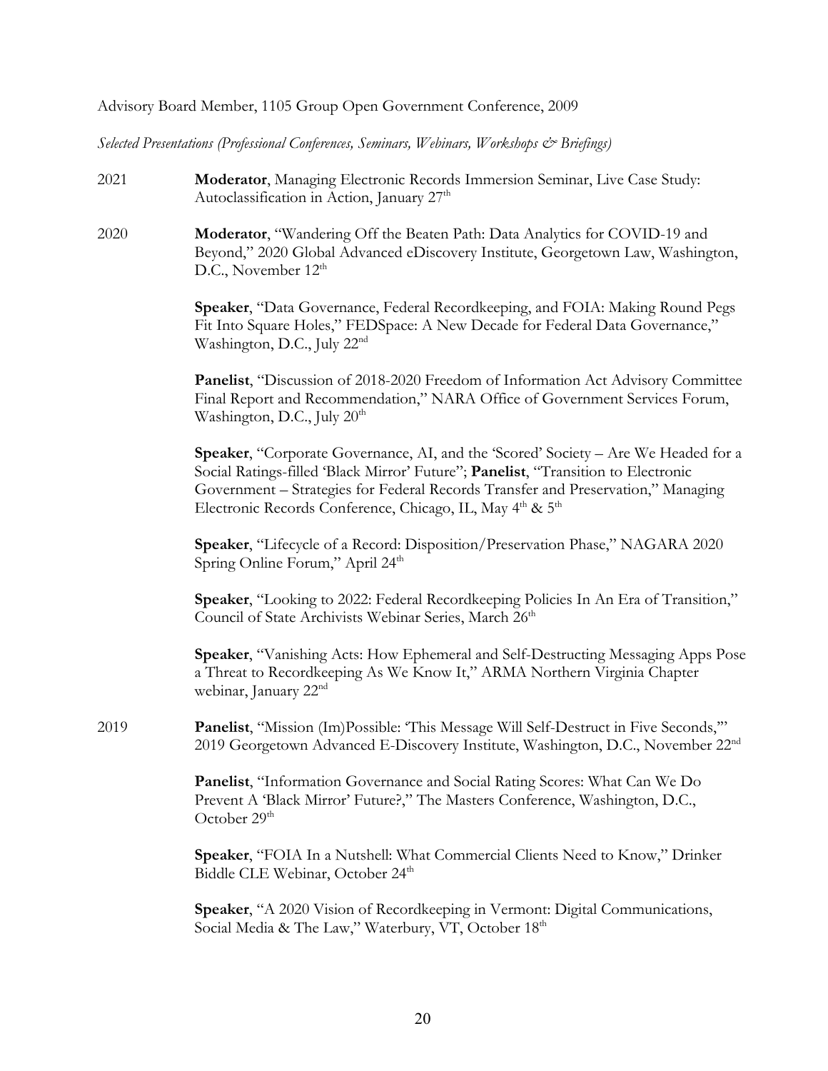Advisory Board Member, 1105 Group Open Government Conference, 2009

*Selected Presentations (Professional Conferences, Seminars, Webinars, Workshops & Briefings)*

2021 **Moderator**, Managing Electronic Records Immersion Seminar, Live Case Study: Autoclassification in Action, January 27th

2020 **Moderator**, "Wandering Off the Beaten Path: Data Analytics for COVID-19 and Beyond," 2020 Global Advanced eDiscovery Institute, Georgetown Law, Washington, D.C., November 12th

**Speaker**, "Data Governance, Federal Recordkeeping, and FOIA: Making Round Pegs Fit Into Square Holes," FEDSpace: A New Decade for Federal Data Governance," Washington, D.C., July 22nd

**Panelist**, "Discussion of 2018-2020 Freedom of Information Act Advisory Committee Final Report and Recommendation," NARA Office of Government Services Forum, Washington, D.C., July 20th

**Speaker**, "Corporate Governance, AI, and the 'Scored' Society – Are We Headed for a Social Ratings-filled 'Black Mirror' Future"; **Panelist**, "Transition to Electronic Government – Strategies for Federal Records Transfer and Preservation," Managing Electronic Records Conference, Chicago, IL, May 4th & 5th

**Speaker**, "Lifecycle of a Record: Disposition/Preservation Phase," NAGARA 2020 Spring Online Forum," April 24th

**Speaker**, "Looking to 2022: Federal Recordkeeping Policies In An Era of Transition," Council of State Archivists Webinar Series, March 26th

**Speaker**, "Vanishing Acts: How Ephemeral and Self-Destructing Messaging Apps Pose a Threat to Recordkeeping As We Know It," ARMA Northern Virginia Chapter webinar, January 22nd

2019 **Panelist**, "Mission (Im)Possible: 'This Message Will Self-Destruct in Five Seconds,'" 2019 Georgetown Advanced E-Discovery Institute, Washington, D.C., November 22nd

**Panelist**, "Information Governance and Social Rating Scores: What Can We Do Prevent A 'Black Mirror' Future?," The Masters Conference, Washington, D.C., October 29th

**Speaker**, "FOIA In a Nutshell: What Commercial Clients Need to Know," Drinker Biddle CLE Webinar, October 24th

**Speaker**, "A 2020 Vision of Recordkeeping in Vermont: Digital Communications, Social Media & The Law," Waterbury, VT, October 18th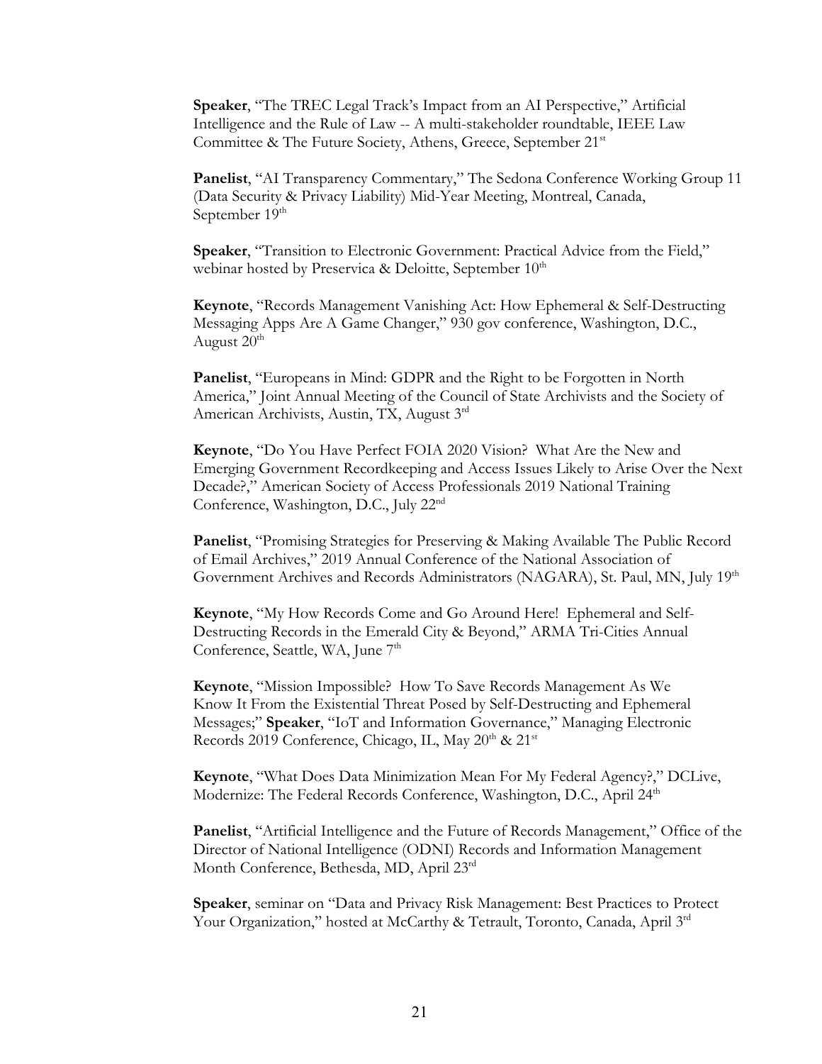**Speaker**, "The TREC Legal Track's Impact from an AI Perspective," Artificial Intelligence and the Rule of Law -- A multi-stakeholder roundtable, IEEE Law Committee & The Future Society, Athens, Greece, September 21st

**Panelist**, "AI Transparency Commentary," The Sedona Conference Working Group 11 (Data Security & Privacy Liability) Mid-Year Meeting, Montreal, Canada, September 19th

**Speaker**, "Transition to Electronic Government: Practical Advice from the Field," webinar hosted by Preservica & Deloitte, September 10th

**Keynote**, "Records Management Vanishing Act: How Ephemeral & Self-Destructing Messaging Apps Are A Game Changer," 930 gov conference, Washington, D.C., August 20th

**Panelist**, "Europeans in Mind: GDPR and the Right to be Forgotten in North America," Joint Annual Meeting of the Council of State Archivists and the Society of American Archivists, Austin, TX, August 3rd

**Keynote**, "Do You Have Perfect FOIA 2020 Vision? What Are the New and Emerging Government Recordkeeping and Access Issues Likely to Arise Over the Next Decade?," American Society of Access Professionals 2019 National Training Conference, Washington, D.C., July 22nd

**Panelist**, "Promising Strategies for Preserving & Making Available The Public Record of Email Archives," 2019 Annual Conference of the National Association of Government Archives and Records Administrators (NAGARA), St. Paul, MN, July 19th

**Keynote**, "My How Records Come and Go Around Here! Ephemeral and Self-Destructing Records in the Emerald City & Beyond," ARMA Tri-Cities Annual Conference, Seattle, WA, June 7th

**Keynote**, "Mission Impossible? How To Save Records Management As We Know It From the Existential Threat Posed by Self-Destructing and Ephemeral Messages;" **Speaker**, "IoT and Information Governance," Managing Electronic Records 2019 Conference, Chicago, IL, May 20th & 21st

**Keynote**, "What Does Data Minimization Mean For My Federal Agency?," DCLive, Modernize: The Federal Records Conference, Washington, D.C., April 24th

**Panelist**, "Artificial Intelligence and the Future of Records Management," Office of the Director of National Intelligence (ODNI) Records and Information Management Month Conference, Bethesda, MD, April 23rd

**Speaker**, seminar on "Data and Privacy Risk Management: Best Practices to Protect Your Organization," hosted at McCarthy & Tetrault, Toronto, Canada, April 3rd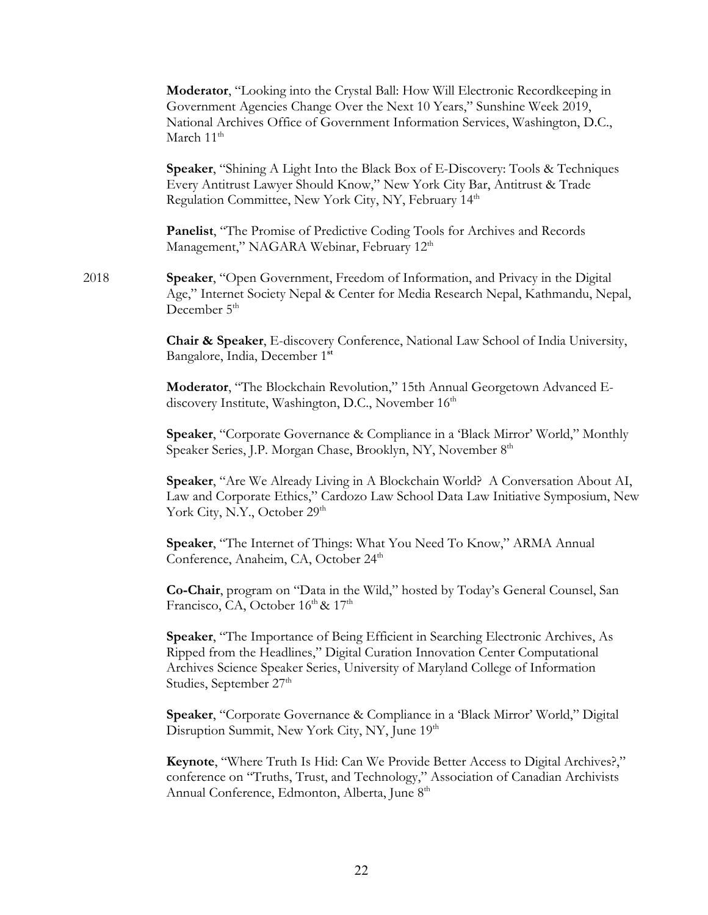**Moderator**, "Looking into the Crystal Ball: How Will Electronic Recordkeeping in Government Agencies Change Over the Next 10 Years," Sunshine Week 2019, National Archives Office of Government Information Services, Washington, D.C., March 11th

**Speaker**, "Shining A Light Into the Black Box of E-Discovery: Tools & Techniques Every Antitrust Lawyer Should Know," New York City Bar, Antitrust & Trade Regulation Committee, New York City, NY, February 14th

**Panelist**, "The Promise of Predictive Coding Tools for Archives and Records Management," NAGARA Webinar, February 12th

2018

**Speaker**, "Open Government, Freedom of Information, and Privacy in the Digital Age," Internet Society Nepal & Center for Media Research Nepal, Kathmandu, Nepal, December 5th

**Chair & Speaker**, E-discovery Conference, National Law School of India University, Bangalore, India, December 1st

**Moderator**, "The Blockchain Revolution," 15th Annual Georgetown Advanced E-discovery Institute, Washington, D.C., November 16th

**Speaker**, "Corporate Governance & Compliance in a 'Black Mirror' World," Monthly Speaker Series, J.P. Morgan Chase, Brooklyn, NY, November 8th

**Speaker**, "Are We Already Living in A Blockchain World? A Conversation About AI, Law and Corporate Ethics," Cardozo Law School Data Law Initiative Symposium, New York City, N.Y., October 29th

**Speaker**, "The Internet of Things: What You Need To Know," ARMA Annual Conference, Anaheim, CA, October 24th

**Co-Chair**, program on "Data in the Wild," hosted by Today's General Counsel, San Francisco, CA, October 16th & 17th

**Speaker**, "The Importance of Being Efficient in Searching Electronic Archives, As Ripped from the Headlines," Digital Curation Innovation Center Computational Archives Science Speaker Series, University of Maryland College of Information Studies, September 27th

**Speaker**, "Corporate Governance & Compliance in a 'Black Mirror' World," Digital Disruption Summit, New York City, NY, June 19th

**Keynote**, "Where Truth Is Hid: Can We Provide Better Access to Digital Archives?," conference on "Truths, Trust, and Technology," Association of Canadian Archivists Annual Conference, Edmonton, Alberta, June 8th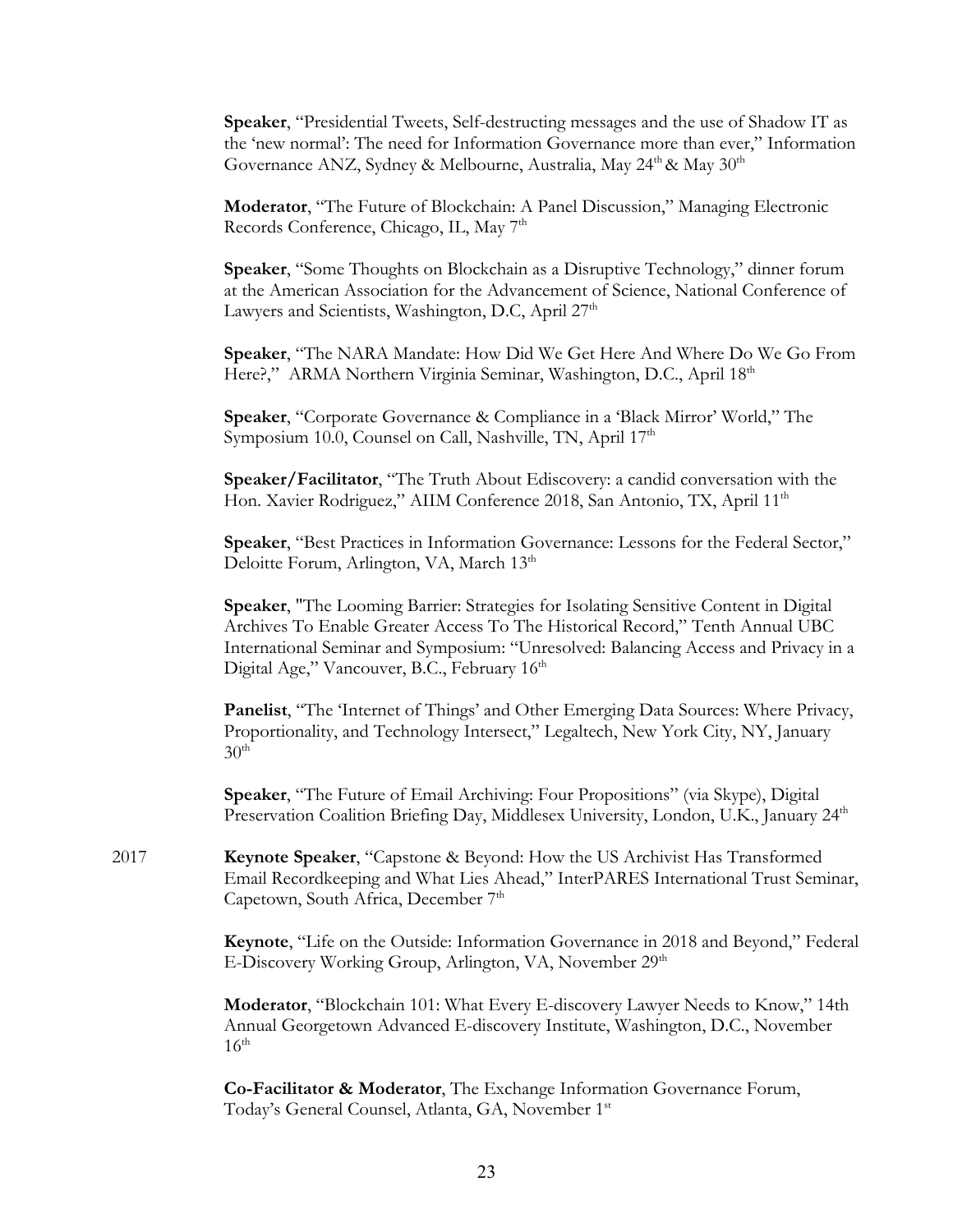**Speaker**, "Presidential Tweets, Self-destructing messages and the use of Shadow IT as the 'new normal': The need for Information Governance more than ever," Information Governance ANZ, Sydney & Melbourne, Australia, May 24th & May 30th

**Moderator**, "The Future of Blockchain: A Panel Discussion," Managing Electronic Records Conference, Chicago, IL, May 7th

**Speaker**, "Some Thoughts on Blockchain as a Disruptive Technology," dinner forum at the American Association for the Advancement of Science, National Conference of Lawyers and Scientists, Washington, D.C, April 27th

**Speaker**, "The NARA Mandate: How Did We Get Here And Where Do We Go From Here?," ARMA Northern Virginia Seminar, Washington, D.C., April 18th

**Speaker**, "Corporate Governance & Compliance in a 'Black Mirror' World," The Symposium 10.0, Counsel on Call, Nashville, TN, April 17th

**Speaker/Facilitator**, "The Truth About Ediscovery: a candid conversation with the Hon. Xavier Rodriguez," AIIM Conference 2018, San Antonio, TX, April 11th

**Speaker**, "Best Practices in Information Governance: Lessons for the Federal Sector," Deloitte Forum, Arlington, VA, March 13th

**Speaker**, "The Looming Barrier: Strategies for Isolating Sensitive Content in Digital Archives To Enable Greater Access To The Historical Record," Tenth Annual UBC International Seminar and Symposium: "Unresolved: Balancing Access and Privacy in a Digital Age," Vancouver, B.C., February 16th

**Panelist**, "The 'Internet of Things' and Other Emerging Data Sources: Where Privacy, Proportionality, and Technology Intersect," Legaltech, New York City, NY, January 30th

**Speaker**, "The Future of Email Archiving: Four Propositions" (via Skype), Digital Preservation Coalition Briefing Day, Middlesex University, London, U.K., January 24th

2017

**Keynote Speaker**, "Capstone & Beyond: How the US Archivist Has Transformed Email Recordkeeping and What Lies Ahead," InterPARES International Trust Seminar, Capetown, South Africa, December 7th

**Keynote**, "Life on the Outside: Information Governance in 2018 and Beyond," Federal E-Discovery Working Group, Arlington, VA, November 29th

**Moderator**, "Blockchain 101: What Every E-discovery Lawyer Needs to Know," 14th Annual Georgetown Advanced E-discovery Institute, Washington, D.C., November 16th

**Co-Facilitator & Moderator**, The Exchange Information Governance Forum, Today's General Counsel, Atlanta, GA, November 1st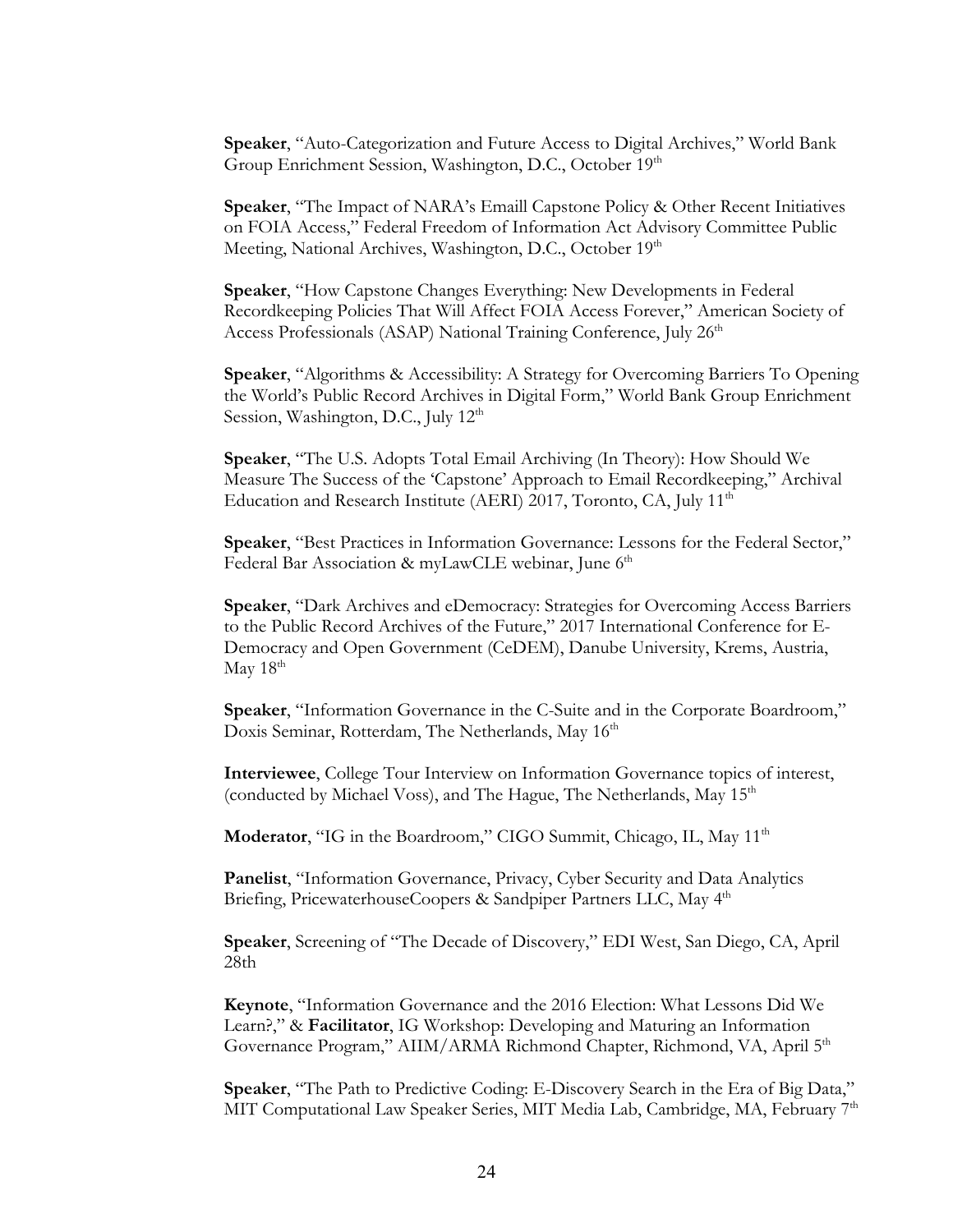**Speaker**, "Auto-Categorization and Future Access to Digital Archives," World Bank Group Enrichment Session, Washington, D.C., October 19th

**Speaker**, "The Impact of NARA's Emaill Capstone Policy & Other Recent Initiatives on FOIA Access," Federal Freedom of Information Act Advisory Committee Public Meeting, National Archives, Washington, D.C., October 19th

**Speaker**, "How Capstone Changes Everything: New Developments in Federal Recordkeeping Policies That Will Affect FOIA Access Forever," American Society of Access Professionals (ASAP) National Training Conference, July 26th

**Speaker**, "Algorithms & Accessibility: A Strategy for Overcoming Barriers To Opening the World's Public Record Archives in Digital Form," World Bank Group Enrichment Session, Washington, D.C., July 12th

**Speaker**, "The U.S. Adopts Total Email Archiving (In Theory): How Should We Measure The Success of the 'Capstone' Approach to Email Recordkeeping," Archival Education and Research Institute (AERI) 2017, Toronto, CA, July 11th

**Speaker**, "Best Practices in Information Governance: Lessons for the Federal Sector," Federal Bar Association & myLawCLE webinar, June 6th

**Speaker**, "Dark Archives and eDemocracy: Strategies for Overcoming Access Barriers to the Public Record Archives of the Future," 2017 International Conference for E-Democracy and Open Government (CeDEM), Danube University, Krems, Austria, May 18th

**Speaker**, "Information Governance in the C-Suite and in the Corporate Boardroom," Doxis Seminar, Rotterdam, The Netherlands, May 16th

**Interviewee**, College Tour Interview on Information Governance topics of interest, (conducted by Michael Voss), and The Hague, The Netherlands, May 15th

**Moderator**, "IG in the Boardroom," CIGO Summit, Chicago, IL, May 11th

**Panelist**, "Information Governance, Privacy, Cyber Security and Data Analytics Briefing, PricewaterhouseCoopers & Sandpiper Partners LLC, May 4th

**Speaker**, Screening of "The Decade of Discovery," EDI West, San Diego, CA, April 28th

**Keynote**, "Information Governance and the 2016 Election: What Lessons Did We Learn?," & **Facilitator**, IG Workshop: Developing and Maturing an Information Governance Program," AIIM/ARMA Richmond Chapter, Richmond, VA, April 5th

**Speaker**, "The Path to Predictive Coding: E-Discovery Search in the Era of Big Data," MIT Computational Law Speaker Series, MIT Media Lab, Cambridge, MA, February 7th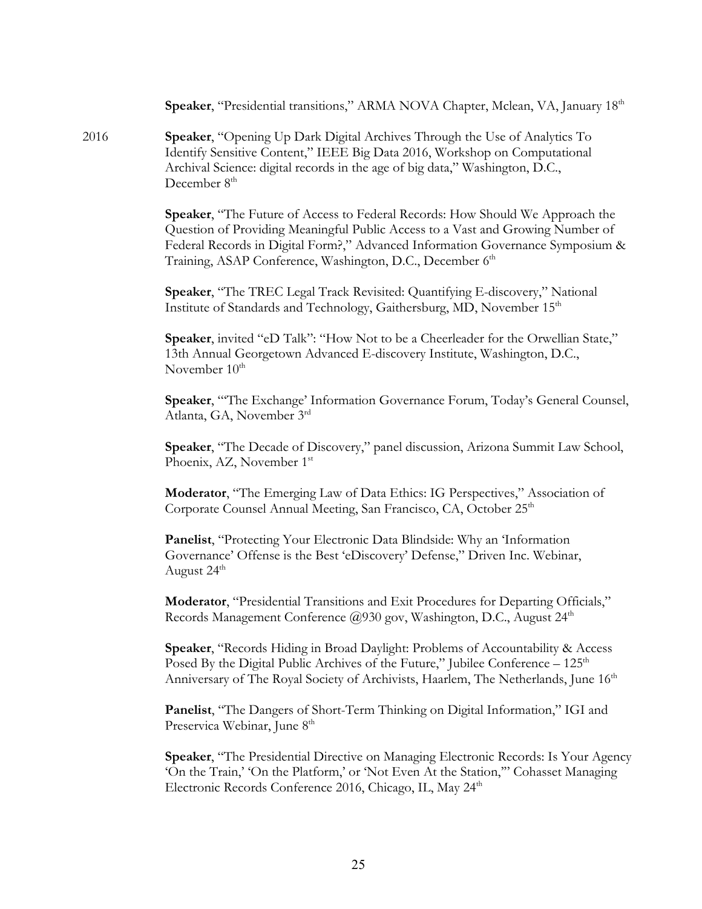**Speaker**, "Presidential transitions," ARMA NOVA Chapter, Mclean, VA, January 18th

2016 **Speaker**, "Opening Up Dark Digital Archives Through the Use of Analytics To Identify Sensitive Content," IEEE Big Data 2016, Workshop on Computational Archival Science: digital records in the age of big data," Washington, D.C., December 8th

**Speaker**, "The Future of Access to Federal Records: How Should We Approach the Question of Providing Meaningful Public Access to a Vast and Growing Number of Federal Records in Digital Form?," Advanced Information Governance Symposium & Training, ASAP Conference, Washington, D.C., December 6th

**Speaker**, "The TREC Legal Track Revisited: Quantifying E-discovery," National Institute of Standards and Technology, Gaithersburg, MD, November 15th

**Speaker**, invited "eD Talk": "How Not to be a Cheerleader for the Orwellian State," 13th Annual Georgetown Advanced E-discovery Institute, Washington, D.C., November 10th

**Speaker**, "'The Exchange' Information Governance Forum, Today's General Counsel, Atlanta, GA, November 3rd

**Speaker**, "The Decade of Discovery," panel discussion, Arizona Summit Law School, Phoenix, AZ, November 1st

**Moderator**, "The Emerging Law of Data Ethics: IG Perspectives," Association of Corporate Counsel Annual Meeting, San Francisco, CA, October 25th

**Panelist**, "Protecting Your Electronic Data Blindside: Why an 'Information Governance' Offense is the Best 'eDiscovery' Defense," Driven Inc. Webinar, August 24th

**Moderator**, "Presidential Transitions and Exit Procedures for Departing Officials," Records Management Conference @930 gov, Washington, D.C., August 24th

**Speaker**, "Records Hiding in Broad Daylight: Problems of Accountability & Access Posed By the Digital Public Archives of the Future," Jubilee Conference – 125th Anniversary of The Royal Society of Archivists, Haarlem, The Netherlands, June 16th

**Panelist**, "The Dangers of Short-Term Thinking on Digital Information," IGI and Preservica Webinar, June 8th

**Speaker**, "The Presidential Directive on Managing Electronic Records: Is Your Agency 'On the Train,' 'On the Platform,' or 'Not Even At the Station,'" Cohasset Managing Electronic Records Conference 2016, Chicago, IL, May 24th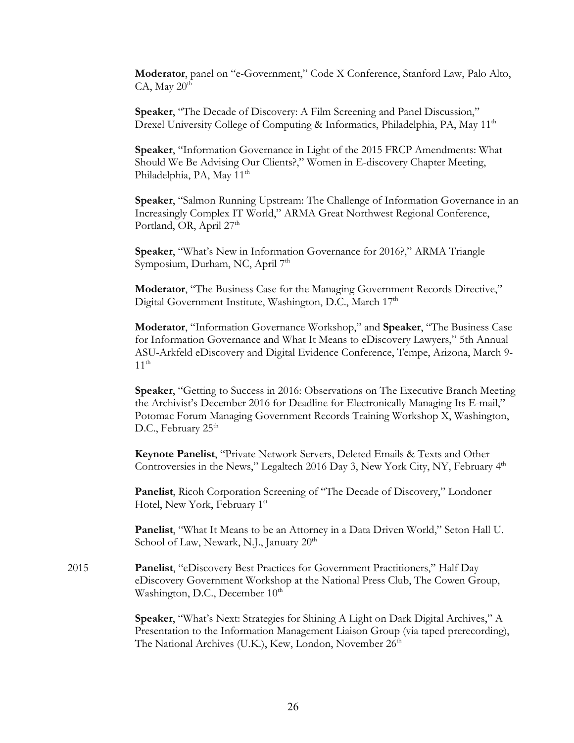**Moderator**, panel on "e-Government," Code X Conference, Stanford Law, Palo Alto, CA, May 20th

**Speaker**, "The Decade of Discovery: A Film Screening and Panel Discussion," Drexel University College of Computing & Informatics, Philadelphia, PA, May 11th

**Speaker**, "Information Governance in Light of the 2015 FRCP Amendments: What Should We Be Advising Our Clients?," Women in E-discovery Chapter Meeting, Philadelphia, PA, May 11th

**Speaker**, "Salmon Running Upstream: The Challenge of Information Governance in an Increasingly Complex IT World," ARMA Great Northwest Regional Conference, Portland, OR, April 27th

**Speaker**, "What's New in Information Governance for 2016?," ARMA Triangle Symposium, Durham, NC, April 7th

**Moderator**, "The Business Case for the Managing Government Records Directive," Digital Government Institute, Washington, D.C., March 17th

**Moderator**, "Information Governance Workshop," and **Speaker**, "The Business Case for Information Governance and What It Means to eDiscovery Lawyers," 5th Annual ASU-Arkfeld eDiscovery and Digital Evidence Conference, Tempe, Arizona, March 9-11th

**Speaker**, "Getting to Success in 2016: Observations on The Executive Branch Meeting the Archivist's December 2016 for Deadline for Electronically Managing Its E-mail," Potomac Forum Managing Government Records Training Workshop X, Washington, D.C., February 25th

**Keynote Panelist**, "Private Network Servers, Deleted Emails & Texts and Other Controversies in the News," Legaltech 2016 Day 3, New York City, NY, February 4th

**Panelist**, Ricoh Corporation Screening of "The Decade of Discovery," Londoner Hotel, New York, February 1st

**Panelist**, "What It Means to be an Attorney in a Data Driven World," Seton Hall U. School of Law, Newark, N.J., January 20th

2015 **Panelist**, "eDiscovery Best Practices for Government Practitioners," Half Day eDiscovery Government Workshop at the National Press Club, The Cowen Group, Washington, D.C., December 10th

**Speaker**, "What's Next: Strategies for Shining A Light on Dark Digital Archives," A Presentation to the Information Management Liaison Group (via taped prerecording), The National Archives (U.K.), Kew, London, November 26th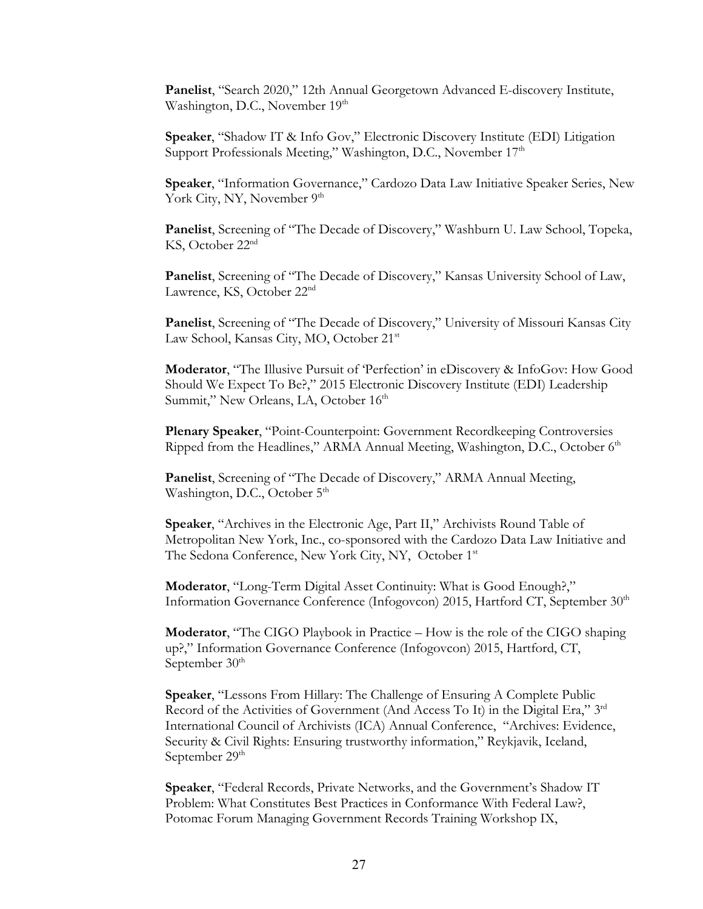**Panelist**, "Search 2020," 12th Annual Georgetown Advanced E-discovery Institute, Washington, D.C., November 19th

**Speaker**, "Shadow IT & Info Gov," Electronic Discovery Institute (EDI) Litigation Support Professionals Meeting," Washington, D.C., November 17th

**Speaker**, "Information Governance," Cardozo Data Law Initiative Speaker Series, New York City, NY, November 9th

**Panelist**, Screening of "The Decade of Discovery," Washburn U. Law School, Topeka, KS, October 22nd

**Panelist**, Screening of "The Decade of Discovery," Kansas University School of Law, Lawrence, KS, October 22nd

**Panelist**, Screening of "The Decade of Discovery," University of Missouri Kansas City Law School, Kansas City, MO, October 21st

**Moderator**, "The Illusive Pursuit of 'Perfection' in eDiscovery & InfoGov: How Good Should We Expect To Be?," 2015 Electronic Discovery Institute (EDI) Leadership Summit," New Orleans, LA, October 16th

**Plenary Speaker**, "Point-Counterpoint: Government Recordkeeping Controversies Ripped from the Headlines," ARMA Annual Meeting, Washington, D.C., October 6th

**Panelist**, Screening of "The Decade of Discovery," ARMA Annual Meeting, Washington, D.C., October 5th

**Speaker**, "Archives in the Electronic Age, Part II," Archivists Round Table of Metropolitan New York, Inc., co-sponsored with the Cardozo Data Law Initiative and The Sedona Conference, New York City, NY, October 1st

**Moderator**, "Long-Term Digital Asset Continuity: What is Good Enough?," Information Governance Conference (Infogovcon) 2015, Hartford CT, September 30th

**Moderator**, "The CIGO Playbook in Practice – How is the role of the CIGO shaping up?," Information Governance Conference (Infogovcon) 2015, Hartford, CT, September 30th

**Speaker**, "Lessons From Hillary: The Challenge of Ensuring A Complete Public Record of the Activities of Government (And Access To It) in the Digital Era," 3rd International Council of Archivists (ICA) Annual Conference, "Archives: Evidence, Security & Civil Rights: Ensuring trustworthy information," Reykjavik, Iceland, September 29th

**Speaker**, "Federal Records, Private Networks, and the Government's Shadow IT Problem: What Constitutes Best Practices in Conformance With Federal Law?, Potomac Forum Managing Government Records Training Workshop IX,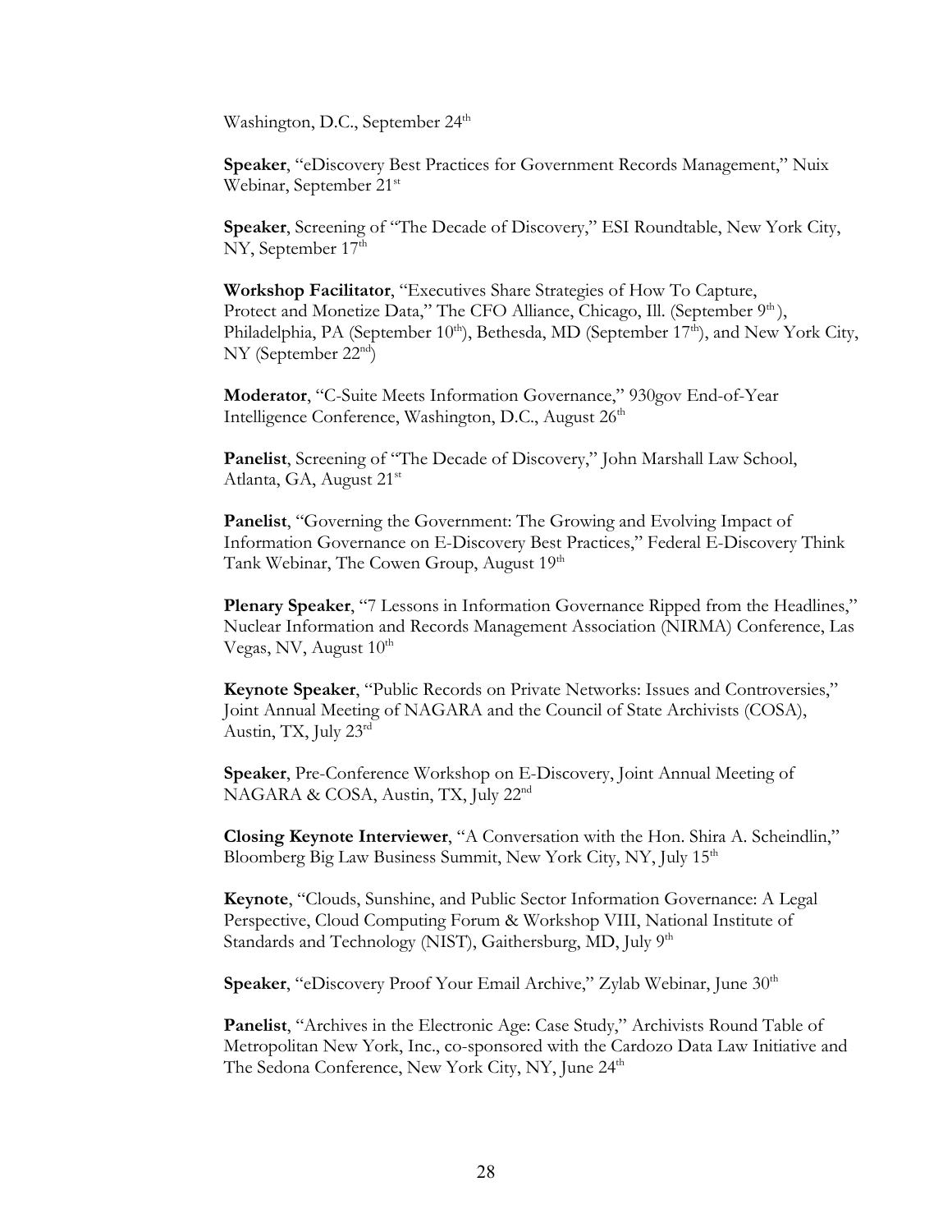Washington, D.C., September 24th

**Speaker**, "eDiscovery Best Practices for Government Records Management," Nuix Webinar, September 21st

**Speaker**, Screening of "The Decade of Discovery," ESI Roundtable, New York City, NY, September 17th

**Workshop Facilitator**, "Executives Share Strategies of How To Capture, Protect and Monetize Data," The CFO Alliance, Chicago, Ill. (September 9th), Philadelphia, PA (September 10th), Bethesda, MD (September 17th), and New York City, NY (September 22nd)

**Moderator**, "C-Suite Meets Information Governance," 930gov End-of-Year Intelligence Conference, Washington, D.C., August 26th

**Panelist**, Screening of "The Decade of Discovery," John Marshall Law School, Atlanta, GA, August 21st

**Panelist**, "Governing the Government: The Growing and Evolving Impact of Information Governance on E-Discovery Best Practices," Federal E-Discovery Think Tank Webinar, The Cowen Group, August 19th

**Plenary Speaker**, "7 Lessons in Information Governance Ripped from the Headlines," Nuclear Information and Records Management Association (NIRMA) Conference, Las Vegas, NV, August 10th

**Keynote Speaker**, "Public Records on Private Networks: Issues and Controversies," Joint Annual Meeting of NAGARA and the Council of State Archivists (COSA), Austin, TX, July 23rd

**Speaker**, Pre-Conference Workshop on E-Discovery, Joint Annual Meeting of NAGARA & COSA, Austin, TX, July 22nd

**Closing Keynote Interviewer**, "A Conversation with the Hon. Shira A. Scheindlin," Bloomberg Big Law Business Summit, New York City, NY, July 15th

**Keynote**, "Clouds, Sunshine, and Public Sector Information Governance: A Legal Perspective, Cloud Computing Forum & Workshop VIII, National Institute of Standards and Technology (NIST), Gaithersburg, MD, July 9th

**Speaker**, "eDiscovery Proof Your Email Archive," Zylab Webinar, June 30th

**Panelist**, "Archives in the Electronic Age: Case Study," Archivists Round Table of Metropolitan New York, Inc., co-sponsored with the Cardozo Data Law Initiative and The Sedona Conference, New York City, NY, June 24th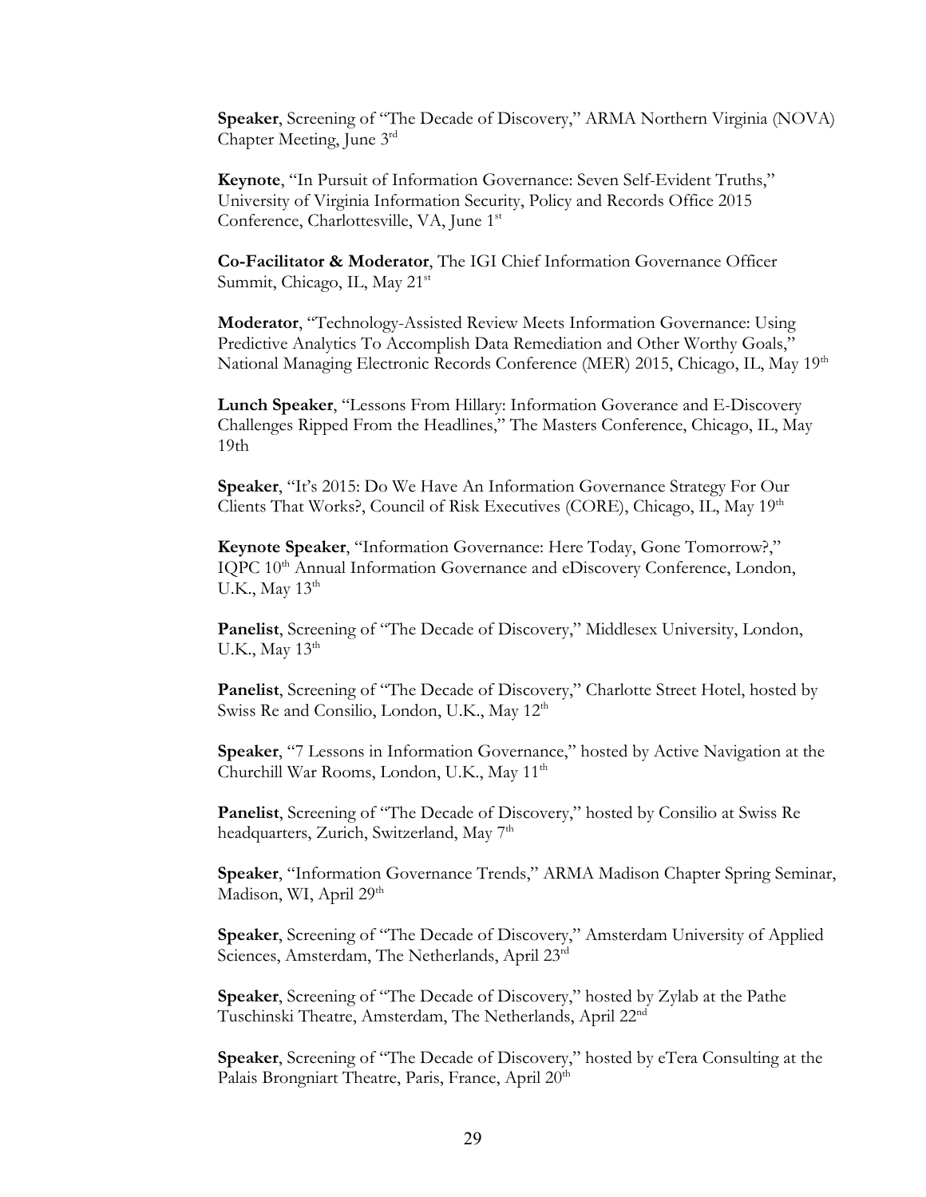**Speaker**, Screening of "The Decade of Discovery," ARMA Northern Virginia (NOVA) Chapter Meeting, June 3rd

**Keynote**, "In Pursuit of Information Governance: Seven Self-Evident Truths," University of Virginia Information Security, Policy and Records Office 2015 Conference, Charlottesville, VA, June 1st

**Co-Facilitator & Moderator**, The IGI Chief Information Governance Officer Summit, Chicago, IL, May 21st

**Moderator**, "Technology-Assisted Review Meets Information Governance: Using Predictive Analytics To Accomplish Data Remediation and Other Worthy Goals," National Managing Electronic Records Conference (MER) 2015, Chicago, IL, May 19th

**Lunch Speaker**, "Lessons From Hillary: Information Goverance and E-Discovery Challenges Ripped From the Headlines," The Masters Conference, Chicago, IL, May 19th

**Speaker**, "It's 2015: Do We Have An Information Governance Strategy For Our Clients That Works?, Council of Risk Executives (CORE), Chicago, IL, May 19th

**Keynote Speaker**, "Information Governance: Here Today, Gone Tomorrow?," IQPC 10th Annual Information Governance and eDiscovery Conference, London, U.K., May 13th

**Panelist**, Screening of "The Decade of Discovery," Middlesex University, London, U.K., May 13th

**Panelist**, Screening of "The Decade of Discovery," Charlotte Street Hotel, hosted by Swiss Re and Consilio, London, U.K., May 12th

**Speaker**, "7 Lessons in Information Governance," hosted by Active Navigation at the Churchill War Rooms, London, U.K., May 11th

**Panelist**, Screening of "The Decade of Discovery," hosted by Consilio at Swiss Re headquarters, Zurich, Switzerland, May 7th

**Speaker**, "Information Governance Trends," ARMA Madison Chapter Spring Seminar, Madison, WI, April 29th

**Speaker**, Screening of "The Decade of Discovery," Amsterdam University of Applied Sciences, Amsterdam, The Netherlands, April 23rd

**Speaker**, Screening of "The Decade of Discovery," hosted by Zylab at the Pathe Tuschinski Theatre, Amsterdam, The Netherlands, April 22nd

**Speaker**, Screening of "The Decade of Discovery," hosted by eTera Consulting at the Palais Brongniart Theatre, Paris, France, April 20th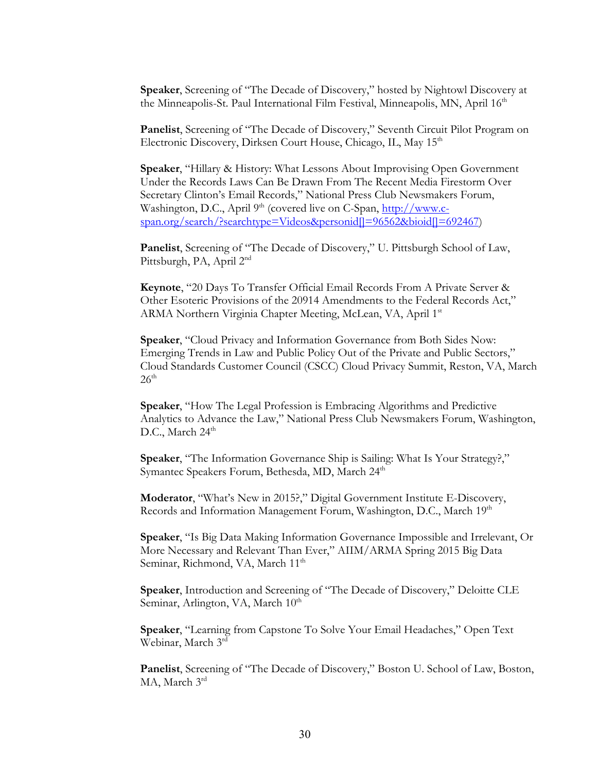**Speaker**, Screening of "The Decade of Discovery," hosted by Nightowl Discovery at the Minneapolis-St. Paul International Film Festival, Minneapolis, MN, April 16th

**Panelist**, Screening of "The Decade of Discovery," Seventh Circuit Pilot Program on Electronic Discovery, Dirksen Court House, Chicago, IL, May 15th

**Speaker**, "Hillary & History: What Lessons About Improvising Open Government Under the Records Laws Can Be Drawn From The Recent Media Firestorm Over Secretary Clinton's Email Records," National Press Club Newsmakers Forum, Washington, D.C., April 9th (covered live on C-Span, [http://www.c-span.org/search/?searchtype=Videos&personid[]=96562&bioid[]=692467](http://www.c-span.org/search/?searchtype=Videos&personid[]=96562&bioid[]=692467))

**Panelist**, Screening of "The Decade of Discovery," U. Pittsburgh School of Law, Pittsburgh, PA, April 2nd

**Keynote**, "20 Days To Transfer Official Email Records From A Private Server & Other Esoteric Provisions of the 20914 Amendments to the Federal Records Act," ARMA Northern Virginia Chapter Meeting, McLean, VA, April 1st

**Speaker**, "Cloud Privacy and Information Governance from Both Sides Now: Emerging Trends in Law and Public Policy Out of the Private and Public Sectors," Cloud Standards Customer Council (CSCC) Cloud Privacy Summit, Reston, VA, March 26th

**Speaker**, "How The Legal Profession is Embracing Algorithms and Predictive Analytics to Advance the Law," National Press Club Newsmakers Forum, Washington, D.C., March 24th

**Speaker**, "The Information Governance Ship is Sailing: What Is Your Strategy?," Symantec Speakers Forum, Bethesda, MD, March 24th

**Moderator**, "What's New in 2015?," Digital Government Institute E-Discovery, Records and Information Management Forum, Washington, D.C., March 19th

**Speaker**, "Is Big Data Making Information Governance Impossible and Irrelevant, Or More Necessary and Relevant Than Ever," AIIM/ARMA Spring 2015 Big Data Seminar, Richmond, VA, March 11th

**Speaker**, Introduction and Screening of "The Decade of Discovery," Deloitte CLE Seminar, Arlington, VA, March 10th

**Speaker**, "Learning from Capstone To Solve Your Email Headaches," Open Text Webinar, March 3rd

**Panelist**, Screening of "The Decade of Discovery," Boston U. School of Law, Boston, MA, March 3rd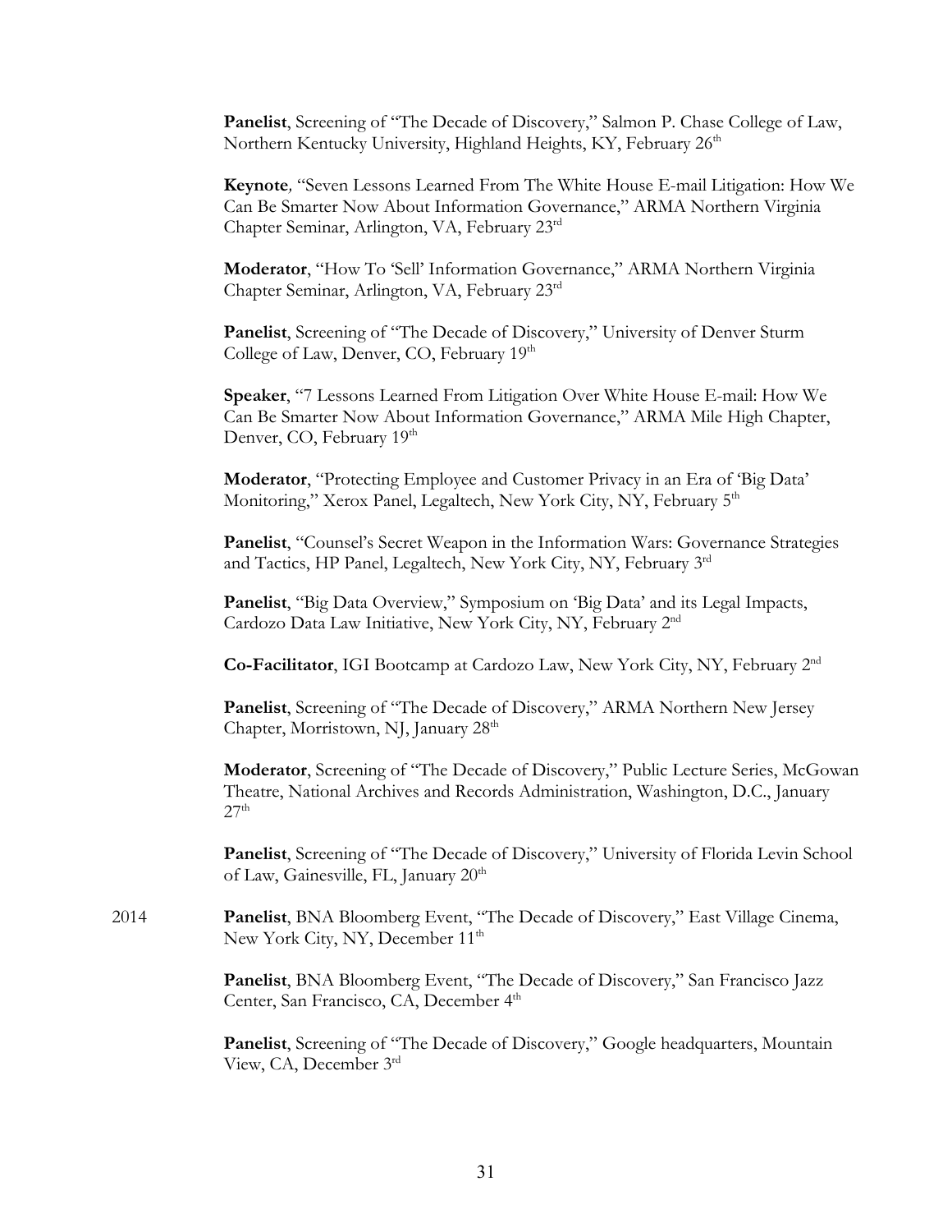**Panelist**, Screening of "The Decade of Discovery," Salmon P. Chase College of Law, Northern Kentucky University, Highland Heights, KY, February 26th

**Keynote***,* "Seven Lessons Learned From The White House E-mail Litigation: How We Can Be Smarter Now About Information Governance," ARMA Northern Virginia Chapter Seminar, Arlington, VA, February 23rd

**Moderator**, "How To 'Sell' Information Governance," ARMA Northern Virginia Chapter Seminar, Arlington, VA, February 23rd

**Panelist**, Screening of "The Decade of Discovery," University of Denver Sturm College of Law, Denver, CO, February 19th

**Speaker**, "7 Lessons Learned From Litigation Over White House E-mail: How We Can Be Smarter Now About Information Governance," ARMA Mile High Chapter, Denver, CO, February 19th

**Moderator**, "Protecting Employee and Customer Privacy in an Era of 'Big Data' Monitoring," Xerox Panel, Legaltech, New York City, NY, February 5th

**Panelist**, "Counsel's Secret Weapon in the Information Wars: Governance Strategies and Tactics, HP Panel, Legaltech, New York City, NY, February 3rd

**Panelist**, "Big Data Overview," Symposium on 'Big Data' and its Legal Impacts, Cardozo Data Law Initiative, New York City, NY, February 2nd

**Co-Facilitator**, IGI Bootcamp at Cardozo Law, New York City, NY, February 2nd

**Panelist**, Screening of "The Decade of Discovery," ARMA Northern New Jersey Chapter, Morristown, NJ, January 28th

**Moderator**, Screening of "The Decade of Discovery," Public Lecture Series, McGowan Theatre, National Archives and Records Administration, Washington, D.C., January 27th

**Panelist**, Screening of "The Decade of Discovery," University of Florida Levin School of Law, Gainesville, FL, January 20th

2014

**Panelist**, BNA Bloomberg Event, "The Decade of Discovery," East Village Cinema, New York City, NY, December 11th

**Panelist**, BNA Bloomberg Event, "The Decade of Discovery," San Francisco Jazz Center, San Francisco, CA, December 4th

**Panelist**, Screening of "The Decade of Discovery," Google headquarters, Mountain View, CA, December 3rd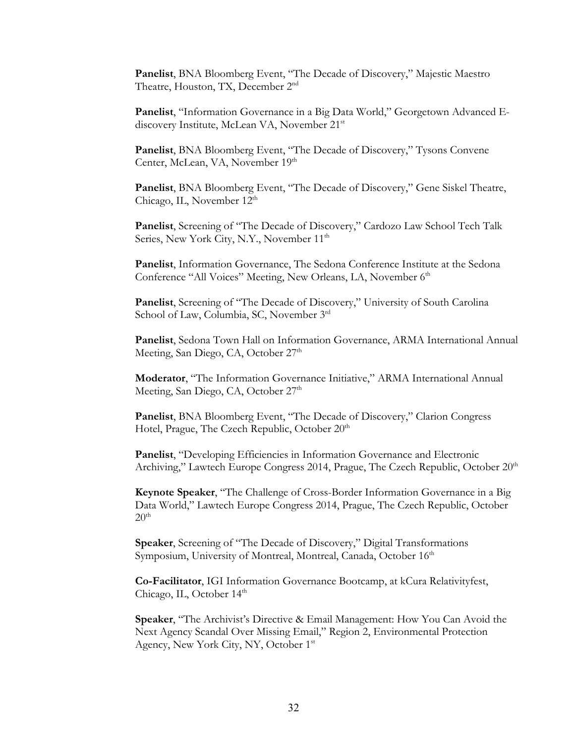**Panelist**, BNA Bloomberg Event, "The Decade of Discovery," Majestic Maestro Theatre, Houston, TX, December 2nd

**Panelist**, "Information Governance in a Big Data World," Georgetown Advanced E-discovery Institute, McLean VA, November 21st

**Panelist**, BNA Bloomberg Event, "The Decade of Discovery," Tysons Convene Center, McLean, VA, November 19th

**Panelist**, BNA Bloomberg Event, "The Decade of Discovery," Gene Siskel Theatre, Chicago, IL, November 12th

**Panelist**, Screening of "The Decade of Discovery," Cardozo Law School Tech Talk Series, New York City, N.Y., November 11th

**Panelist**, Information Governance, The Sedona Conference Institute at the Sedona Conference "All Voices" Meeting, New Orleans, LA, November 6th

**Panelist**, Screening of "The Decade of Discovery," University of South Carolina School of Law, Columbia, SC, November 3rd

**Panelist**, Sedona Town Hall on Information Governance, ARMA International Annual Meeting, San Diego, CA, October 27th

**Moderator**, "The Information Governance Initiative," ARMA International Annual Meeting, San Diego, CA, October 27th

**Panelist**, BNA Bloomberg Event, "The Decade of Discovery," Clarion Congress Hotel, Prague, The Czech Republic, October 20th

**Panelist**, "Developing Efficiencies in Information Governance and Electronic Archiving," Lawtech Europe Congress 2014, Prague, The Czech Republic, October 20th

**Keynote Speaker**, "The Challenge of Cross-Border Information Governance in a Big Data World," Lawtech Europe Congress 2014, Prague, The Czech Republic, October 20th

**Speaker**, Screening of "The Decade of Discovery," Digital Transformations Symposium, University of Montreal, Montreal, Canada, October 16th

**Co-Facilitator**, IGI Information Governance Bootcamp, at kCura Relativityfest, Chicago, IL, October 14th

**Speaker**, "The Archivist's Directive & Email Management: How You Can Avoid the Next Agency Scandal Over Missing Email," Region 2, Environmental Protection Agency, New York City, NY, October 1st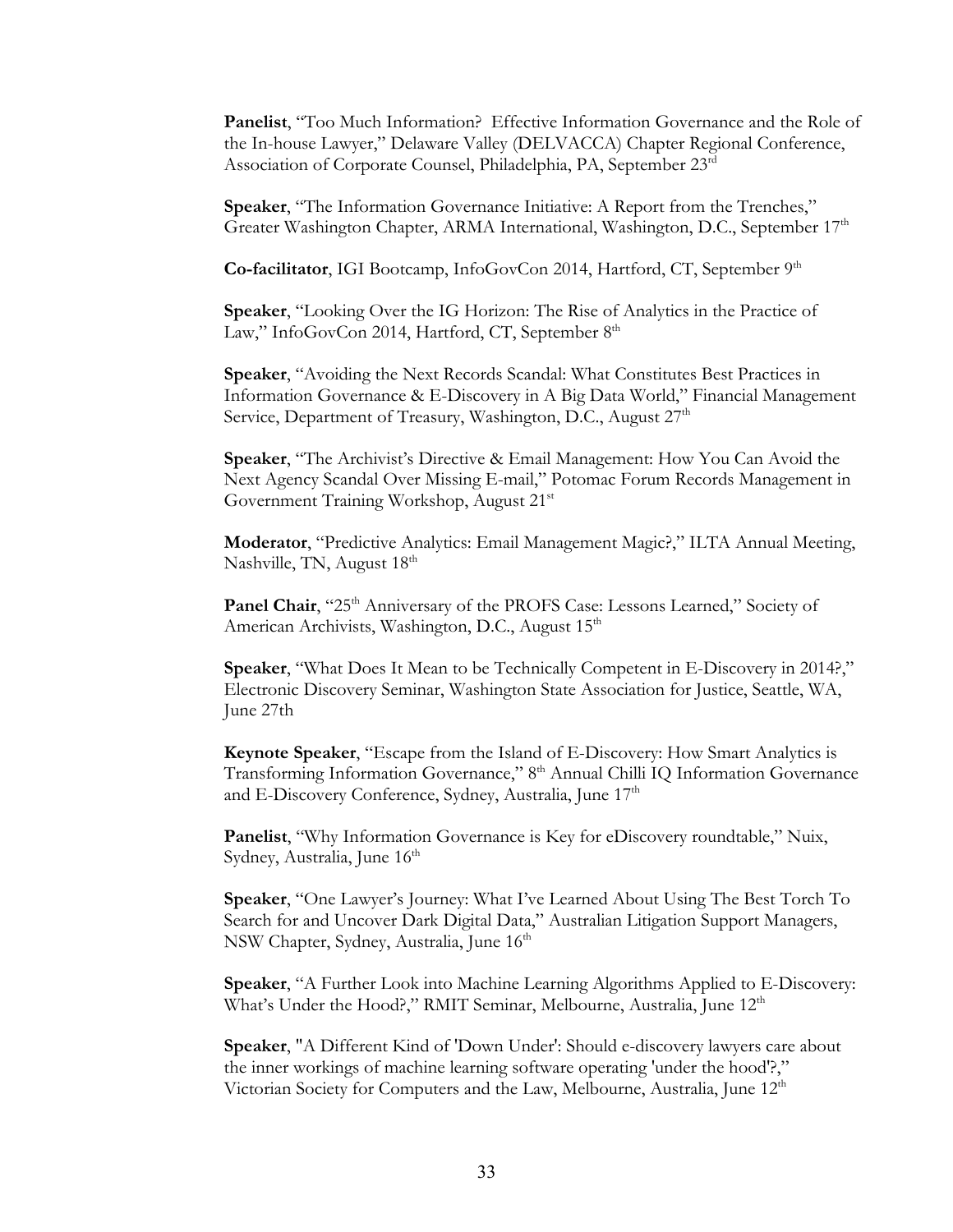**Panelist**, "Too Much Information? Effective Information Governance and the Role of the In-house Lawyer," Delaware Valley (DELVACCA) Chapter Regional Conference, Association of Corporate Counsel, Philadelphia, PA, September 23rd

**Speaker**, "The Information Governance Initiative: A Report from the Trenches," Greater Washington Chapter, ARMA International, Washington, D.C., September 17th

**Co-facilitator**, IGI Bootcamp, InfoGovCon 2014, Hartford, CT, September 9th

**Speaker**, "Looking Over the IG Horizon: The Rise of Analytics in the Practice of Law," InfoGovCon 2014, Hartford, CT, September 8th

**Speaker**, "Avoiding the Next Records Scandal: What Constitutes Best Practices in Information Governance & E-Discovery in A Big Data World," Financial Management Service, Department of Treasury, Washington, D.C., August 27th

**Speaker**, "The Archivist's Directive & Email Management: How You Can Avoid the Next Agency Scandal Over Missing E-mail," Potomac Forum Records Management in Government Training Workshop, August 21st

**Moderator**, "Predictive Analytics: Email Management Magic?," ILTA Annual Meeting, Nashville, TN, August 18th

**Panel Chair**, "25th Anniversary of the PROFS Case: Lessons Learned," Society of American Archivists, Washington, D.C., August 15th

**Speaker**, "What Does It Mean to be Technically Competent in E-Discovery in 2014?," Electronic Discovery Seminar, Washington State Association for Justice, Seattle, WA, June 27th

**Keynote Speaker**, "Escape from the Island of E-Discovery: How Smart Analytics is Transforming Information Governance," 8th Annual Chilli IQ Information Governance and E-Discovery Conference, Sydney, Australia, June 17th

**Panelist**, "Why Information Governance is Key for eDiscovery roundtable," Nuix, Sydney, Australia, June 16th

**Speaker**, "One Lawyer's Journey: What I've Learned About Using The Best Torch To Search for and Uncover Dark Digital Data," Australian Litigation Support Managers, NSW Chapter, Sydney, Australia, June 16th

**Speaker**, "A Further Look into Machine Learning Algorithms Applied to E-Discovery: What's Under the Hood?," RMIT Seminar, Melbourne, Australia, June 12th

**Speaker**, "A Different Kind of 'Down Under': Should e-discovery lawyers care about the inner workings of machine learning software operating 'under the hood'?," Victorian Society for Computers and the Law, Melbourne, Australia, June 12th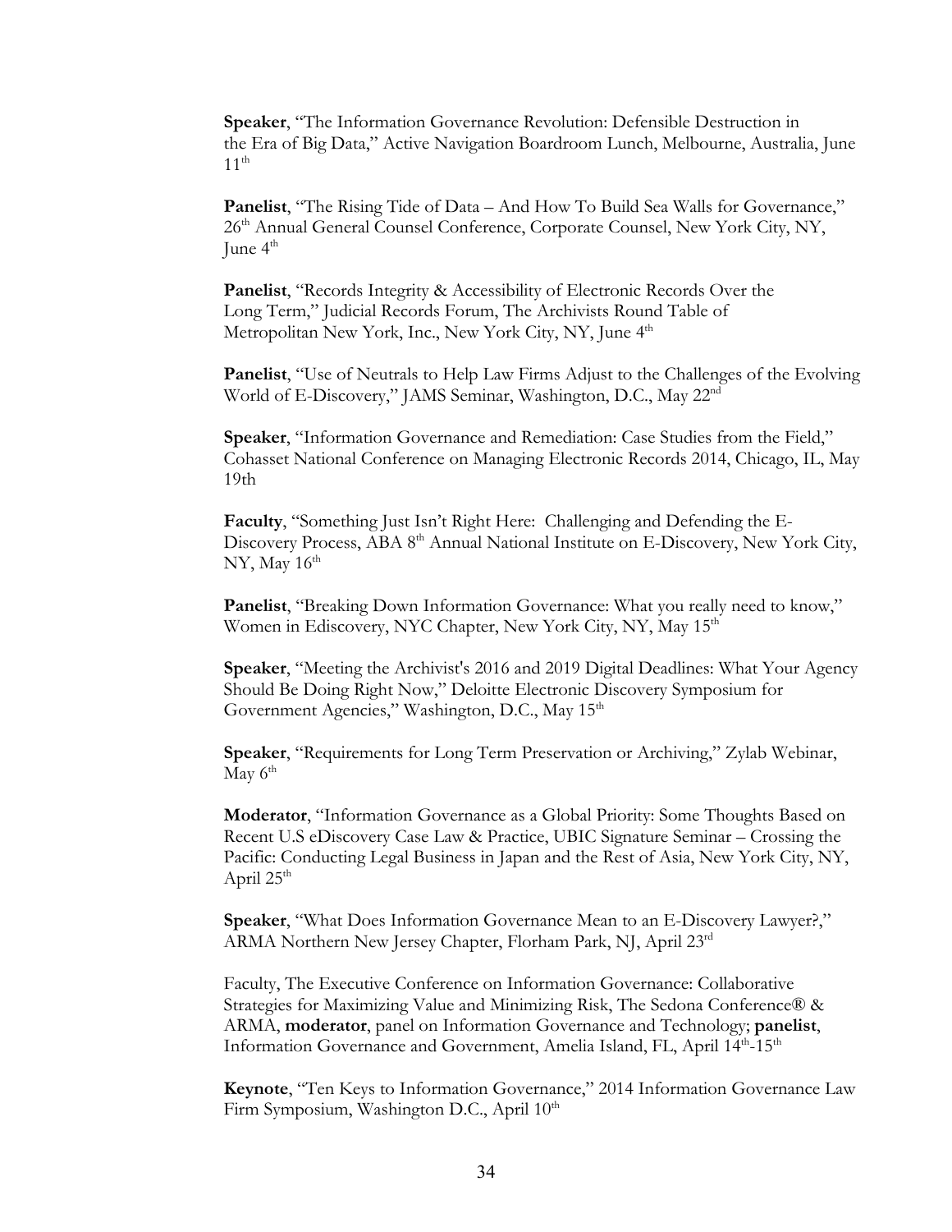**Speaker**, "The Information Governance Revolution: Defensible Destruction in the Era of Big Data," Active Navigation Boardroom Lunch, Melbourne, Australia, June 11th

**Panelist**, "The Rising Tide of Data – And How To Build Sea Walls for Governance," 26th Annual General Counsel Conference, Corporate Counsel, New York City, NY, June 4th

**Panelist**, "Records Integrity & Accessibility of Electronic Records Over the Long Term," Judicial Records Forum, The Archivists Round Table of Metropolitan New York, Inc., New York City, NY, June 4th

**Panelist**, "Use of Neutrals to Help Law Firms Adjust to the Challenges of the Evolving World of E-Discovery," JAMS Seminar, Washington, D.C., May 22nd

**Speaker**, "Information Governance and Remediation: Case Studies from the Field," Cohasset National Conference on Managing Electronic Records 2014, Chicago, IL, May 19th

**Faculty**, "Something Just Isn't Right Here: Challenging and Defending the E-Discovery Process, ABA 8th Annual National Institute on E-Discovery, New York City, NY, May 16th

**Panelist**, "Breaking Down Information Governance: What you really need to know," Women in Ediscovery, NYC Chapter, New York City, NY, May 15th

**Speaker**, "Meeting the Archivist's 2016 and 2019 Digital Deadlines: What Your Agency Should Be Doing Right Now," Deloitte Electronic Discovery Symposium for Government Agencies," Washington, D.C., May 15th

**Speaker**, "Requirements for Long Term Preservation or Archiving," Zylab Webinar, May 6th

**Moderator**, "Information Governance as a Global Priority: Some Thoughts Based on Recent U.S eDiscovery Case Law & Practice, UBIC Signature Seminar – Crossing the Pacific: Conducting Legal Business in Japan and the Rest of Asia, New York City, NY, April 25th

**Speaker**, "What Does Information Governance Mean to an E-Discovery Lawyer?," ARMA Northern New Jersey Chapter, Florham Park, NJ, April 23rd

Faculty, The Executive Conference on Information Governance: Collaborative Strategies for Maximizing Value and Minimizing Risk, The Sedona Conference® & ARMA, **moderator**, panel on Information Governance and Technology; **panelist**, Information Governance and Government, Amelia Island, FL, April 14th-15th

**Keynote**, "Ten Keys to Information Governance," 2014 Information Governance Law Firm Symposium, Washington D.C., April 10th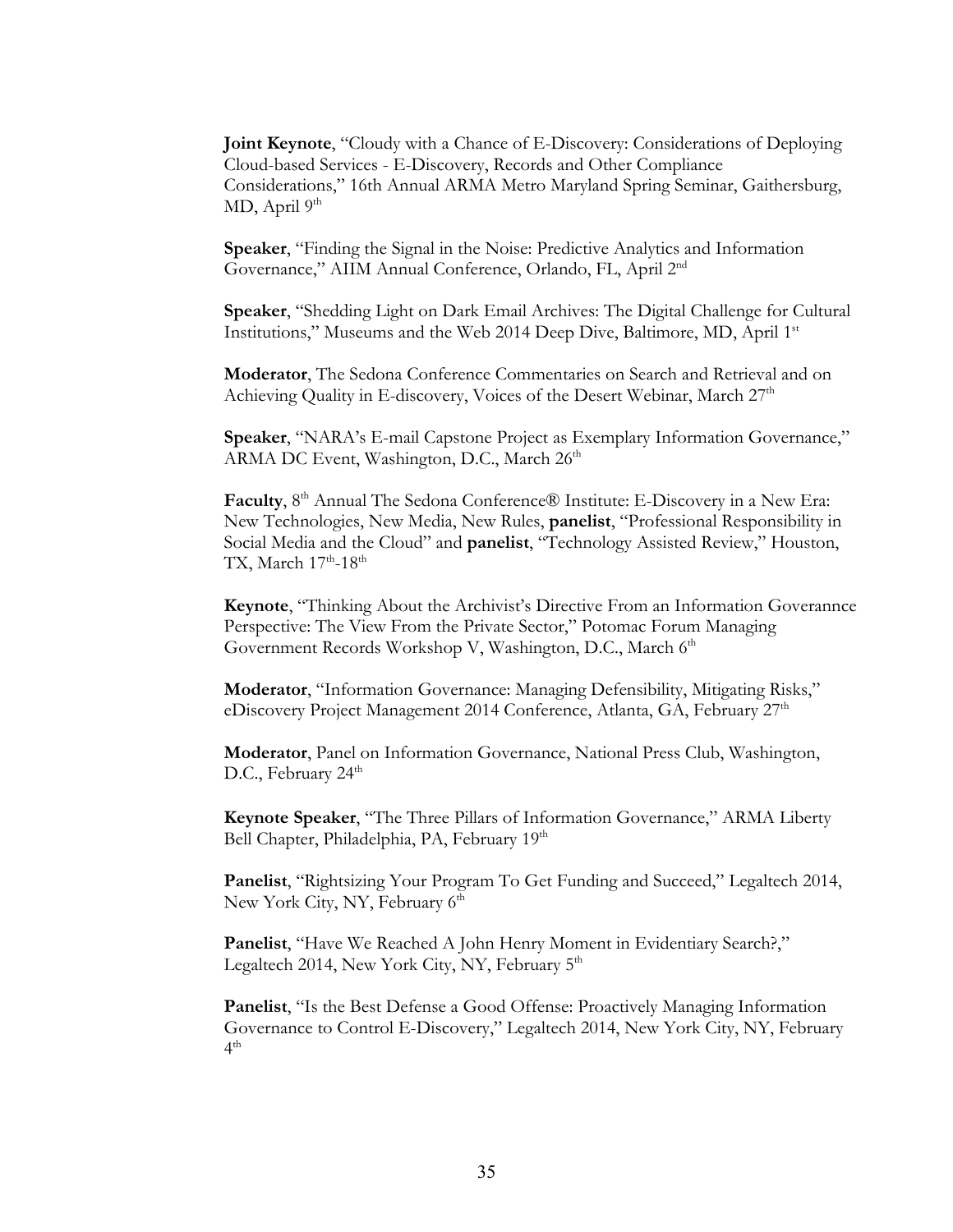**Joint Keynote**, "Cloudy with a Chance of E-Discovery: Considerations of Deploying Cloud-based Services - E-Discovery, Records and Other Compliance Considerations," 16th Annual ARMA Metro Maryland Spring Seminar, Gaithersburg, MD, April 9th

**Speaker**, "Finding the Signal in the Noise: Predictive Analytics and Information Governance," AIIM Annual Conference, Orlando, FL, April 2nd

**Speaker**, "Shedding Light on Dark Email Archives: The Digital Challenge for Cultural Institutions," Museums and the Web 2014 Deep Dive, Baltimore, MD, April 1st

**Moderator**, The Sedona Conference Commentaries on Search and Retrieval and on Achieving Quality in E-discovery, Voices of the Desert Webinar, March 27th

**Speaker**, "NARA's E-mail Capstone Project as Exemplary Information Governance," ARMA DC Event, Washington, D.C., March 26th

**Faculty**, 8th Annual The Sedona Conference® Institute: E-Discovery in a New Era: New Technologies, New Media, New Rules, **panelist**, "Professional Responsibility in Social Media and the Cloud" and **panelist**, "Technology Assisted Review," Houston, TX, March 17th-18th

**Keynote**, "Thinking About the Archivist's Directive From an Information Goverannce Perspective: The View From the Private Sector," Potomac Forum Managing Government Records Workshop V, Washington, D.C., March 6th

**Moderator**, "Information Governance: Managing Defensibility, Mitigating Risks," eDiscovery Project Management 2014 Conference, Atlanta, GA, February 27th

**Moderator**, Panel on Information Governance, National Press Club, Washington, D.C., February 24th

**Keynote Speaker**, "The Three Pillars of Information Governance," ARMA Liberty Bell Chapter, Philadelphia, PA, February 19th

**Panelist**, "Rightsizing Your Program To Get Funding and Succeed," Legaltech 2014, New York City, NY, February 6th

**Panelist**, "Have We Reached A John Henry Moment in Evidentiary Search?," Legaltech 2014, New York City, NY, February 5th

**Panelist**, "Is the Best Defense a Good Offense: Proactively Managing Information Governance to Control E-Discovery," Legaltech 2014, New York City, NY, February 4th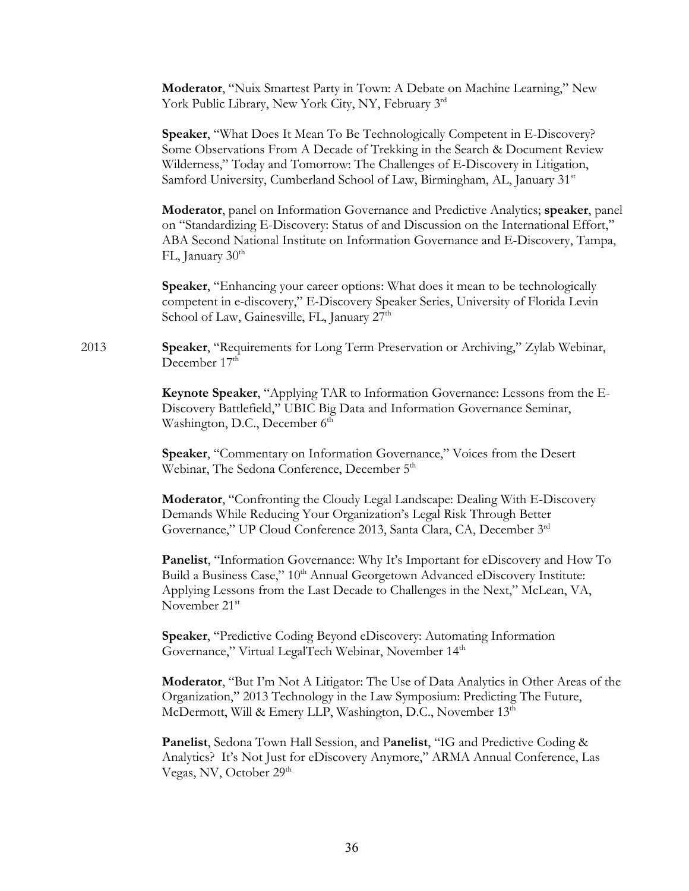**Moderator**, "Nuix Smartest Party in Town: A Debate on Machine Learning," New York Public Library, New York City, NY, February 3rd

**Speaker**, "What Does It Mean To Be Technologically Competent in E-Discovery? Some Observations From A Decade of Trekking in the Search & Document Review Wilderness," Today and Tomorrow: The Challenges of E-Discovery in Litigation, Samford University, Cumberland School of Law, Birmingham, AL, January 31st

**Moderator**, panel on Information Governance and Predictive Analytics; **speaker**, panel on "Standardizing E-Discovery: Status of and Discussion on the International Effort," ABA Second National Institute on Information Governance and E-Discovery, Tampa, FL, January 30th

**Speaker**, "Enhancing your career options: What does it mean to be technologically competent in e-discovery," E-Discovery Speaker Series, University of Florida Levin School of Law, Gainesville, FL, January 27th

2013 **Speaker**, "Requirements for Long Term Preservation or Archiving," Zylab Webinar, December 17th

**Keynote Speaker**, "Applying TAR to Information Governance: Lessons from the E-Discovery Battlefield," UBIC Big Data and Information Governance Seminar, Washington, D.C., December 6th

**Speaker**, "Commentary on Information Governance," Voices from the Desert Webinar, The Sedona Conference, December 5th

**Moderator**, "Confronting the Cloudy Legal Landscape: Dealing With E-Discovery Demands While Reducing Your Organization's Legal Risk Through Better Governance," UP Cloud Conference 2013, Santa Clara, CA, December 3rd

**Panelist**, "Information Governance: Why It's Important for eDiscovery and How To Build a Business Case," 10th Annual Georgetown Advanced eDiscovery Institute: Applying Lessons from the Last Decade to Challenges in the Next," McLean, VA, November 21st

**Speaker**, "Predictive Coding Beyond eDiscovery: Automating Information Governance," Virtual LegalTech Webinar, November 14th

**Moderator**, "But I'm Not A Litigator: The Use of Data Analytics in Other Areas of the Organization," 2013 Technology in the Law Symposium: Predicting The Future, McDermott, Will & Emery LLP, Washington, D.C., November 13th

**Panelist**, Sedona Town Hall Session, and P**anelist**, "IG and Predictive Coding & Analytics? It's Not Just for eDiscovery Anymore," ARMA Annual Conference, Las Vegas, NV, October 29th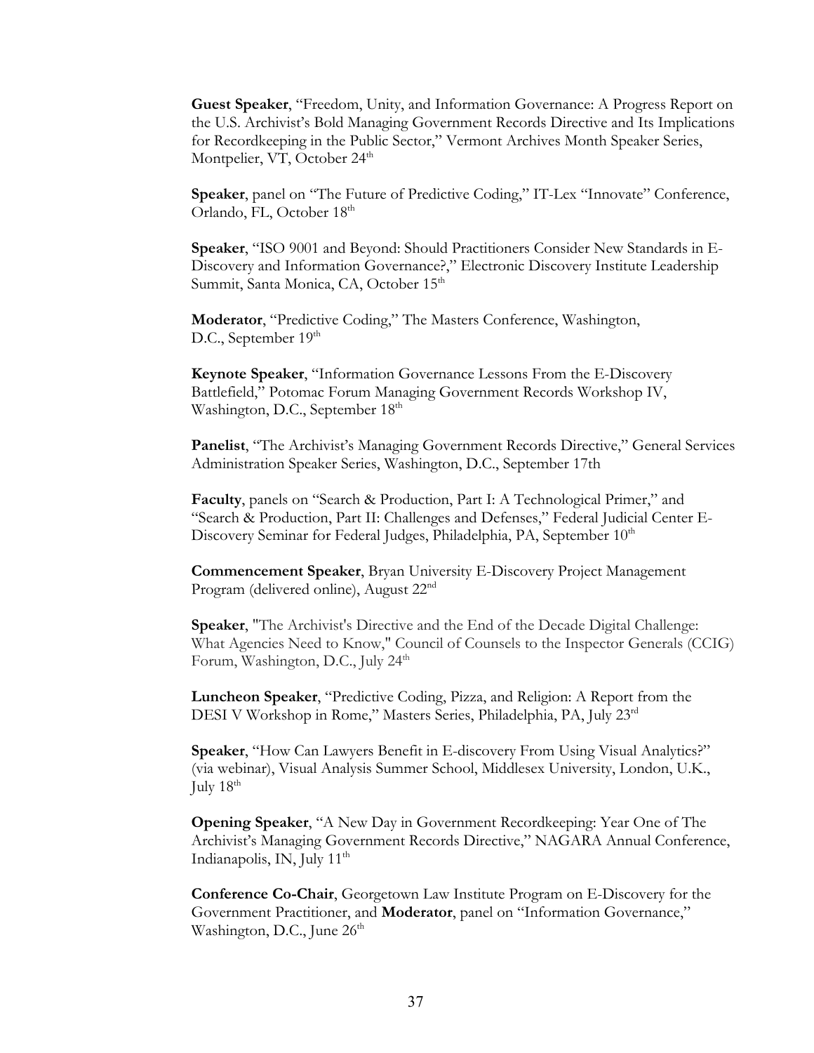**Guest Speaker**, “Freedom, Unity, and Information Governance: A Progress Report on the U.S. Archivist’s Bold Managing Government Records Directive and Its Implications for Recordkeeping in the Public Sector,” Vermont Archives Month Speaker Series, Montpelier, VT, October 24th

**Speaker**, panel on “The Future of Predictive Coding,” IT-Lex “Innovate” Conference, Orlando, FL, October 18th

**Speaker**, “ISO 9001 and Beyond: Should Practitioners Consider New Standards in E-Discovery and Information Governance?,” Electronic Discovery Institute Leadership Summit, Santa Monica, CA, October 15th

**Moderator**, “Predictive Coding,” The Masters Conference, Washington, D.C., September 19th

**Keynote Speaker**, “Information Governance Lessons From the E-Discovery Battlefield,” Potomac Forum Managing Government Records Workshop IV, Washington, D.C., September 18th

**Panelist**, “The Archivist’s Managing Government Records Directive,” General Services Administration Speaker Series, Washington, D.C., September 17th

**Faculty**, panels on “Search & Production, Part I: A Technological Primer,” and “Search & Production, Part II: Challenges and Defenses,” Federal Judicial Center E-Discovery Seminar for Federal Judges, Philadelphia, PA, September 10th

**Commencement Speaker**, Bryan University E-Discovery Project Management Program (delivered online), August 22nd

**Speaker**, "The Archivist's Directive and the End of the Decade Digital Challenge: What Agencies Need to Know," Council of Counsels to the Inspector Generals (CCIG) Forum, Washington, D.C., July 24th

**Luncheon Speaker**, “Predictive Coding, Pizza, and Religion: A Report from the DESI V Workshop in Rome,” Masters Series, Philadelphia, PA, July 23rd

**Speaker**, “How Can Lawyers Benefit in E-discovery From Using Visual Analytics?” (via webinar), Visual Analysis Summer School, Middlesex University, London, U.K., July 18th

**Opening Speaker**, “A New Day in Government Recordkeeping: Year One of The Archivist’s Managing Government Records Directive,” NAGARA Annual Conference, Indianapolis, IN, July 11th

**Conference Co-Chair**, Georgetown Law Institute Program on E-Discovery for the Government Practitioner, and **Moderator**, panel on “Information Governance,” Washington, D.C., June 26th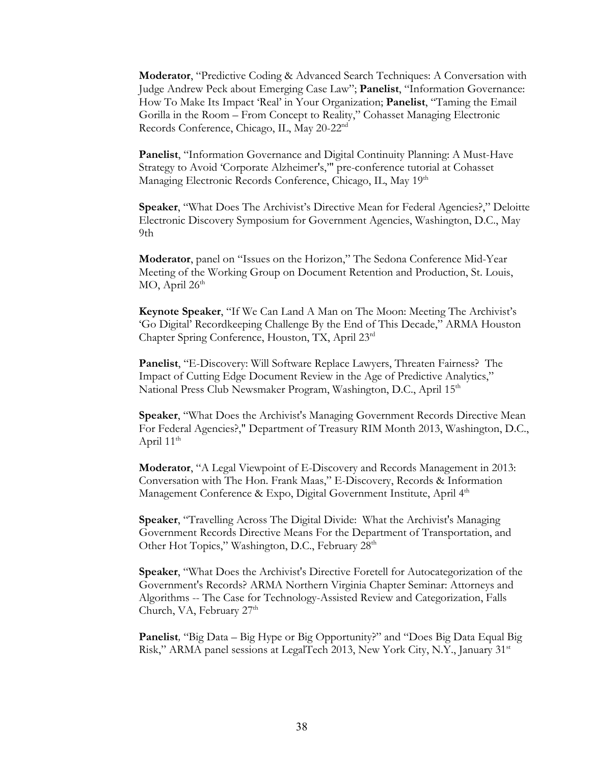**Moderator**, "Predictive Coding & Advanced Search Techniques: A Conversation with Judge Andrew Peck about Emerging Case Law"; **Panelist**, "Information Governance: How To Make Its Impact 'Real' in Your Organization; **Panelist**, "Taming the Email Gorilla in the Room – From Concept to Reality," Cohasset Managing Electronic Records Conference, Chicago, IL, May 20-22nd

**Panelist**, "Information Governance and Digital Continuity Planning: A Must-Have Strategy to Avoid 'Corporate Alzheimer's,'" pre-conference tutorial at Cohasset Managing Electronic Records Conference, Chicago, IL, May 19th

**Speaker**, "What Does The Archivist's Directive Mean for Federal Agencies?," Deloitte Electronic Discovery Symposium for Government Agencies, Washington, D.C., May 9th

**Moderator**, panel on "Issues on the Horizon," The Sedona Conference Mid-Year Meeting of the Working Group on Document Retention and Production, St. Louis, MO, April 26th

**Keynote Speaker**, "If We Can Land A Man on The Moon: Meeting The Archivist's 'Go Digital' Recordkeeping Challenge By the End of This Decade," ARMA Houston Chapter Spring Conference, Houston, TX, April 23rd

**Panelist**, "E-Discovery: Will Software Replace Lawyers, Threaten Fairness? The Impact of Cutting Edge Document Review in the Age of Predictive Analytics," National Press Club Newsmaker Program, Washington, D.C., April 15th

**Speaker**, "What Does the Archivist's Managing Government Records Directive Mean For Federal Agencies?," Department of Treasury RIM Month 2013, Washington, D.C., April 11th

**Moderator**, "A Legal Viewpoint of E-Discovery and Records Management in 2013: Conversation with The Hon. Frank Maas," E-Discovery, Records & Information Management Conference & Expo, Digital Government Institute, April 4th

**Speaker**, "Travelling Across The Digital Divide: What the Archivist's Managing Government Records Directive Means For the Department of Transportation, and Other Hot Topics," Washington, D.C., February 28th

**Speaker**, "What Does the Archivist's Directive Foretell for Autocategorization of the Government's Records? ARMA Northern Virginia Chapter Seminar: Attorneys and Algorithms -- The Case for Technology-Assisted Review and Categorization, Falls Church, VA, February 27th

**Panelist**, "Big Data – Big Hype or Big Opportunity?" and "Does Big Data Equal Big Risk," ARMA panel sessions at LegalTech 2013, New York City, N.Y., January 31st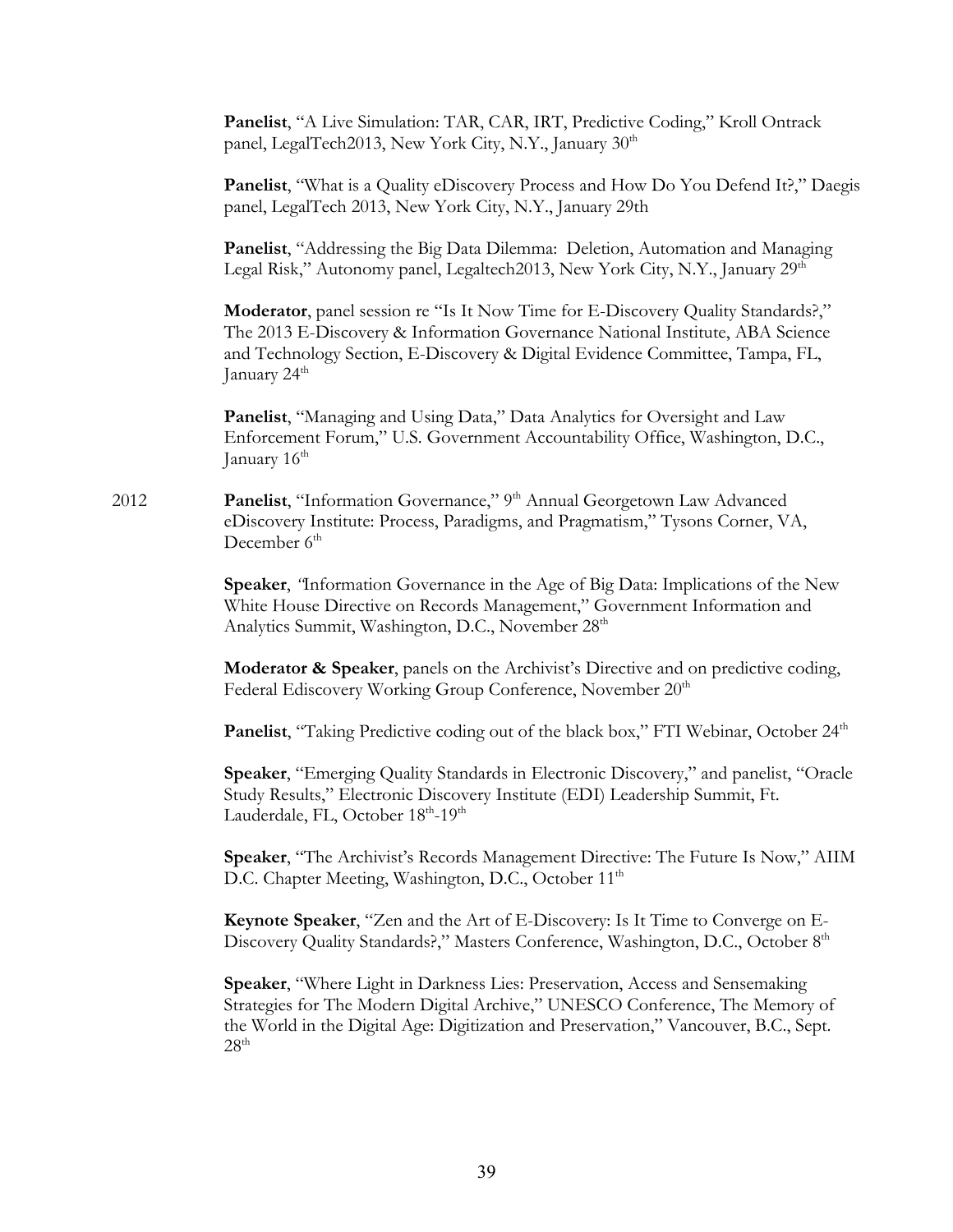**Panelist**, "A Live Simulation: TAR, CAR, IRT, Predictive Coding," Kroll Ontrack panel, LegalTech2013, New York City, N.Y., January 30th

**Panelist**, "What is a Quality eDiscovery Process and How Do You Defend It?," Daegis panel, LegalTech 2013, New York City, N.Y., January 29th

**Panelist**, "Addressing the Big Data Dilemma: Deletion, Automation and Managing Legal Risk," Autonomy panel, Legaltech2013, New York City, N.Y., January 29th

**Moderator**, panel session re "Is It Now Time for E-Discovery Quality Standards?," The 2013 E-Discovery & Information Governance National Institute, ABA Science and Technology Section, E-Discovery & Digital Evidence Committee, Tampa, FL, January 24th

**Panelist**, "Managing and Using Data," Data Analytics for Oversight and Law Enforcement Forum," U.S. Government Accountability Office, Washington, D.C., January 16th

2012

**Panelist**, "Information Governance," 9th Annual Georgetown Law Advanced eDiscovery Institute: Process, Paradigms, and Pragmatism," Tysons Corner, VA, December 6th

**Speaker**, *"*Information Governance in the Age of Big Data: Implications of the New White House Directive on Records Management," Government Information and Analytics Summit, Washington, D.C., November 28th

**Moderator & Speaker**, panels on the Archivist's Directive and on predictive coding, Federal Ediscovery Working Group Conference, November 20th

**Panelist**, "Taking Predictive coding out of the black box," FTI Webinar, October 24th

**Speaker**, "Emerging Quality Standards in Electronic Discovery," and panelist, "Oracle Study Results," Electronic Discovery Institute (EDI) Leadership Summit, Ft. Lauderdale, FL, October 18th-19th

**Speaker**, "The Archivist's Records Management Directive: The Future Is Now," AIIM D.C. Chapter Meeting, Washington, D.C., October 11th

**Keynote Speaker**, "Zen and the Art of E-Discovery: Is It Time to Converge on E-Discovery Quality Standards?," Masters Conference, Washington, D.C., October 8th

**Speaker**, "Where Light in Darkness Lies: Preservation, Access and Sensemaking Strategies for The Modern Digital Archive," UNESCO Conference, The Memory of the World in the Digital Age: Digitization and Preservation," Vancouver, B.C., Sept. 28th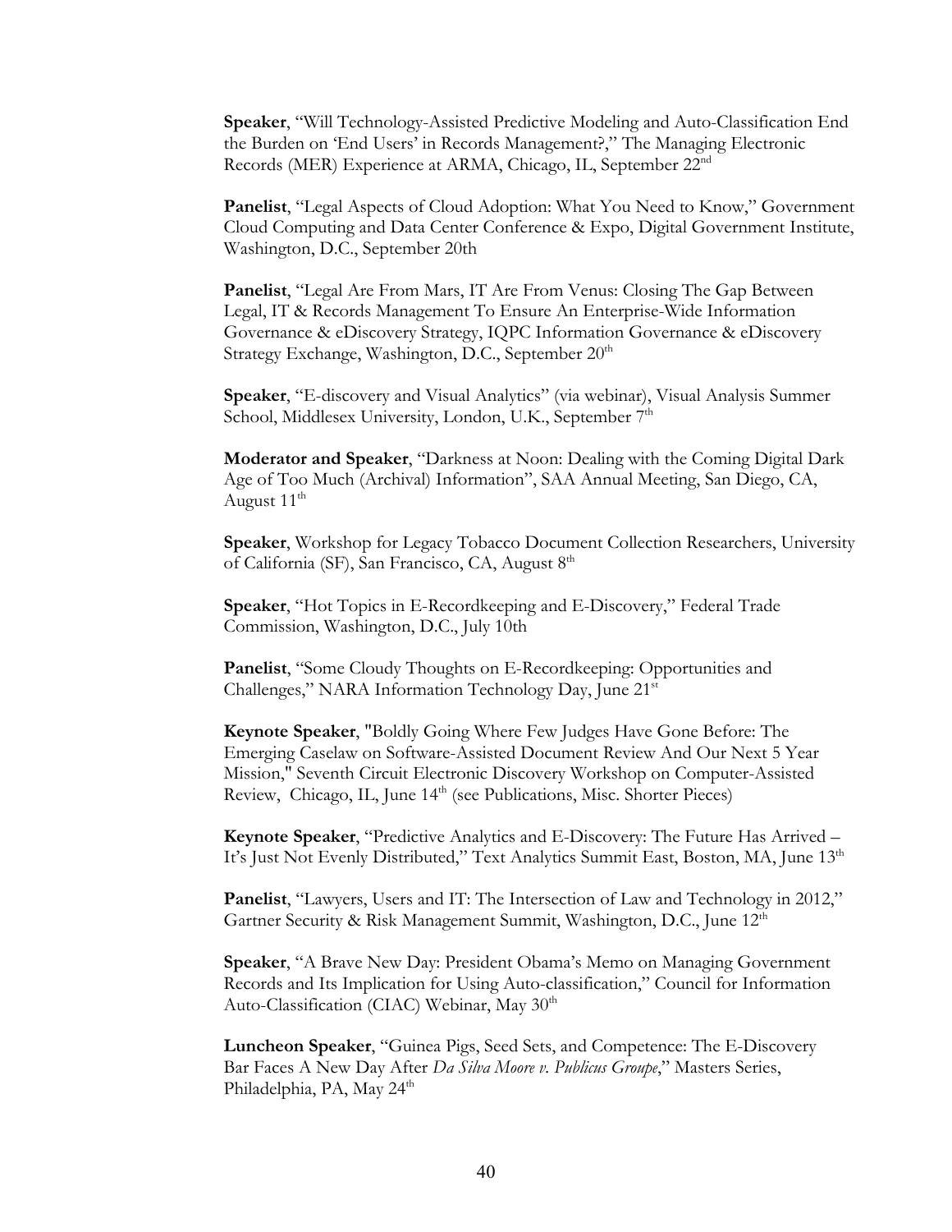**Speaker**, "Will Technology-Assisted Predictive Modeling and Auto-Classification End the Burden on 'End Users' in Records Management?," The Managing Electronic Records (MER) Experience at ARMA, Chicago, IL, September 22nd

**Panelist**, "Legal Aspects of Cloud Adoption: What You Need to Know," Government Cloud Computing and Data Center Conference & Expo, Digital Government Institute, Washington, D.C., September 20th

**Panelist**, "Legal Are From Mars, IT Are From Venus: Closing The Gap Between Legal, IT & Records Management To Ensure An Enterprise-Wide Information Governance & eDiscovery Strategy, IQPC Information Governance & eDiscovery Strategy Exchange, Washington, D.C., September 20th

**Speaker**, "E-discovery and Visual Analytics" (via webinar), Visual Analysis Summer School, Middlesex University, London, U.K., September 7th

**Moderator and Speaker**, "Darkness at Noon: Dealing with the Coming Digital Dark Age of Too Much (Archival) Information", SAA Annual Meeting, San Diego, CA, August 11th

**Speaker**, Workshop for Legacy Tobacco Document Collection Researchers, University of California (SF), San Francisco, CA, August 8th

**Speaker**, "Hot Topics in E-Recordkeeping and E-Discovery," Federal Trade Commission, Washington, D.C., July 10th

**Panelist**, "Some Cloudy Thoughts on E-Recordkeeping: Opportunities and Challenges," NARA Information Technology Day, June 21st

**Keynote Speaker**, "Boldly Going Where Few Judges Have Gone Before: The Emerging Caselaw on Software-Assisted Document Review And Our Next 5 Year Mission," Seventh Circuit Electronic Discovery Workshop on Computer-Assisted Review, Chicago, IL, June 14th (see Publications, Misc. Shorter Pieces)

**Keynote Speaker**, "Predictive Analytics and E-Discovery: The Future Has Arrived – It's Just Not Evenly Distributed," Text Analytics Summit East, Boston, MA, June 13th

**Panelist**, "Lawyers, Users and IT: The Intersection of Law and Technology in 2012," Gartner Security & Risk Management Summit, Washington, D.C., June 12th

**Speaker**, "A Brave New Day: President Obama's Memo on Managing Government Records and Its Implication for Using Auto-classification," Council for Information Auto-Classification (CIAC) Webinar, May 30th

**Luncheon Speaker**, "Guinea Pigs, Seed Sets, and Competence: The E-Discovery Bar Faces A New Day After *Da Silva Moore v. Publicus Groupe*," Masters Series, Philadelphia, PA, May 24th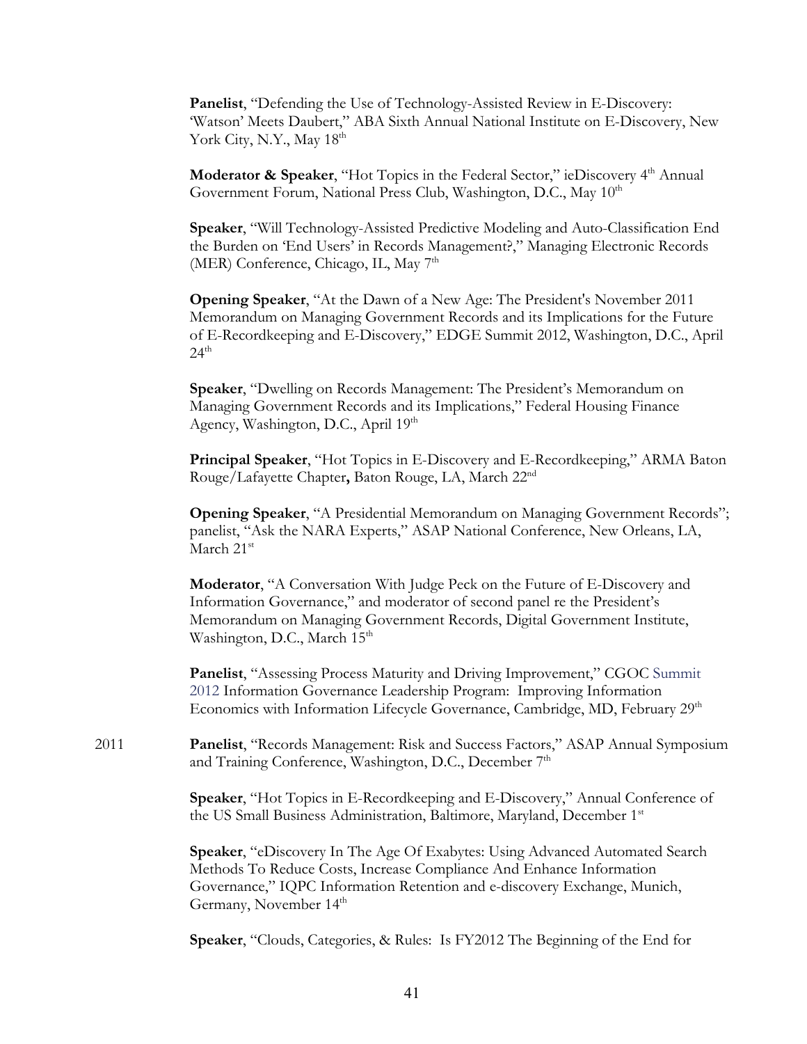**Panelist**, "Defending the Use of Technology-Assisted Review in E-Discovery: 'Watson' Meets Daubert," ABA Sixth Annual National Institute on E-Discovery, New York City, N.Y., May 18th

**Moderator & Speaker**, "Hot Topics in the Federal Sector," ieDiscovery 4th Annual Government Forum, National Press Club, Washington, D.C., May 10th

**Speaker**, "Will Technology-Assisted Predictive Modeling and Auto-Classification End the Burden on 'End Users' in Records Management?," Managing Electronic Records (MER) Conference, Chicago, IL, May 7th

**Opening Speaker**, "At the Dawn of a New Age: The President's November 2011 Memorandum on Managing Government Records and its Implications for the Future of E-Recordkeeping and E-Discovery," EDGE Summit 2012, Washington, D.C., April 24th

**Speaker**, "Dwelling on Records Management: The President's Memorandum on Managing Government Records and its Implications," Federal Housing Finance Agency, Washington, D.C., April 19th

**Principal Speaker**, "Hot Topics in E-Discovery and E-Recordkeeping," ARMA Baton Rouge/Lafayette Chapter**,** Baton Rouge, LA, March 22nd

**Opening Speaker**, "A Presidential Memorandum on Managing Government Records"; panelist, "Ask the NARA Experts," ASAP National Conference, New Orleans, LA, March 21st

**Moderator**, "A Conversation With Judge Peck on the Future of E-Discovery and Information Governance," and moderator of second panel re the President's Memorandum on Managing Government Records, Digital Government Institute, Washington, D.C., March 15th

**Panelist**, "Assessing Process Maturity and Driving Improvement," CGOC Summit 2012 Information Governance Leadership Program: Improving Information Economics with Information Lifecycle Governance, Cambridge, MD, February 29th

2011

**Panelist**, "Records Management: Risk and Success Factors," ASAP Annual Symposium and Training Conference, Washington, D.C., December 7th

**Speaker**, "Hot Topics in E-Recordkeeping and E-Discovery," Annual Conference of the US Small Business Administration, Baltimore, Maryland, December 1st

**Speaker**, "eDiscovery In The Age Of Exabytes: Using Advanced Automated Search Methods To Reduce Costs, Increase Compliance And Enhance Information Governance," IQPC Information Retention and e-discovery Exchange, Munich, Germany, November 14th

**Speaker**, "Clouds, Categories, & Rules: Is FY2012 The Beginning of the End for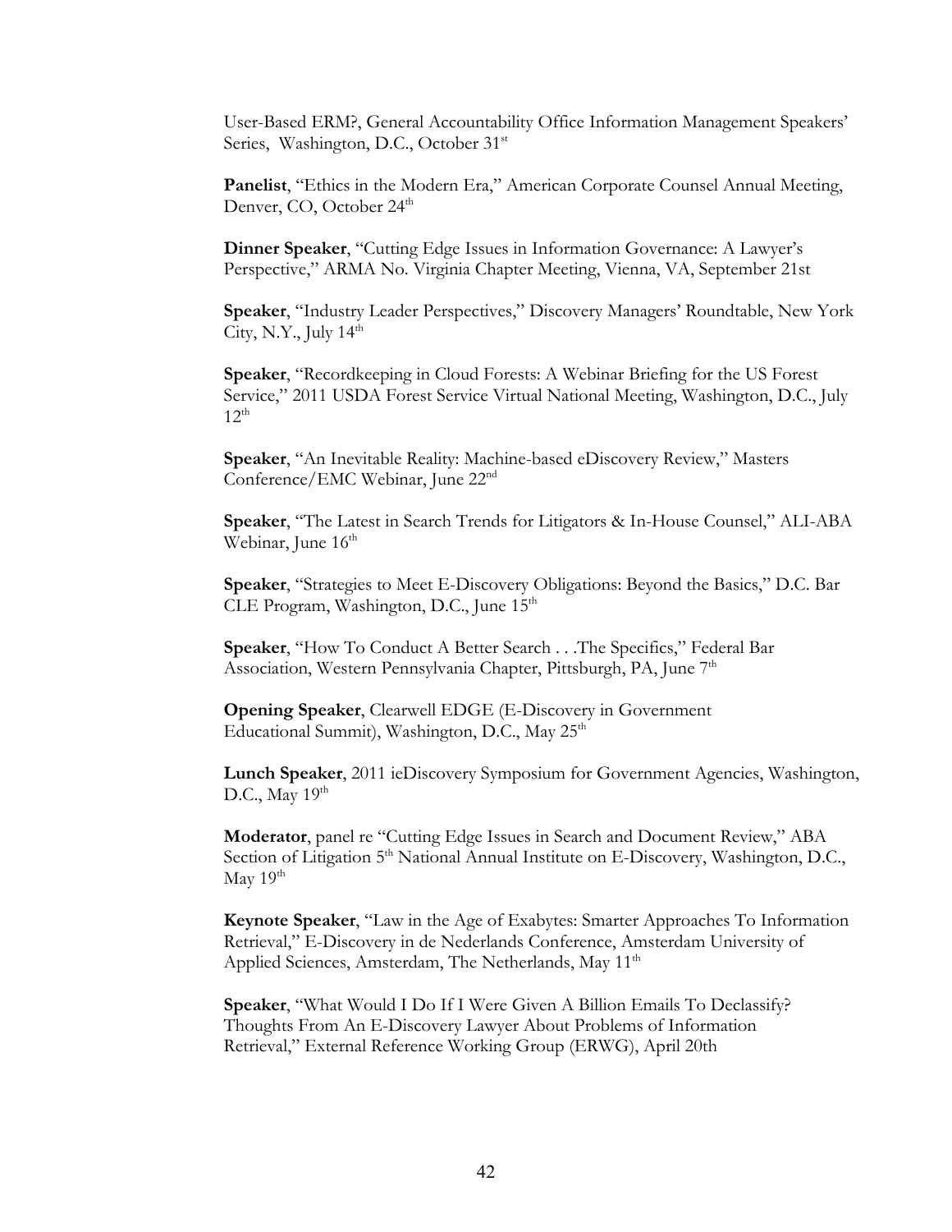User-Based ERM?, General Accountability Office Information Management Speakers' Series, Washington, D.C., October 31st

**Panelist**, "Ethics in the Modern Era," American Corporate Counsel Annual Meeting, Denver, CO, October 24th

**Dinner Speaker**, "Cutting Edge Issues in Information Governance: A Lawyer's Perspective," ARMA No. Virginia Chapter Meeting, Vienna, VA, September 21st

**Speaker**, "Industry Leader Perspectives," Discovery Managers' Roundtable, New York City, N.Y., July 14th

**Speaker**, "Recordkeeping in Cloud Forests: A Webinar Briefing for the US Forest Service," 2011 USDA Forest Service Virtual National Meeting, Washington, D.C., July 12th

**Speaker**, "An Inevitable Reality: Machine-based eDiscovery Review," Masters Conference/EMC Webinar, June 22nd

**Speaker**, "The Latest in Search Trends for Litigators & In-House Counsel," ALI-ABA Webinar, June 16th

**Speaker**, "Strategies to Meet E-Discovery Obligations: Beyond the Basics," D.C. Bar CLE Program, Washington, D.C., June 15th

**Speaker**, "How To Conduct A Better Search . . .The Specifics," Federal Bar Association, Western Pennsylvania Chapter, Pittsburgh, PA, June 7th

**Opening Speaker**, Clearwell EDGE (E-Discovery in Government Educational Summit), Washington, D.C., May 25th

**Lunch Speaker**, 2011 ieDiscovery Symposium for Government Agencies, Washington, D.C., May 19th

**Moderator**, panel re "Cutting Edge Issues in Search and Document Review," ABA Section of Litigation 5th National Annual Institute on E-Discovery, Washington, D.C., May 19th

**Keynote Speaker**, "Law in the Age of Exabytes: Smarter Approaches To Information Retrieval," E-Discovery in de Nederlands Conference, Amsterdam University of Applied Sciences, Amsterdam, The Netherlands, May 11th

**Speaker**, "What Would I Do If I Were Given A Billion Emails To Declassify? Thoughts From An E-Discovery Lawyer About Problems of Information Retrieval," External Reference Working Group (ERWG), April 20th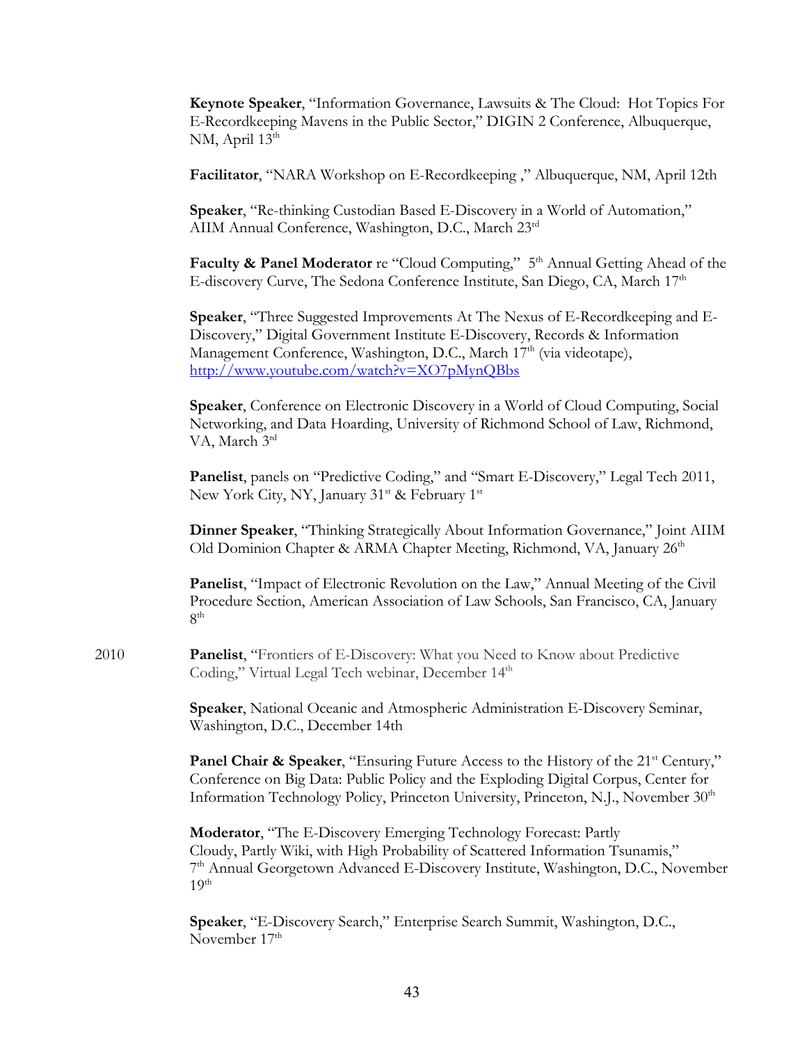**Keynote Speaker**, "Information Governance, Lawsuits & The Cloud: Hot Topics For E-Recordkeeping Mavens in the Public Sector," DIGIN 2 Conference, Albuquerque, NM, April 13th

**Facilitator**, "NARA Workshop on E-Recordkeeping ," Albuquerque, NM, April 12th

**Speaker**, "Re-thinking Custodian Based E-Discovery in a World of Automation," AIIM Annual Conference, Washington, D.C., March 23rd

**Faculty & Panel Moderator** re "Cloud Computing," 5th Annual Getting Ahead of the E-discovery Curve, The Sedona Conference Institute, San Diego, CA, March 17th

**Speaker**, "Three Suggested Improvements At The Nexus of E-Recordkeeping and E-Discovery," Digital Government Institute E-Discovery, Records & Information Management Conference, Washington, D.C., March 17th (via videotape), http://www.youtube.com/watch?v=XO7pMynQBbs

**Speaker**, Conference on Electronic Discovery in a World of Cloud Computing, Social Networking, and Data Hoarding, University of Richmond School of Law, Richmond, VA, March 3rd

**Panelist**, panels on "Predictive Coding," and "Smart E-Discovery," Legal Tech 2011, New York City, NY, January 31st & February 1st

**Dinner Speaker**, "Thinking Strategically About Information Governance," Joint AIIM Old Dominion Chapter & ARMA Chapter Meeting, Richmond, VA, January 26th

**Panelist**, "Impact of Electronic Revolution on the Law," Annual Meeting of the Civil Procedure Section, American Association of Law Schools, San Francisco, CA, January 8th

2010

**Panelist**, "Frontiers of E-Discovery: What you Need to Know about Predictive Coding," Virtual Legal Tech webinar, December 14th

**Speaker**, National Oceanic and Atmospheric Administration E-Discovery Seminar, Washington, D.C., December 14th

**Panel Chair & Speaker**, "Ensuring Future Access to the History of the 21st Century," Conference on Big Data: Public Policy and the Exploding Digital Corpus, Center for Information Technology Policy, Princeton University, Princeton, N.J., November 30th

**Moderator**, "The E-Discovery Emerging Technology Forecast: Partly Cloudy, Partly Wiki, with High Probability of Scattered Information Tsunamis," 7th Annual Georgetown Advanced E-Discovery Institute, Washington, D.C., November 19th

**Speaker**, "E-Discovery Search," Enterprise Search Summit, Washington, D.C., November 17th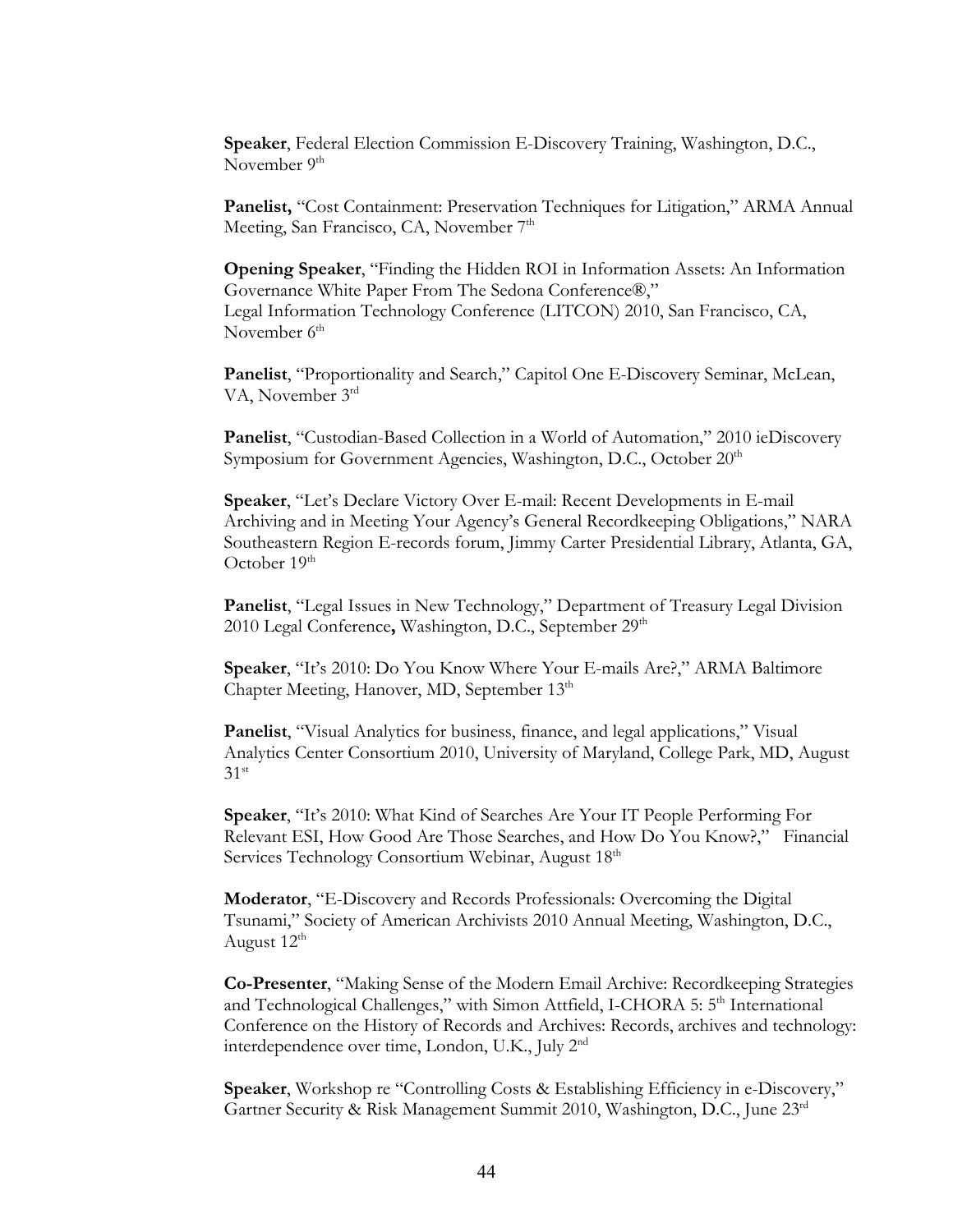**Speaker**, Federal Election Commission E-Discovery Training, Washington, D.C., November 9th

**Panelist,** "Cost Containment: Preservation Techniques for Litigation," ARMA Annual Meeting, San Francisco, CA, November 7th

**Opening Speaker**, "Finding the Hidden ROI in Information Assets: An Information Governance White Paper From The Sedona Conference®," Legal Information Technology Conference (LITCON) 2010, San Francisco, CA, November 6th

**Panelist**, "Proportionality and Search," Capitol One E-Discovery Seminar, McLean, VA, November 3rd

**Panelist**, "Custodian-Based Collection in a World of Automation," 2010 ieDiscovery Symposium for Government Agencies, Washington, D.C., October 20th

**Speaker**, "Let's Declare Victory Over E-mail: Recent Developments in E-mail Archiving and in Meeting Your Agency's General Recordkeeping Obligations," NARA Southeastern Region E-records forum, Jimmy Carter Presidential Library, Atlanta, GA, October 19th

**Panelist**, "Legal Issues in New Technology," Department of Treasury Legal Division 2010 Legal Conference**,** Washington, D.C., September 29th

**Speaker**, "It's 2010: Do You Know Where Your E-mails Are?," ARMA Baltimore Chapter Meeting, Hanover, MD, September 13th

**Panelist**, "Visual Analytics for business, finance, and legal applications," Visual Analytics Center Consortium 2010, University of Maryland, College Park, MD, August 31st

**Speaker**, "It's 2010: What Kind of Searches Are Your IT People Performing For Relevant ESI, How Good Are Those Searches, and How Do You Know?," Financial Services Technology Consortium Webinar, August 18th

**Moderator**, "E-Discovery and Records Professionals: Overcoming the Digital Tsunami," Society of American Archivists 2010 Annual Meeting, Washington, D.C., August 12th

**Co-Presenter**, "Making Sense of the Modern Email Archive: Recordkeeping Strategies and Technological Challenges," with Simon Attfield, I-CHORA 5: 5th International Conference on the History of Records and Archives: Records, archives and technology: interdependence over time, London, U.K., July 2nd

**Speaker**, Workshop re "Controlling Costs & Establishing Efficiency in e-Discovery," Gartner Security & Risk Management Summit 2010, Washington, D.C., June 23rd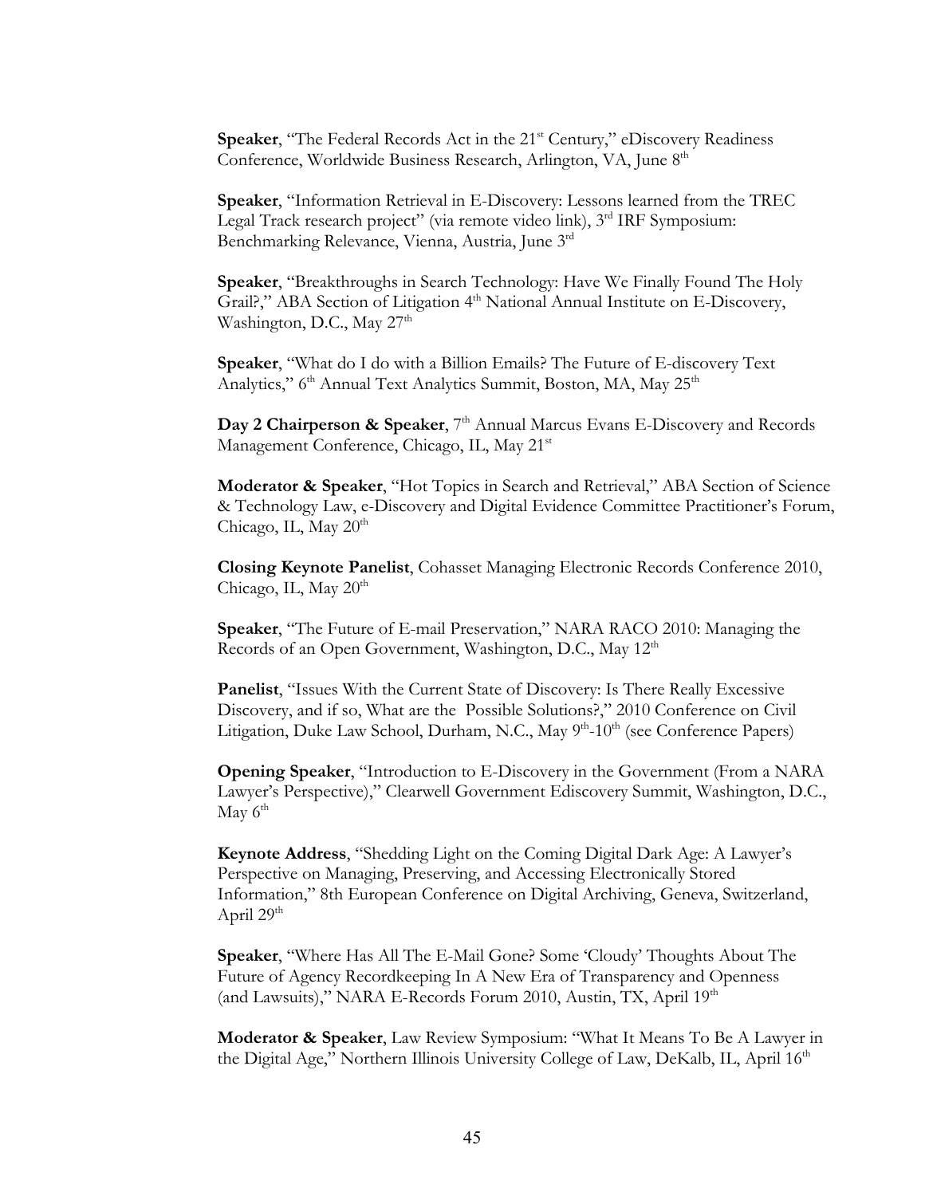**Speaker**, "The Federal Records Act in the 21st Century," eDiscovery Readiness Conference, Worldwide Business Research, Arlington, VA, June 8th

**Speaker**, "Information Retrieval in E-Discovery: Lessons learned from the TREC Legal Track research project" (via remote video link), 3rd IRF Symposium: Benchmarking Relevance, Vienna, Austria, June 3rd

**Speaker**, "Breakthroughs in Search Technology: Have We Finally Found The Holy Grail?," ABA Section of Litigation 4th National Annual Institute on E-Discovery, Washington, D.C., May 27th

**Speaker**, "What do I do with a Billion Emails? The Future of E-discovery Text Analytics," 6th Annual Text Analytics Summit, Boston, MA, May 25th

**Day 2 Chairperson & Speaker**, 7th Annual Marcus Evans E-Discovery and Records Management Conference, Chicago, IL, May 21st

**Moderator & Speaker**, "Hot Topics in Search and Retrieval," ABA Section of Science & Technology Law, e-Discovery and Digital Evidence Committee Practitioner's Forum, Chicago, IL, May 20th

**Closing Keynote Panelist**, Cohasset Managing Electronic Records Conference 2010, Chicago, IL, May 20th

**Speaker**, "The Future of E-mail Preservation," NARA RACO 2010: Managing the Records of an Open Government, Washington, D.C., May 12th

**Panelist**, "Issues With the Current State of Discovery: Is There Really Excessive Discovery, and if so, What are the Possible Solutions?," 2010 Conference on Civil Litigation, Duke Law School, Durham, N.C., May 9th-10th (see Conference Papers)

**Opening Speaker**, "Introduction to E-Discovery in the Government (From a NARA Lawyer's Perspective)," Clearwell Government Ediscovery Summit, Washington, D.C., May 6th

**Keynote Address**, "Shedding Light on the Coming Digital Dark Age: A Lawyer's Perspective on Managing, Preserving, and Accessing Electronically Stored Information," 8th European Conference on Digital Archiving, Geneva, Switzerland, April 29th

**Speaker**, "Where Has All The E-Mail Gone? Some 'Cloudy' Thoughts About The Future of Agency Recordkeeping In A New Era of Transparency and Openness (and Lawsuits)," NARA E-Records Forum 2010, Austin, TX, April 19th

**Moderator & Speaker**, Law Review Symposium: "What It Means To Be A Lawyer in the Digital Age," Northern Illinois University College of Law, DeKalb, IL, April 16th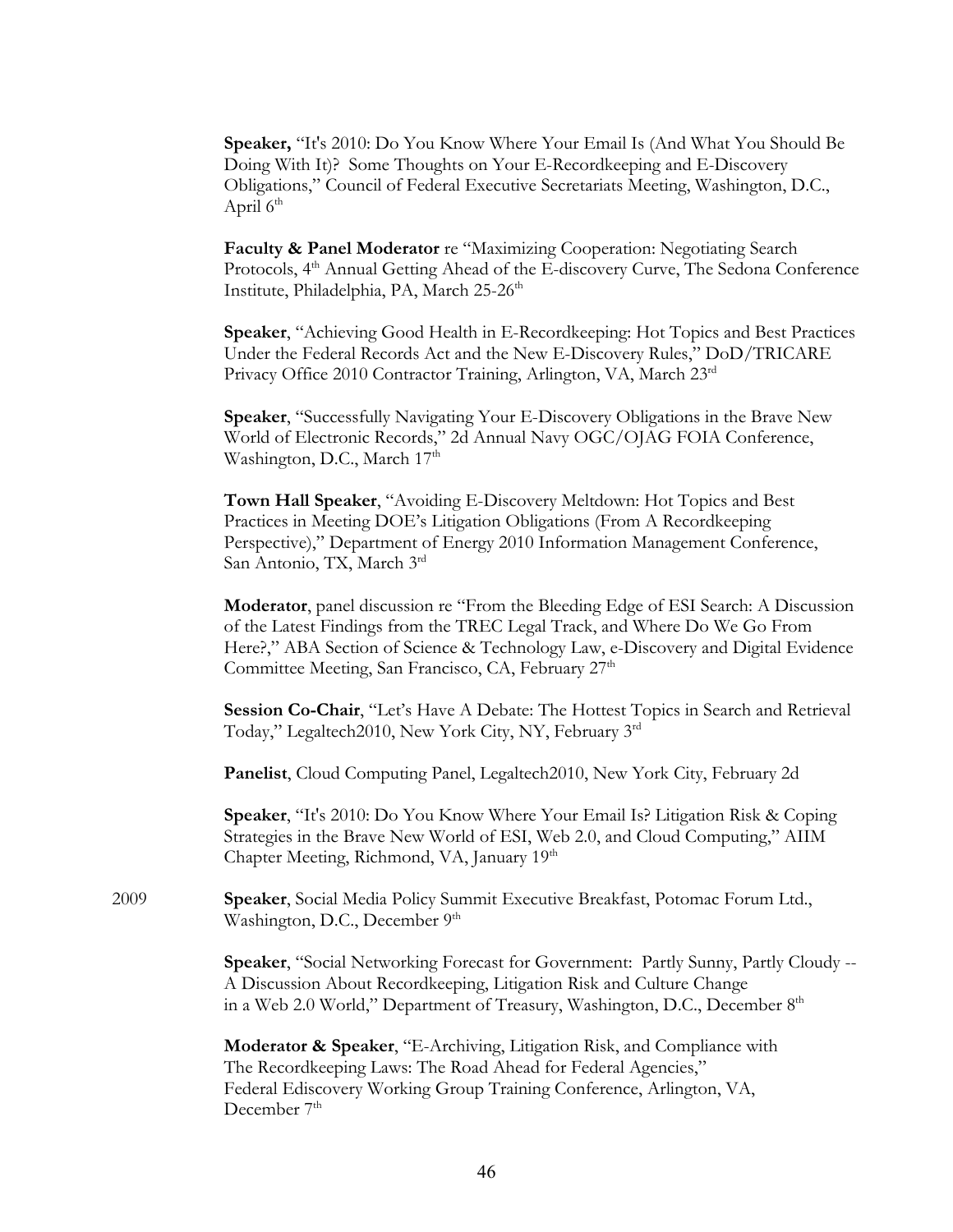**Speaker,** "It's 2010: Do You Know Where Your Email Is (And What You Should Be Doing With It)? Some Thoughts on Your E-Recordkeeping and E-Discovery Obligations," Council of Federal Executive Secretariats Meeting, Washington, D.C., April 6th

**Faculty & Panel Moderator** re "Maximizing Cooperation: Negotiating Search Protocols, 4th Annual Getting Ahead of the E-discovery Curve, The Sedona Conference Institute, Philadelphia, PA, March 25-26th

**Speaker**, "Achieving Good Health in E-Recordkeeping: Hot Topics and Best Practices Under the Federal Records Act and the New E-Discovery Rules," DoD/TRICARE Privacy Office 2010 Contractor Training, Arlington, VA, March 23rd

**Speaker**, "Successfully Navigating Your E-Discovery Obligations in the Brave New World of Electronic Records," 2d Annual Navy OGC/OJAG FOIA Conference, Washington, D.C., March 17th

**Town Hall Speaker**, "Avoiding E-Discovery Meltdown: Hot Topics and Best Practices in Meeting DOE's Litigation Obligations (From A Recordkeeping Perspective)," Department of Energy 2010 Information Management Conference, San Antonio, TX, March 3rd

**Moderator**, panel discussion re "From the Bleeding Edge of ESI Search: A Discussion of the Latest Findings from the TREC Legal Track, and Where Do We Go From Here?," ABA Section of Science & Technology Law, e-Discovery and Digital Evidence Committee Meeting, San Francisco, CA, February 27th

**Session Co-Chair**, "Let's Have A Debate: The Hottest Topics in Search and Retrieval Today," Legaltech2010, New York City, NY, February 3rd

**Panelist**, Cloud Computing Panel, Legaltech2010, New York City, February 2d

**Speaker**, "It's 2010: Do You Know Where Your Email Is? Litigation Risk & Coping Strategies in the Brave New World of ESI, Web 2.0, and Cloud Computing," AIIM Chapter Meeting, Richmond, VA, January 19th

2009 **Speaker**, Social Media Policy Summit Executive Breakfast, Potomac Forum Ltd., Washington, D.C., December 9th

**Speaker**, "Social Networking Forecast for Government: Partly Sunny, Partly Cloudy -- A Discussion About Recordkeeping, Litigation Risk and Culture Change in a Web 2.0 World," Department of Treasury, Washington, D.C., December 8th

**Moderator & Speaker**, "E-Archiving, Litigation Risk, and Compliance with The Recordkeeping Laws: The Road Ahead for Federal Agencies," Federal Ediscovery Working Group Training Conference, Arlington, VA, December 7th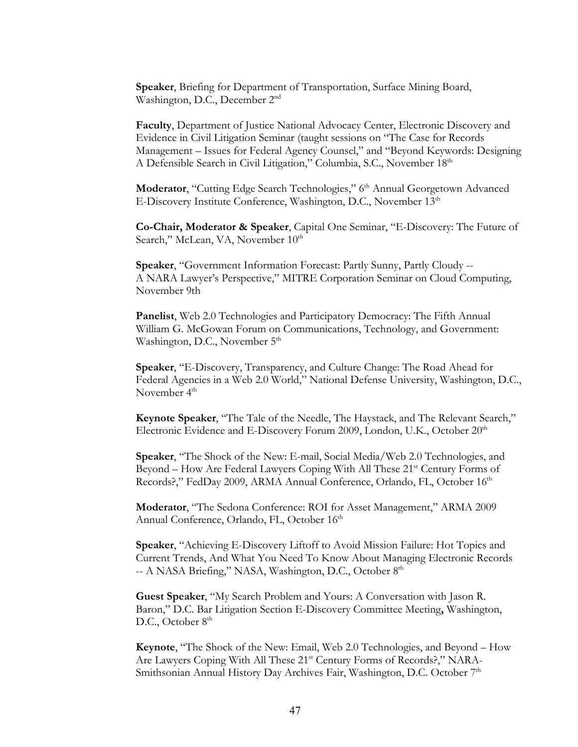**Speaker**, Briefing for Department of Transportation, Surface Mining Board, Washington, D.C., December 2nd

**Faculty**, Department of Justice National Advocacy Center, Electronic Discovery and Evidence in Civil Litigation Seminar (taught sessions on "The Case for Records Management – Issues for Federal Agency Counsel," and "Beyond Keywords: Designing A Defensible Search in Civil Litigation," Columbia, S.C., November 18th

**Moderator**, "Cutting Edge Search Technologies," 6th Annual Georgetown Advanced E-Discovery Institute Conference, Washington, D.C., November 13th

**Co-Chair, Moderator & Speaker**, Capital One Seminar, "E-Discovery: The Future of Search," McLean, VA, November 10th

**Speaker**, "Government Information Forecast: Partly Sunny, Partly Cloudy -- A NARA Lawyer's Perspective," MITRE Corporation Seminar on Cloud Computing, November 9th

**Panelist**, Web 2.0 Technologies and Participatory Democracy: The Fifth Annual William G. McGowan Forum on Communications, Technology, and Government: Washington, D.C., November 5th

**Speaker**, "E-Discovery, Transparency, and Culture Change: The Road Ahead for Federal Agencies in a Web 2.0 World," National Defense University, Washington, D.C., November 4th

**Keynote Speaker**, "The Tale of the Needle, The Haystack, and The Relevant Search," Electronic Evidence and E-Discovery Forum 2009, London, U.K., October 20th

**Speaker**, "The Shock of the New: E-mail, Social Media/Web 2.0 Technologies, and Beyond – How Are Federal Lawyers Coping With All These 21st Century Forms of Records?," FedDay 2009, ARMA Annual Conference, Orlando, FL, October 16th

**Moderator**, "The Sedona Conference: ROI for Asset Management," ARMA 2009 Annual Conference, Orlando, FL, October 16th

**Speaker**, "Achieving E-Discovery Liftoff to Avoid Mission Failure: Hot Topics and Current Trends, And What You Need To Know About Managing Electronic Records -- A NASA Briefing," NASA, Washington, D.C., October 8th

**Guest Speaker**, "My Search Problem and Yours: A Conversation with Jason R. Baron," D.C. Bar Litigation Section E-Discovery Committee Meeting**,** Washington, D.C., October 8th

**Keynote**, "The Shock of the New: Email, Web 2.0 Technologies, and Beyond – How Are Lawyers Coping With All These 21st Century Forms of Records?," NARA-Smithsonian Annual History Day Archives Fair, Washington, D.C. October 7th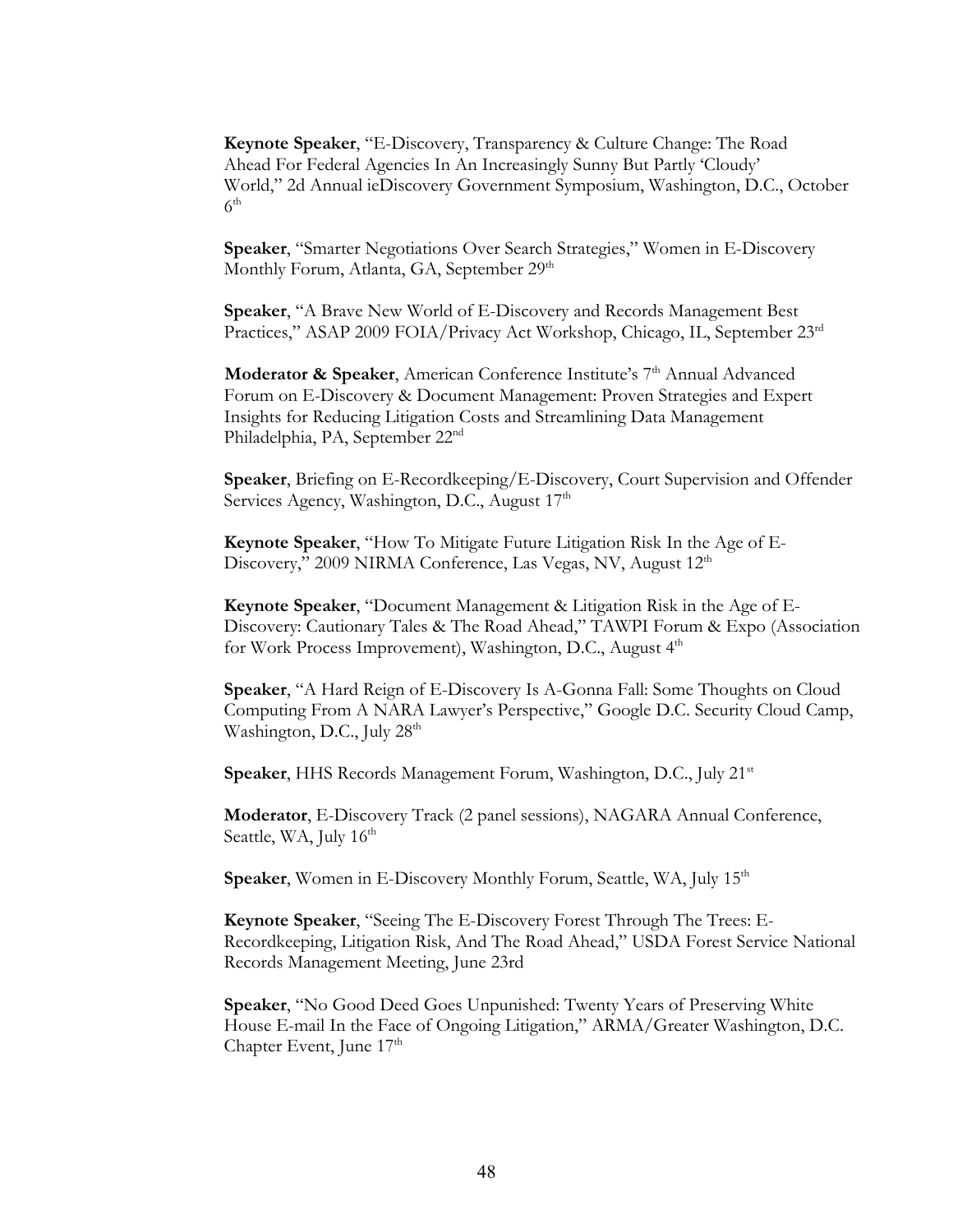**Keynote Speaker**, "E-Discovery, Transparency & Culture Change: The Road Ahead For Federal Agencies In An Increasingly Sunny But Partly 'Cloudy' World," 2d Annual ieDiscovery Government Symposium, Washington, D.C., October 6th

**Speaker**, "Smarter Negotiations Over Search Strategies," Women in E-Discovery Monthly Forum, Atlanta, GA, September 29th

**Speaker**, "A Brave New World of E-Discovery and Records Management Best Practices," ASAP 2009 FOIA/Privacy Act Workshop, Chicago, IL, September 23rd

**Moderator & Speaker**, American Conference Institute's 7th Annual Advanced Forum on E-Discovery & Document Management: Proven Strategies and Expert Insights for Reducing Litigation Costs and Streamlining Data Management Philadelphia, PA, September 22nd

**Speaker**, Briefing on E-Recordkeeping/E-Discovery, Court Supervision and Offender Services Agency, Washington, D.C., August 17th

**Keynote Speaker**, "How To Mitigate Future Litigation Risk In the Age of E-Discovery," 2009 NIRMA Conference, Las Vegas, NV, August 12th

**Keynote Speaker**, "Document Management & Litigation Risk in the Age of E-Discovery: Cautionary Tales & The Road Ahead," TAWPI Forum & Expo (Association for Work Process Improvement), Washington, D.C., August 4th

**Speaker**, "A Hard Reign of E-Discovery Is A-Gonna Fall: Some Thoughts on Cloud Computing From A NARA Lawyer's Perspective," Google D.C. Security Cloud Camp, Washington, D.C., July 28th

**Speaker**, HHS Records Management Forum, Washington, D.C., July 21st

**Moderator**, E-Discovery Track (2 panel sessions), NAGARA Annual Conference, Seattle, WA, July 16th

**Speaker**, Women in E-Discovery Monthly Forum, Seattle, WA, July 15th

**Keynote Speaker**, "Seeing The E-Discovery Forest Through The Trees: E-Recordkeeping, Litigation Risk, And The Road Ahead," USDA Forest Service National Records Management Meeting, June 23rd

**Speaker**, "No Good Deed Goes Unpunished: Twenty Years of Preserving White House E-mail In the Face of Ongoing Litigation," ARMA/Greater Washington, D.C. Chapter Event, June 17th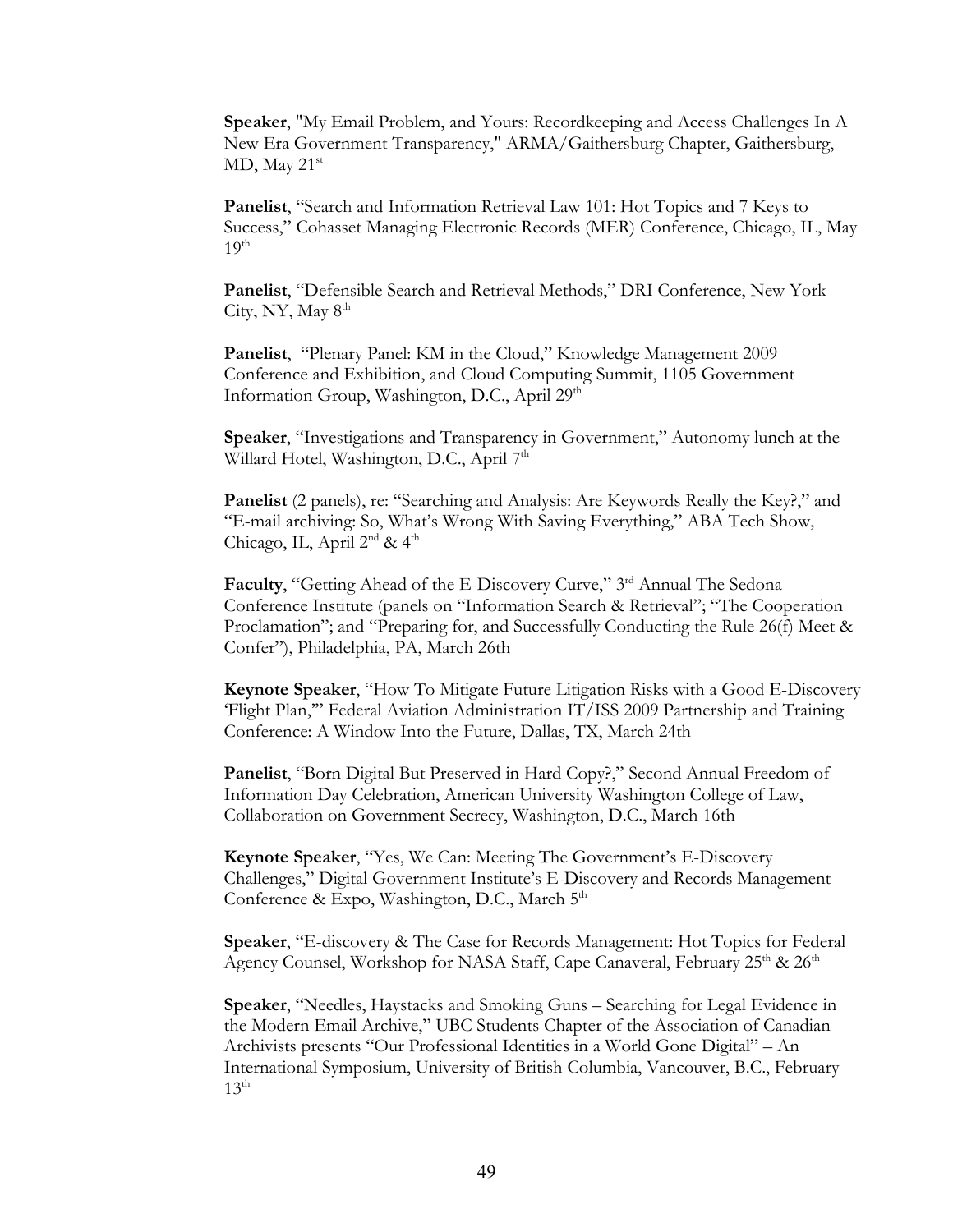**Speaker**, "My Email Problem, and Yours: Recordkeeping and Access Challenges In A New Era Government Transparency," ARMA/Gaithersburg Chapter, Gaithersburg, MD, May 21st

**Panelist**, "Search and Information Retrieval Law 101: Hot Topics and 7 Keys to Success," Cohasset Managing Electronic Records (MER) Conference, Chicago, IL, May 19th

**Panelist**, "Defensible Search and Retrieval Methods," DRI Conference, New York City, NY, May 8th

**Panelist**, "Plenary Panel: KM in the Cloud," Knowledge Management 2009 Conference and Exhibition, and Cloud Computing Summit, 1105 Government Information Group, Washington, D.C., April 29th

**Speaker**, "Investigations and Transparency in Government," Autonomy lunch at the Willard Hotel, Washington, D.C., April 7th

**Panelist** (2 panels), re: "Searching and Analysis: Are Keywords Really the Key?," and "E-mail archiving: So, What's Wrong With Saving Everything," ABA Tech Show, Chicago, IL, April 2nd & 4th

**Faculty**, "Getting Ahead of the E-Discovery Curve," 3rd Annual The Sedona Conference Institute (panels on "Information Search & Retrieval"; "The Cooperation Proclamation"; and "Preparing for, and Successfully Conducting the Rule 26(f) Meet & Confer"), Philadelphia, PA, March 26th

**Keynote Speaker**, "How To Mitigate Future Litigation Risks with a Good E-Discovery 'Flight Plan,'" Federal Aviation Administration IT/ISS 2009 Partnership and Training Conference: A Window Into the Future, Dallas, TX, March 24th

**Panelist**, "Born Digital But Preserved in Hard Copy?," Second Annual Freedom of Information Day Celebration, American University Washington College of Law, Collaboration on Government Secrecy, Washington, D.C., March 16th

**Keynote Speaker**, "Yes, We Can: Meeting The Government's E-Discovery Challenges," Digital Government Institute's E-Discovery and Records Management Conference & Expo, Washington, D.C., March 5th

**Speaker**, "E-discovery & The Case for Records Management: Hot Topics for Federal Agency Counsel, Workshop for NASA Staff, Cape Canaveral, February 25th & 26th

**Speaker**, "Needles, Haystacks and Smoking Guns – Searching for Legal Evidence in the Modern Email Archive," UBC Students Chapter of the Association of Canadian Archivists presents "Our Professional Identities in a World Gone Digital" – An International Symposium, University of British Columbia, Vancouver, B.C., February 13th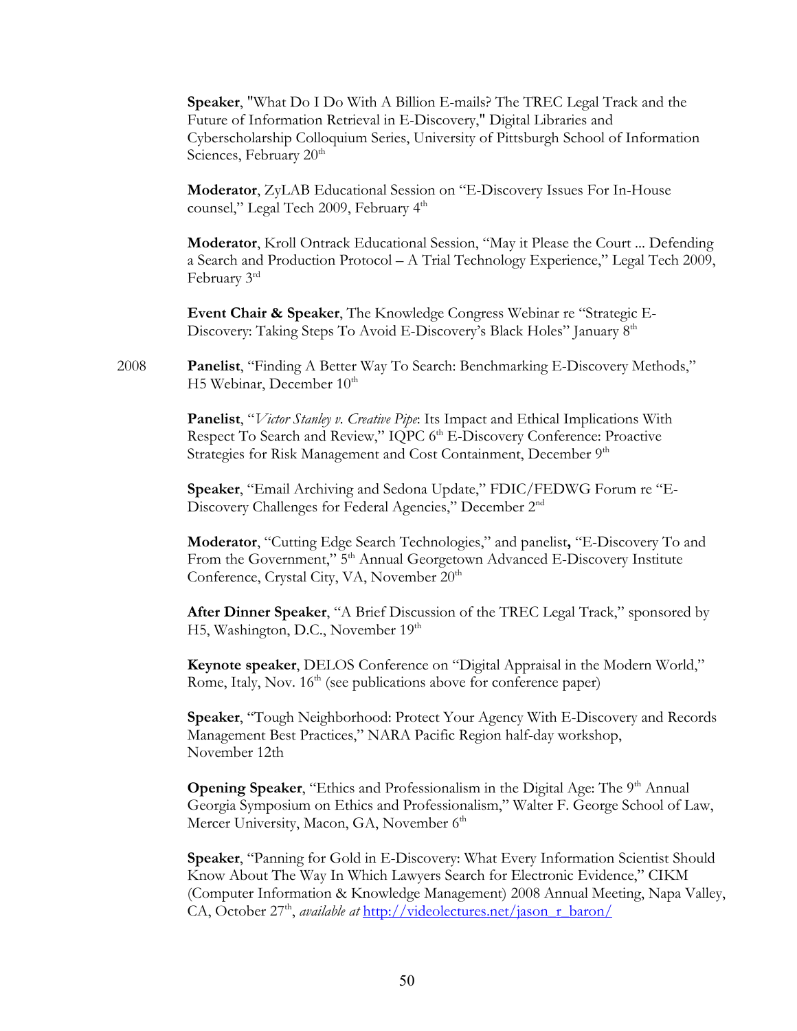**Speaker**, "What Do I Do With A Billion E-mails? The TREC Legal Track and the Future of Information Retrieval in E-Discovery," Digital Libraries and Cyberscholarship Colloquium Series, University of Pittsburgh School of Information Sciences, February 20th

**Moderator**, ZyLAB Educational Session on "E-Discovery Issues For In-House counsel," Legal Tech 2009, February 4th

**Moderator**, Kroll Ontrack Educational Session, "May it Please the Court ... Defending a Search and Production Protocol – A Trial Technology Experience," Legal Tech 2009, February 3rd

**Event Chair & Speaker**, The Knowledge Congress Webinar re "Strategic E-Discovery: Taking Steps To Avoid E-Discovery's Black Holes" January 8th

2008 **Panelist**, "Finding A Better Way To Search: Benchmarking E-Discovery Methods," H5 Webinar, December 10th

**Panelist**, "*Victor Stanley v. Creative Pipe*: Its Impact and Ethical Implications With Respect To Search and Review," IQPC 6th E-Discovery Conference: Proactive Strategies for Risk Management and Cost Containment, December 9th

**Speaker**, "Email Archiving and Sedona Update," FDIC/FEDWG Forum re "E-Discovery Challenges for Federal Agencies," December 2nd

**Moderator**, "Cutting Edge Search Technologies," and panelist**,** "E-Discovery To and From the Government," 5th Annual Georgetown Advanced E-Discovery Institute Conference, Crystal City, VA, November 20th

**After Dinner Speaker**, "A Brief Discussion of the TREC Legal Track," sponsored by H5, Washington, D.C., November 19th

**Keynote speaker**, DELOS Conference on "Digital Appraisal in the Modern World," Rome, Italy, Nov. 16th (see publications above for conference paper)

**Speaker**, "Tough Neighborhood: Protect Your Agency With E-Discovery and Records Management Best Practices," NARA Pacific Region half-day workshop, November 12th

**Opening Speaker**, "Ethics and Professionalism in the Digital Age: The 9th Annual Georgia Symposium on Ethics and Professionalism," Walter F. George School of Law, Mercer University, Macon, GA, November 6th

**Speaker**, "Panning for Gold in E-Discovery: What Every Information Scientist Should Know About The Way In Which Lawyers Search for Electronic Evidence," CIKM (Computer Information & Knowledge Management) 2008 Annual Meeting, Napa Valley, CA, October 27th, *available at* http://videolectures.net/jason_r_baron/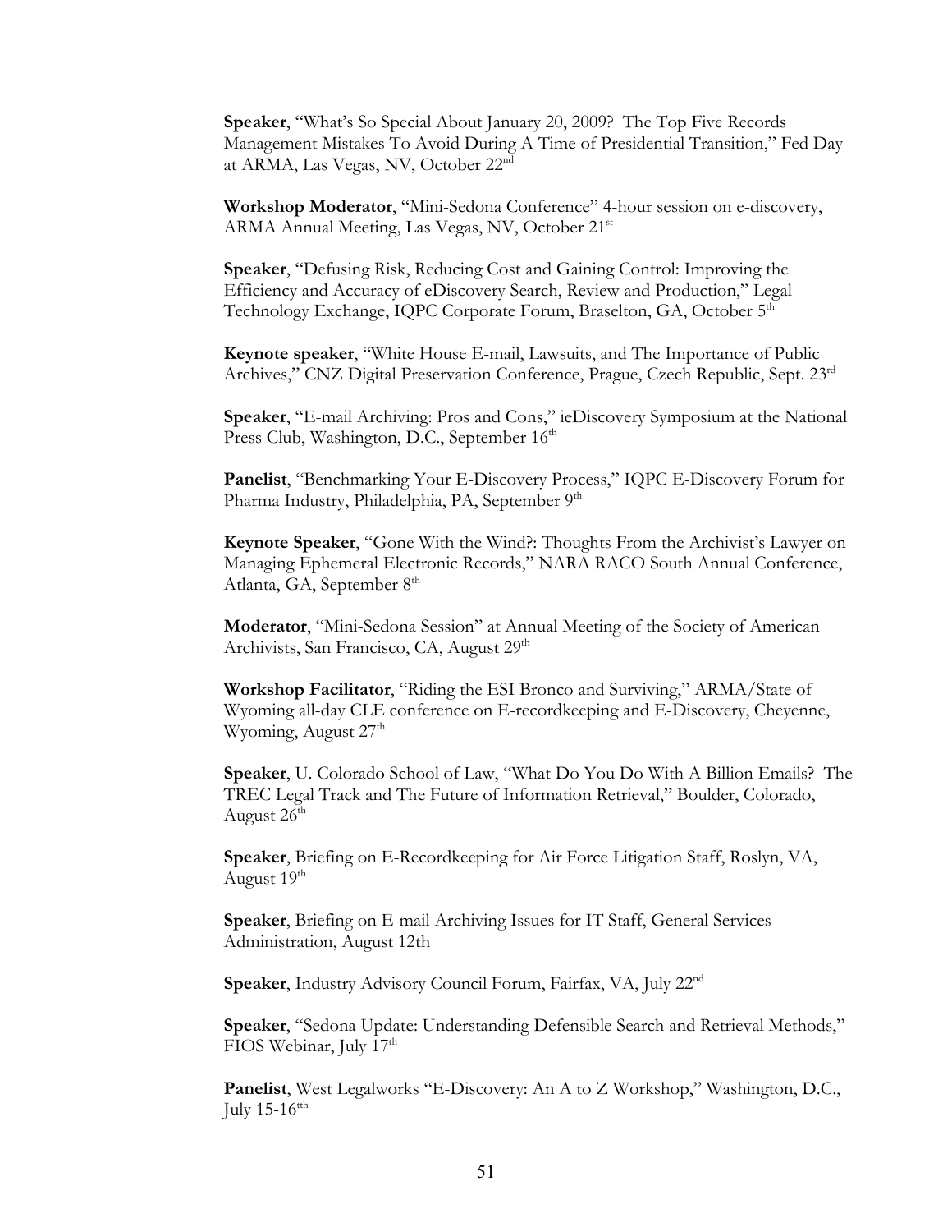**Speaker**, "What's So Special About January 20, 2009? The Top Five Records Management Mistakes To Avoid During A Time of Presidential Transition," Fed Day at ARMA, Las Vegas, NV, October 22nd

**Workshop Moderator**, "Mini-Sedona Conference" 4-hour session on e-discovery, ARMA Annual Meeting, Las Vegas, NV, October 21st

**Speaker**, "Defusing Risk, Reducing Cost and Gaining Control: Improving the Efficiency and Accuracy of eDiscovery Search, Review and Production," Legal Technology Exchange, IQPC Corporate Forum, Braselton, GA, October 5th

**Keynote speaker**, "White House E-mail, Lawsuits, and The Importance of Public Archives," CNZ Digital Preservation Conference, Prague, Czech Republic, Sept. 23rd

**Speaker**, "E-mail Archiving: Pros and Cons," ieDiscovery Symposium at the National Press Club, Washington, D.C., September 16th

**Panelist**, "Benchmarking Your E-Discovery Process," IQPC E-Discovery Forum for Pharma Industry, Philadelphia, PA, September 9th

**Keynote Speaker**, "Gone With the Wind?: Thoughts From the Archivist's Lawyer on Managing Ephemeral Electronic Records," NARA RACO South Annual Conference, Atlanta, GA, September 8th

**Moderator**, "Mini-Sedona Session" at Annual Meeting of the Society of American Archivists, San Francisco, CA, August 29th

**Workshop Facilitator**, "Riding the ESI Bronco and Surviving," ARMA/State of Wyoming all-day CLE conference on E-recordkeeping and E-Discovery, Cheyenne, Wyoming, August 27th

**Speaker**, U. Colorado School of Law, "What Do You Do With A Billion Emails? The TREC Legal Track and The Future of Information Retrieval," Boulder, Colorado, August 26th

**Speaker**, Briefing on E-Recordkeeping for Air Force Litigation Staff, Roslyn, VA, August 19th

**Speaker**, Briefing on E-mail Archiving Issues for IT Staff, General Services Administration, August 12th

**Speaker**, Industry Advisory Council Forum, Fairfax, VA, July 22nd

**Speaker**, "Sedona Update: Understanding Defensible Search and Retrieval Methods," FIOS Webinar, July 17th

**Panelist**, West Legalworks "E-Discovery: An A to Z Workshop," Washington, D.C., July 15-16th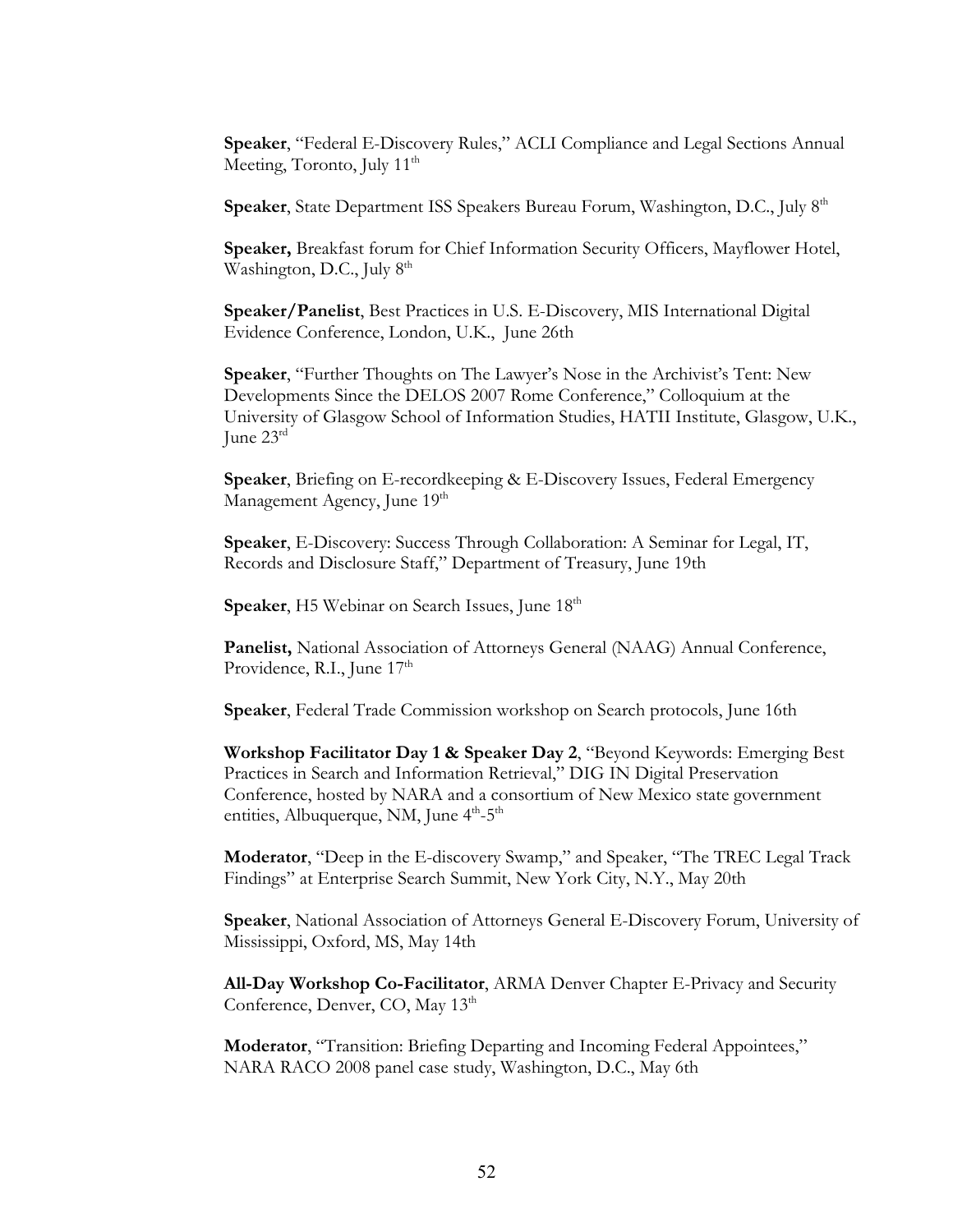**Speaker**, "Federal E-Discovery Rules," ACLI Compliance and Legal Sections Annual Meeting, Toronto, July 11th

**Speaker**, State Department ISS Speakers Bureau Forum, Washington, D.C., July 8th

**Speaker,** Breakfast forum for Chief Information Security Officers, Mayflower Hotel, Washington, D.C., July 8th

**Speaker/Panelist**, Best Practices in U.S. E-Discovery, MIS International Digital Evidence Conference, London, U.K., June 26th

**Speaker**, "Further Thoughts on The Lawyer's Nose in the Archivist's Tent: New Developments Since the DELOS 2007 Rome Conference," Colloquium at the University of Glasgow School of Information Studies, HATII Institute, Glasgow, U.K., June 23rd

**Speaker**, Briefing on E-recordkeeping & E-Discovery Issues, Federal Emergency Management Agency, June 19th

**Speaker**, E-Discovery: Success Through Collaboration: A Seminar for Legal, IT, Records and Disclosure Staff," Department of Treasury, June 19th

**Speaker**, H5 Webinar on Search Issues, June 18th

**Panelist,** National Association of Attorneys General (NAAG) Annual Conference, Providence, R.I., June 17th

**Speaker**, Federal Trade Commission workshop on Search protocols, June 16th

**Workshop Facilitator Day 1 & Speaker Day 2**, "Beyond Keywords: Emerging Best Practices in Search and Information Retrieval," DIG IN Digital Preservation Conference, hosted by NARA and a consortium of New Mexico state government entities, Albuquerque, NM, June 4th-5th

**Moderator**, "Deep in the E-discovery Swamp," and Speaker, "The TREC Legal Track Findings" at Enterprise Search Summit, New York City, N.Y., May 20th

**Speaker**, National Association of Attorneys General E-Discovery Forum, University of Mississippi, Oxford, MS, May 14th

**All-Day Workshop Co-Facilitator**, ARMA Denver Chapter E-Privacy and Security Conference, Denver, CO, May 13th

**Moderator**, "Transition: Briefing Departing and Incoming Federal Appointees," NARA RACO 2008 panel case study, Washington, D.C., May 6th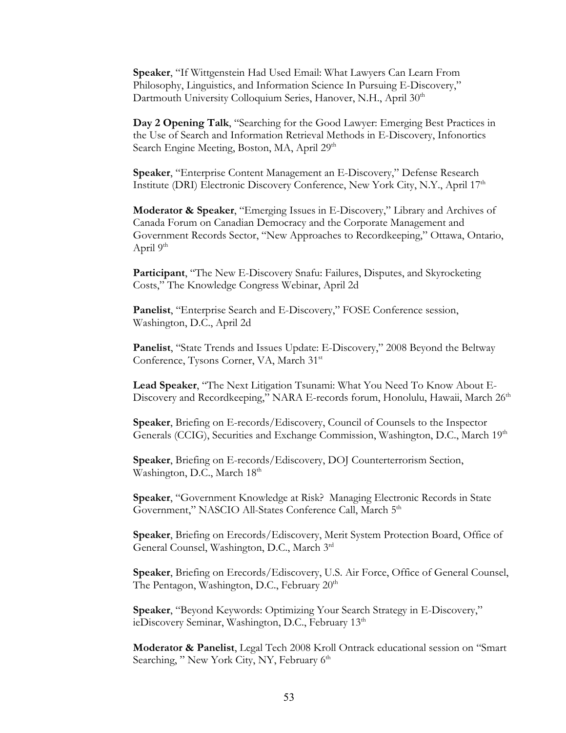**Speaker**, "If Wittgenstein Had Used Email: What Lawyers Can Learn From Philosophy, Linguistics, and Information Science In Pursuing E-Discovery," Dartmouth University Colloquium Series, Hanover, N.H., April 30th

**Day 2 Opening Talk**, "Searching for the Good Lawyer: Emerging Best Practices in the Use of Search and Information Retrieval Methods in E-Discovery, Infonortics Search Engine Meeting, Boston, MA, April 29th

**Speaker**, "Enterprise Content Management an E-Discovery," Defense Research Institute (DRI) Electronic Discovery Conference, New York City, N.Y., April 17th

**Moderator & Speaker**, "Emerging Issues in E-Discovery," Library and Archives of Canada Forum on Canadian Democracy and the Corporate Management and Government Records Sector, "New Approaches to Recordkeeping," Ottawa, Ontario, April 9th

**Participant**, "The New E-Discovery Snafu: Failures, Disputes, and Skyrocketing Costs," The Knowledge Congress Webinar, April 2d

**Panelist**, "Enterprise Search and E-Discovery," FOSE Conference session, Washington, D.C., April 2d

**Panelist**, "State Trends and Issues Update: E-Discovery," 2008 Beyond the Beltway Conference, Tysons Corner, VA, March 31st

**Lead Speaker**, "The Next Litigation Tsunami: What You Need To Know About E-Discovery and Recordkeeping," NARA E-records forum, Honolulu, Hawaii, March 26th

**Speaker**, Briefing on E-records/Ediscovery, Council of Counsels to the Inspector Generals (CCIG), Securities and Exchange Commission, Washington, D.C., March 19th

**Speaker**, Briefing on E-records/Ediscovery, DOJ Counterterrorism Section, Washington, D.C., March 18th

**Speaker**, "Government Knowledge at Risk? Managing Electronic Records in State Government," NASCIO All-States Conference Call, March 5th

**Speaker**, Briefing on Erecords/Ediscovery, Merit System Protection Board, Office of General Counsel, Washington, D.C., March 3rd

**Speaker**, Briefing on Erecords/Ediscovery, U.S. Air Force, Office of General Counsel, The Pentagon, Washington, D.C., February 20th

**Speaker**, "Beyond Keywords: Optimizing Your Search Strategy in E-Discovery," ieDiscovery Seminar, Washington, D.C., February 13th

**Moderator & Panelist**, Legal Tech 2008 Kroll Ontrack educational session on "Smart Searching, " New York City, NY, February 6th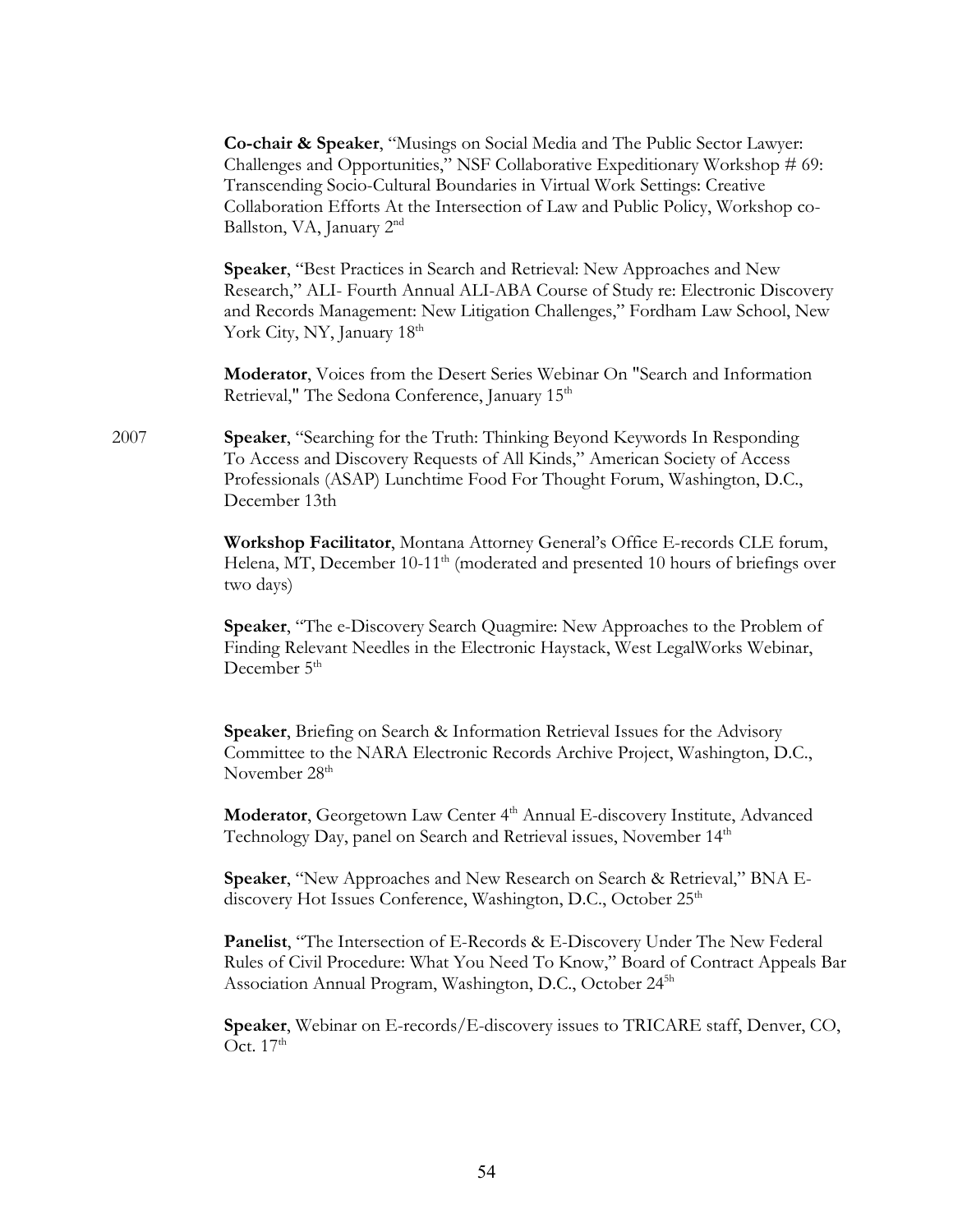**Co-chair & Speaker**, "Musings on Social Media and The Public Sector Lawyer: Challenges and Opportunities," NSF Collaborative Expeditionary Workshop # 69: Transcending Socio-Cultural Boundaries in Virtual Work Settings: Creative Collaboration Efforts At the Intersection of Law and Public Policy, Workshop co-Ballston, VA, January 2nd

**Speaker**, "Best Practices in Search and Retrieval: New Approaches and New Research," ALI- Fourth Annual ALI-ABA Course of Study re: Electronic Discovery and Records Management: New Litigation Challenges," Fordham Law School, New York City, NY, January 18th

**Moderator**, Voices from the Desert Series Webinar On "Search and Information Retrieval," The Sedona Conference, January 15th

2007

**Speaker**, "Searching for the Truth: Thinking Beyond Keywords In Responding To Access and Discovery Requests of All Kinds," American Society of Access Professionals (ASAP) Lunchtime Food For Thought Forum, Washington, D.C., December 13th

**Workshop Facilitator**, Montana Attorney General's Office E-records CLE forum, Helena, MT, December 10-11th (moderated and presented 10 hours of briefings over two days)

**Speaker**, "The e-Discovery Search Quagmire: New Approaches to the Problem of Finding Relevant Needles in the Electronic Haystack, West LegalWorks Webinar, December 5th

**Speaker**, Briefing on Search & Information Retrieval Issues for the Advisory Committee to the NARA Electronic Records Archive Project, Washington, D.C., November 28th

**Moderator**, Georgetown Law Center 4th Annual E-discovery Institute, Advanced Technology Day, panel on Search and Retrieval issues, November 14th

**Speaker**, "New Approaches and New Research on Search & Retrieval," BNA E-discovery Hot Issues Conference, Washington, D.C., October 25th

**Panelist**, "The Intersection of E-Records & E-Discovery Under The New Federal Rules of Civil Procedure: What You Need To Know," Board of Contract Appeals Bar Association Annual Program, Washington, D.C., October 245h

**Speaker**, Webinar on E-records/E-discovery issues to TRICARE staff, Denver, CO, Oct. 17th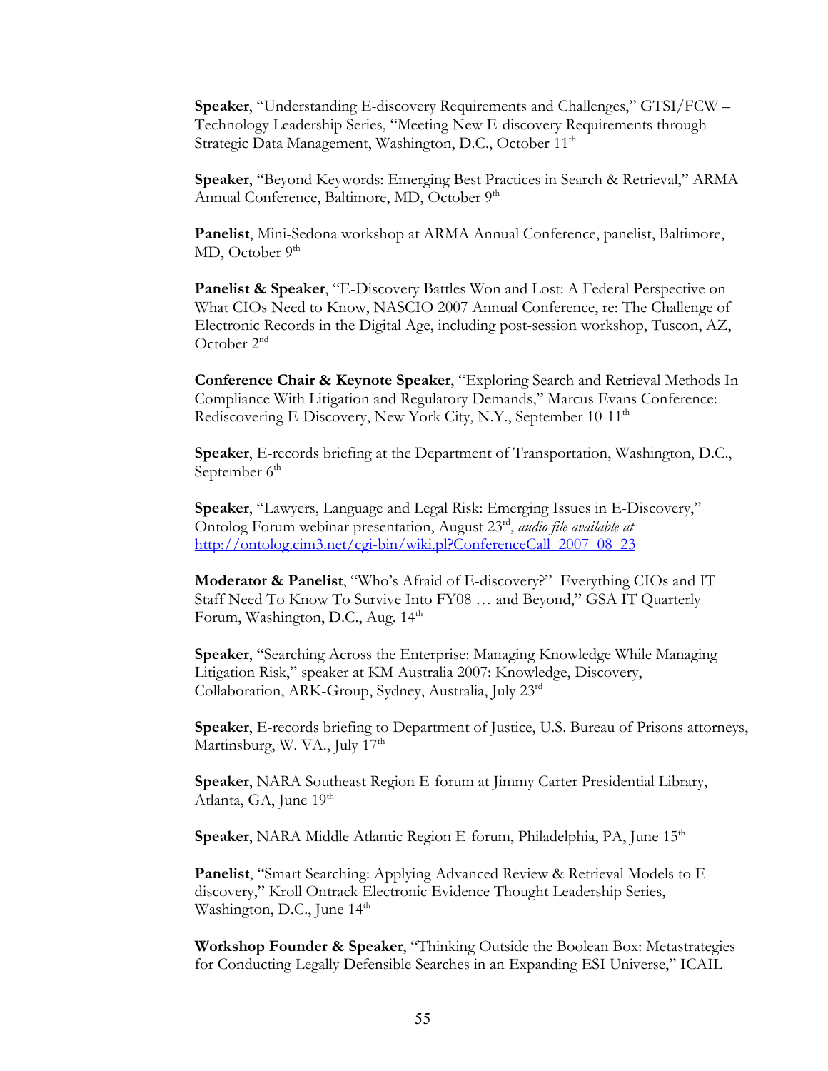**Speaker**, "Understanding E-discovery Requirements and Challenges," GTSI/FCW – Technology Leadership Series, "Meeting New E-discovery Requirements through Strategic Data Management, Washington, D.C., October 11th

**Speaker**, "Beyond Keywords: Emerging Best Practices in Search & Retrieval," ARMA Annual Conference, Baltimore, MD, October 9th

**Panelist**, Mini-Sedona workshop at ARMA Annual Conference, panelist, Baltimore, MD, October 9th

**Panelist & Speaker**, "E-Discovery Battles Won and Lost: A Federal Perspective on What CIOs Need to Know, NASCIO 2007 Annual Conference, re: The Challenge of Electronic Records in the Digital Age, including post-session workshop, Tuscon, AZ, October 2nd

**Conference Chair & Keynote Speaker**, "Exploring Search and Retrieval Methods In Compliance With Litigation and Regulatory Demands," Marcus Evans Conference: Rediscovering E-Discovery, New York City, N.Y., September 10-11th

**Speaker**, E-records briefing at the Department of Transportation, Washington, D.C., September 6th

**Speaker**, "Lawyers, Language and Legal Risk: Emerging Issues in E-Discovery," Ontolog Forum webinar presentation, August 23rd, *audio file available at* http://ontolog.cim3.net/cgi-bin/wiki.pl?ConferenceCall_2007_08_23

**Moderator & Panelist**, "Who's Afraid of E-discovery?" Everything CIOs and IT Staff Need To Know To Survive Into FY08 … and Beyond," GSA IT Quarterly Forum, Washington, D.C., Aug. 14th

**Speaker**, "Searching Across the Enterprise: Managing Knowledge While Managing Litigation Risk," speaker at KM Australia 2007: Knowledge, Discovery, Collaboration, ARK-Group, Sydney, Australia, July 23rd

**Speaker**, E-records briefing to Department of Justice, U.S. Bureau of Prisons attorneys, Martinsburg, W. VA., July 17th

**Speaker**, NARA Southeast Region E-forum at Jimmy Carter Presidential Library, Atlanta, GA, June 19th

**Speaker**, NARA Middle Atlantic Region E-forum, Philadelphia, PA, June 15th

**Panelist**, "Smart Searching: Applying Advanced Review & Retrieval Models to E-discovery," Kroll Ontrack Electronic Evidence Thought Leadership Series, Washington, D.C., June 14th

**Workshop Founder & Speaker**, "Thinking Outside the Boolean Box: Metastrategies for Conducting Legally Defensible Searches in an Expanding ESI Universe," ICAIL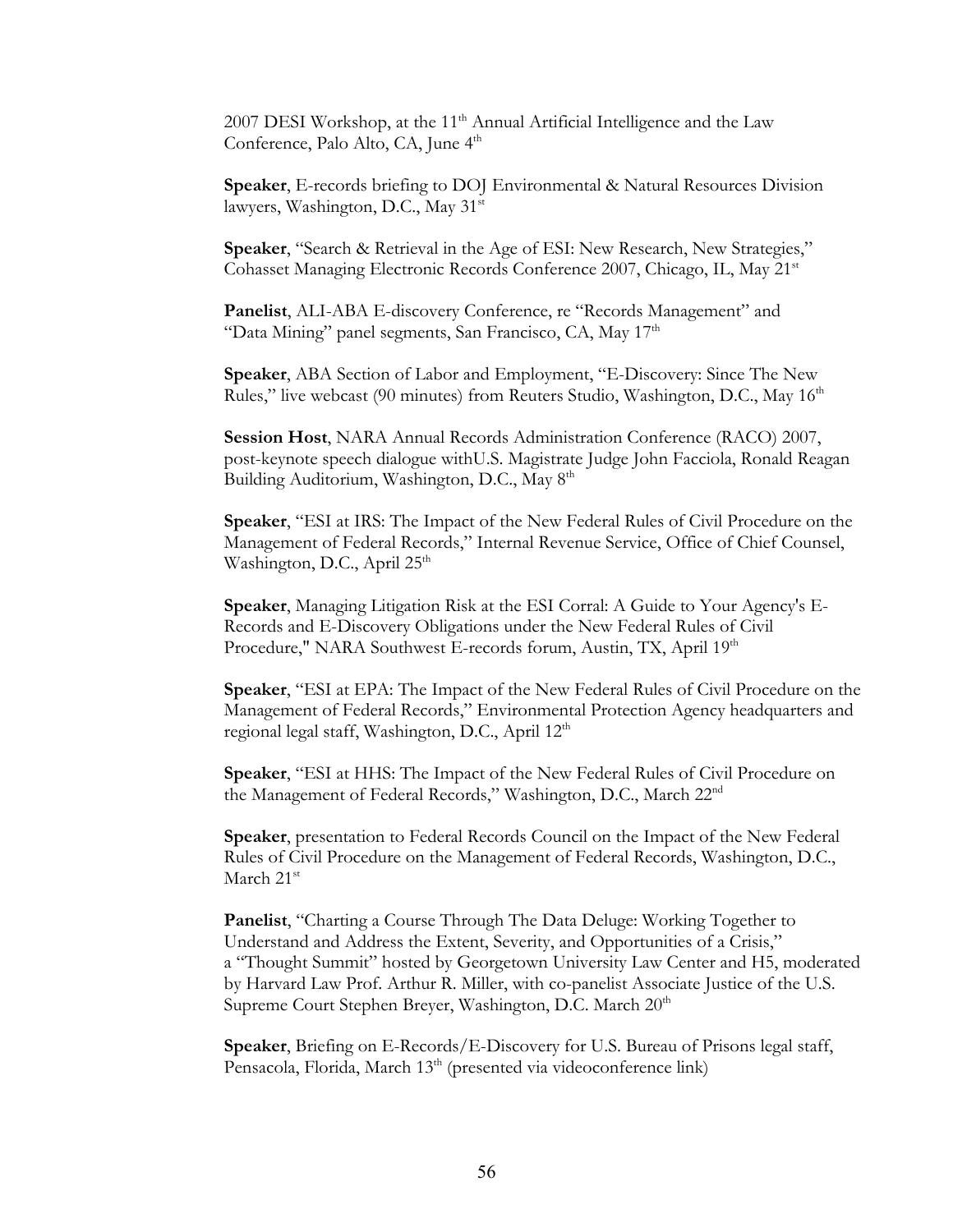2007 DESI Workshop, at the 11th Annual Artificial Intelligence and the Law Conference, Palo Alto, CA, June 4th

**Speaker**, E-records briefing to DOJ Environmental & Natural Resources Division lawyers, Washington, D.C., May 31st

**Speaker**, "Search & Retrieval in the Age of ESI: New Research, New Strategies," Cohasset Managing Electronic Records Conference 2007, Chicago, IL, May 21st

**Panelist**, ALI-ABA E-discovery Conference, re "Records Management" and "Data Mining" panel segments, San Francisco, CA, May 17th

**Speaker**, ABA Section of Labor and Employment, "E-Discovery: Since The New Rules," live webcast (90 minutes) from Reuters Studio, Washington, D.C., May 16th

**Session Host**, NARA Annual Records Administration Conference (RACO) 2007, post-keynote speech dialogue withU.S. Magistrate Judge John Facciola, Ronald Reagan Building Auditorium, Washington, D.C., May 8th

**Speaker**, "ESI at IRS: The Impact of the New Federal Rules of Civil Procedure on the Management of Federal Records," Internal Revenue Service, Office of Chief Counsel, Washington, D.C., April 25th

**Speaker**, Managing Litigation Risk at the ESI Corral: A Guide to Your Agency's E-Records and E-Discovery Obligations under the New Federal Rules of Civil Procedure," NARA Southwest E-records forum, Austin, TX, April 19th

**Speaker**, "ESI at EPA: The Impact of the New Federal Rules of Civil Procedure on the Management of Federal Records," Environmental Protection Agency headquarters and regional legal staff, Washington, D.C., April 12th

**Speaker**, "ESI at HHS: The Impact of the New Federal Rules of Civil Procedure on the Management of Federal Records," Washington, D.C., March 22nd

**Speaker**, presentation to Federal Records Council on the Impact of the New Federal Rules of Civil Procedure on the Management of Federal Records, Washington, D.C., March 21st

**Panelist**, "Charting a Course Through The Data Deluge: Working Together to Understand and Address the Extent, Severity, and Opportunities of a Crisis," a "Thought Summit" hosted by Georgetown University Law Center and H5, moderated by Harvard Law Prof. Arthur R. Miller, with co-panelist Associate Justice of the U.S. Supreme Court Stephen Breyer, Washington, D.C. March 20th

**Speaker**, Briefing on E-Records/E-Discovery for U.S. Bureau of Prisons legal staff, Pensacola, Florida, March 13th (presented via videoconference link)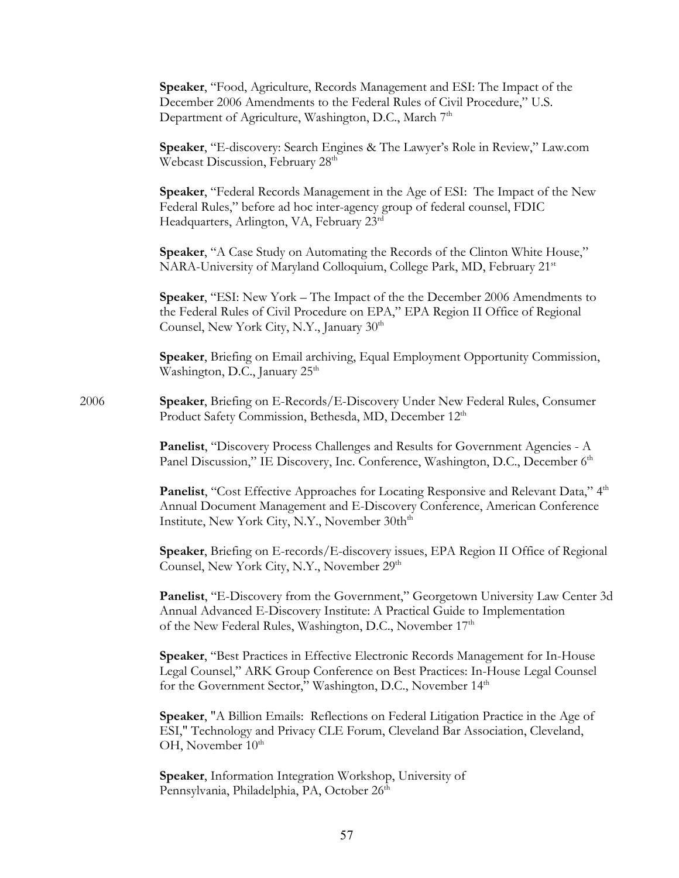**Speaker**, "Food, Agriculture, Records Management and ESI: The Impact of the December 2006 Amendments to the Federal Rules of Civil Procedure," U.S. Department of Agriculture, Washington, D.C., March 7th

**Speaker**, "E-discovery: Search Engines & The Lawyer's Role in Review," Law.com Webcast Discussion, February 28th

**Speaker**, "Federal Records Management in the Age of ESI: The Impact of the New Federal Rules," before ad hoc inter-agency group of federal counsel, FDIC Headquarters, Arlington, VA, February 23rd

**Speaker**, "A Case Study on Automating the Records of the Clinton White House," NARA-University of Maryland Colloquium, College Park, MD, February 21st

**Speaker**, "ESI: New York – The Impact of the the December 2006 Amendments to the Federal Rules of Civil Procedure on EPA," EPA Region II Office of Regional Counsel, New York City, N.Y., January 30th

**Speaker**, Briefing on Email archiving, Equal Employment Opportunity Commission, Washington, D.C., January 25th

2006

**Speaker**, Briefing on E-Records/E-Discovery Under New Federal Rules, Consumer Product Safety Commission, Bethesda, MD, December 12th

**Panelist**, "Discovery Process Challenges and Results for Government Agencies - A Panel Discussion," IE Discovery, Inc. Conference, Washington, D.C., December 6th

**Panelist**, "Cost Effective Approaches for Locating Responsive and Relevant Data," 4th Annual Document Management and E-Discovery Conference, American Conference Institute, New York City, N.Y., November 30thth

**Speaker**, Briefing on E-records/E-discovery issues, EPA Region II Office of Regional Counsel, New York City, N.Y., November 29th

**Panelist**, "E-Discovery from the Government," Georgetown University Law Center 3d Annual Advanced E-Discovery Institute: A Practical Guide to Implementation of the New Federal Rules, Washington, D.C., November 17th

**Speaker**, "Best Practices in Effective Electronic Records Management for In-House Legal Counsel," ARK Group Conference on Best Practices: In-House Legal Counsel for the Government Sector," Washington, D.C., November 14th

**Speaker**, "A Billion Emails: Reflections on Federal Litigation Practice in the Age of ESI," Technology and Privacy CLE Forum, Cleveland Bar Association, Cleveland, OH, November 10th

**Speaker**, Information Integration Workshop, University of Pennsylvania, Philadelphia, PA, October 26th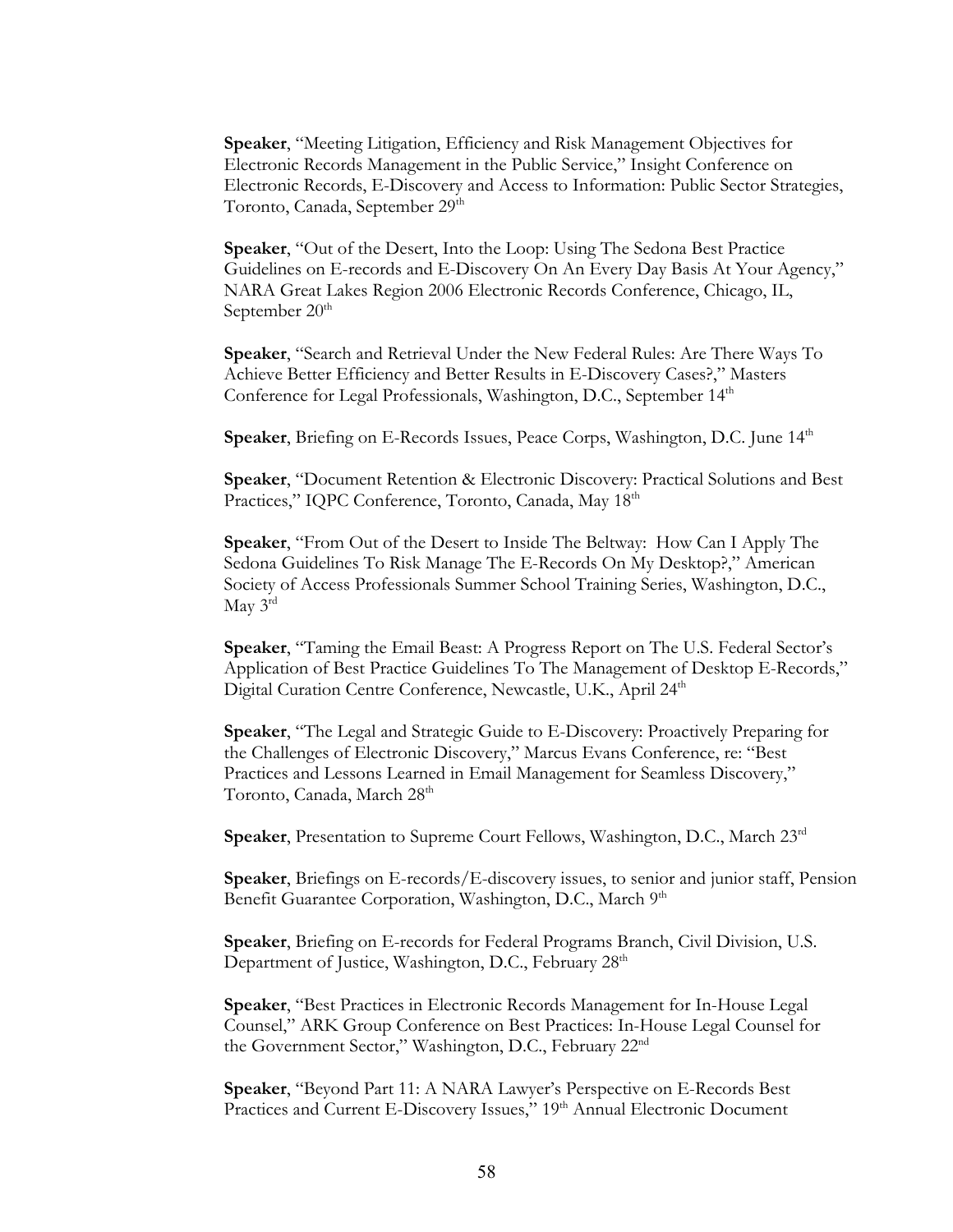**Speaker**, "Meeting Litigation, Efficiency and Risk Management Objectives for Electronic Records Management in the Public Service," Insight Conference on Electronic Records, E-Discovery and Access to Information: Public Sector Strategies, Toronto, Canada, September 29th

**Speaker**, "Out of the Desert, Into the Loop: Using The Sedona Best Practice Guidelines on E-records and E-Discovery On An Every Day Basis At Your Agency," NARA Great Lakes Region 2006 Electronic Records Conference, Chicago, IL, September 20th

**Speaker**, "Search and Retrieval Under the New Federal Rules: Are There Ways To Achieve Better Efficiency and Better Results in E-Discovery Cases?," Masters Conference for Legal Professionals, Washington, D.C., September 14th

**Speaker**, Briefing on E-Records Issues, Peace Corps, Washington, D.C. June 14th

**Speaker**, "Document Retention & Electronic Discovery: Practical Solutions and Best Practices," IQPC Conference, Toronto, Canada, May 18th

**Speaker**, "From Out of the Desert to Inside The Beltway: How Can I Apply The Sedona Guidelines To Risk Manage The E-Records On My Desktop?," American Society of Access Professionals Summer School Training Series, Washington, D.C., May 3rd

**Speaker**, "Taming the Email Beast: A Progress Report on The U.S. Federal Sector's Application of Best Practice Guidelines To The Management of Desktop E-Records," Digital Curation Centre Conference, Newcastle, U.K., April 24th

**Speaker**, "The Legal and Strategic Guide to E-Discovery: Proactively Preparing for the Challenges of Electronic Discovery," Marcus Evans Conference, re: "Best Practices and Lessons Learned in Email Management for Seamless Discovery," Toronto, Canada, March 28th

**Speaker**, Presentation to Supreme Court Fellows, Washington, D.C., March 23rd

**Speaker**, Briefings on E-records/E-discovery issues, to senior and junior staff, Pension Benefit Guarantee Corporation, Washington, D.C., March 9th

**Speaker**, Briefing on E-records for Federal Programs Branch, Civil Division, U.S. Department of Justice, Washington, D.C., February 28th

**Speaker**, "Best Practices in Electronic Records Management for In-House Legal Counsel," ARK Group Conference on Best Practices: In-House Legal Counsel for the Government Sector," Washington, D.C., February 22nd

**Speaker**, "Beyond Part 11: A NARA Lawyer's Perspective on E-Records Best Practices and Current E-Discovery Issues," 19th Annual Electronic Document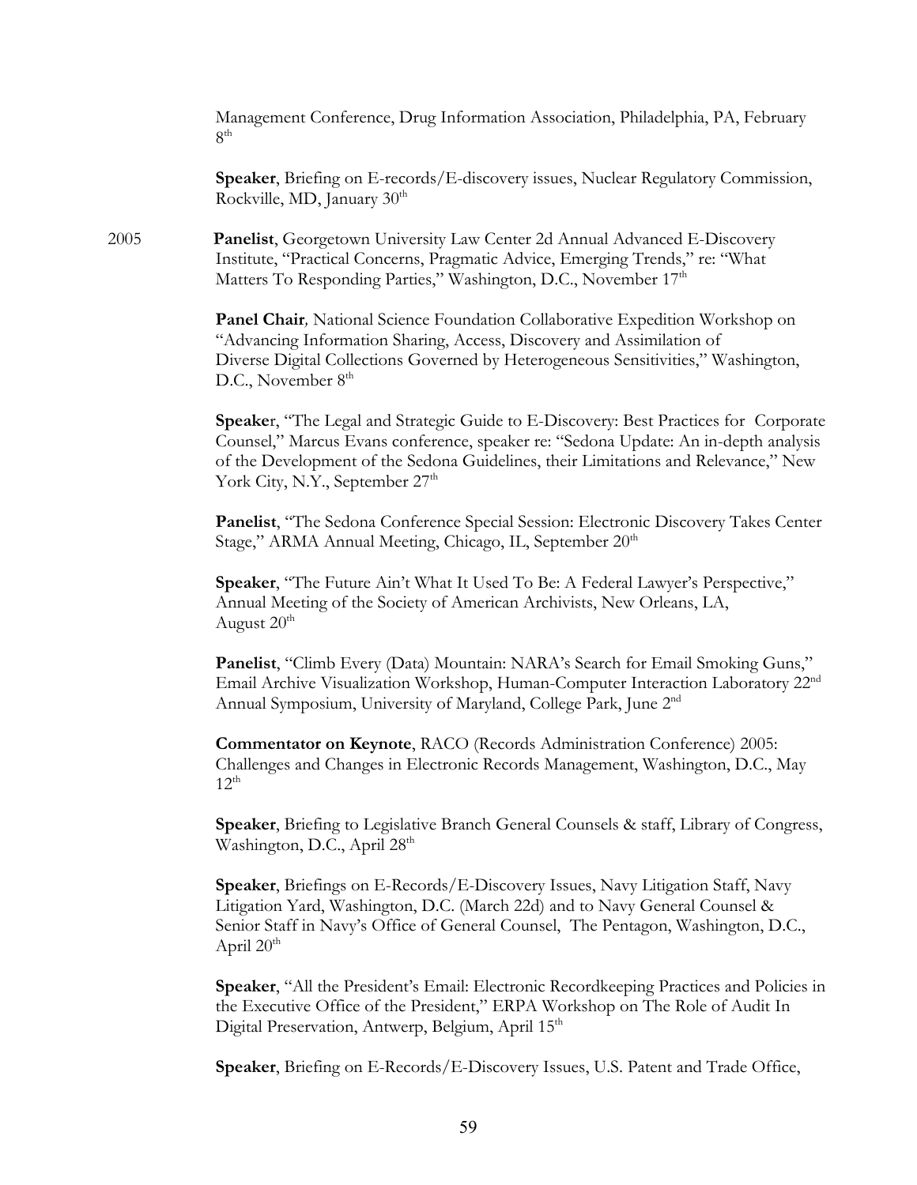Management Conference, Drug Information Association, Philadelphia, PA, February 8th

**Speaker**, Briefing on E-records/E-discovery issues, Nuclear Regulatory Commission, Rockville, MD, January 30th

2005 **Panelist**, Georgetown University Law Center 2d Annual Advanced E-Discovery Institute, "Practical Concerns, Pragmatic Advice, Emerging Trends," re: "What Matters To Responding Parties," Washington, D.C., November 17th

**Panel Chair***,* National Science Foundation Collaborative Expedition Workshop on "Advancing Information Sharing, Access, Discovery and Assimilation of Diverse Digital Collections Governed by Heterogeneous Sensitivities," Washington, D.C., November 8th

**Speake**r, "The Legal and Strategic Guide to E-Discovery: Best Practices for Corporate Counsel," Marcus Evans conference, speaker re: "Sedona Update: An in-depth analysis of the Development of the Sedona Guidelines, their Limitations and Relevance," New York City, N.Y., September 27th

**Panelist**, "The Sedona Conference Special Session: Electronic Discovery Takes Center Stage," ARMA Annual Meeting, Chicago, IL, September 20th

**Speaker**, "The Future Ain't What It Used To Be: A Federal Lawyer's Perspective," Annual Meeting of the Society of American Archivists, New Orleans, LA, August 20th

**Panelist**, "Climb Every (Data) Mountain: NARA's Search for Email Smoking Guns," Email Archive Visualization Workshop, Human-Computer Interaction Laboratory 22nd Annual Symposium, University of Maryland, College Park, June 2nd

**Commentator on Keynote**, RACO (Records Administration Conference) 2005: Challenges and Changes in Electronic Records Management, Washington, D.C., May 12th

**Speaker**, Briefing to Legislative Branch General Counsels & staff, Library of Congress, Washington, D.C., April 28th

**Speaker**, Briefings on E-Records/E-Discovery Issues, Navy Litigation Staff, Navy Litigation Yard, Washington, D.C. (March 22d) and to Navy General Counsel & Senior Staff in Navy's Office of General Counsel, The Pentagon, Washington, D.C., April 20th

**Speaker**, "All the President's Email: Electronic Recordkeeping Practices and Policies in the Executive Office of the President," ERPA Workshop on The Role of Audit In Digital Preservation, Antwerp, Belgium, April 15th

**Speaker**, Briefing on E-Records/E-Discovery Issues, U.S. Patent and Trade Office,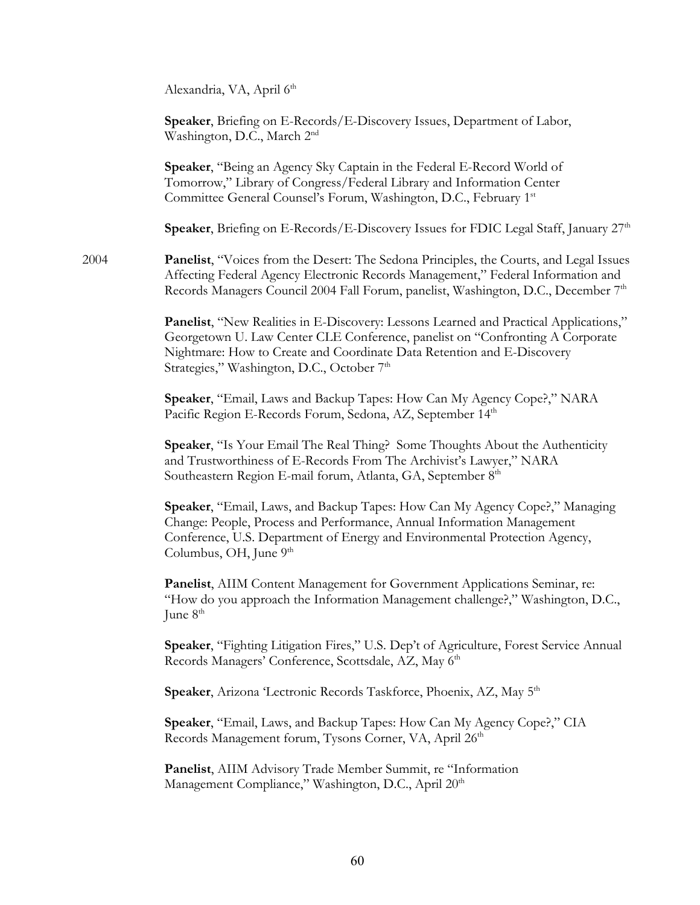Alexandria, VA, April 6th

**Speaker**, Briefing on E-Records/E-Discovery Issues, Department of Labor, Washington, D.C., March 2nd

**Speaker**, "Being an Agency Sky Captain in the Federal E-Record World of Tomorrow," Library of Congress/Federal Library and Information Center Committee General Counsel's Forum, Washington, D.C., February 1st

**Speaker**, Briefing on E-Records/E-Discovery Issues for FDIC Legal Staff, January 27th

2004 **Panelist**, "Voices from the Desert: The Sedona Principles, the Courts, and Legal Issues Affecting Federal Agency Electronic Records Management," Federal Information and Records Managers Council 2004 Fall Forum, panelist, Washington, D.C., December 7th

**Panelist**, "New Realities in E-Discovery: Lessons Learned and Practical Applications," Georgetown U. Law Center CLE Conference, panelist on "Confronting A Corporate Nightmare: How to Create and Coordinate Data Retention and E-Discovery Strategies," Washington, D.C., October 7th

**Speaker**, "Email, Laws and Backup Tapes: How Can My Agency Cope?," NARA Pacific Region E-Records Forum, Sedona, AZ, September 14th

**Speaker**, "Is Your Email The Real Thing? Some Thoughts About the Authenticity and Trustworthiness of E-Records From The Archivist's Lawyer," NARA Southeastern Region E-mail forum, Atlanta, GA, September 8th

**Speaker**, "Email, Laws, and Backup Tapes: How Can My Agency Cope?," Managing Change: People, Process and Performance, Annual Information Management Conference, U.S. Department of Energy and Environmental Protection Agency, Columbus, OH, June 9th

**Panelist**, AIIM Content Management for Government Applications Seminar, re: "How do you approach the Information Management challenge?," Washington, D.C., June 8th

**Speaker**, "Fighting Litigation Fires," U.S. Dep't of Agriculture, Forest Service Annual Records Managers' Conference, Scottsdale, AZ, May 6th

**Speaker**, Arizona 'Lectronic Records Taskforce, Phoenix, AZ, May 5th

**Speaker**, "Email, Laws, and Backup Tapes: How Can My Agency Cope?," CIA Records Management forum, Tysons Corner, VA, April 26th

**Panelist**, AIIM Advisory Trade Member Summit, re "Information Management Compliance," Washington, D.C., April 20th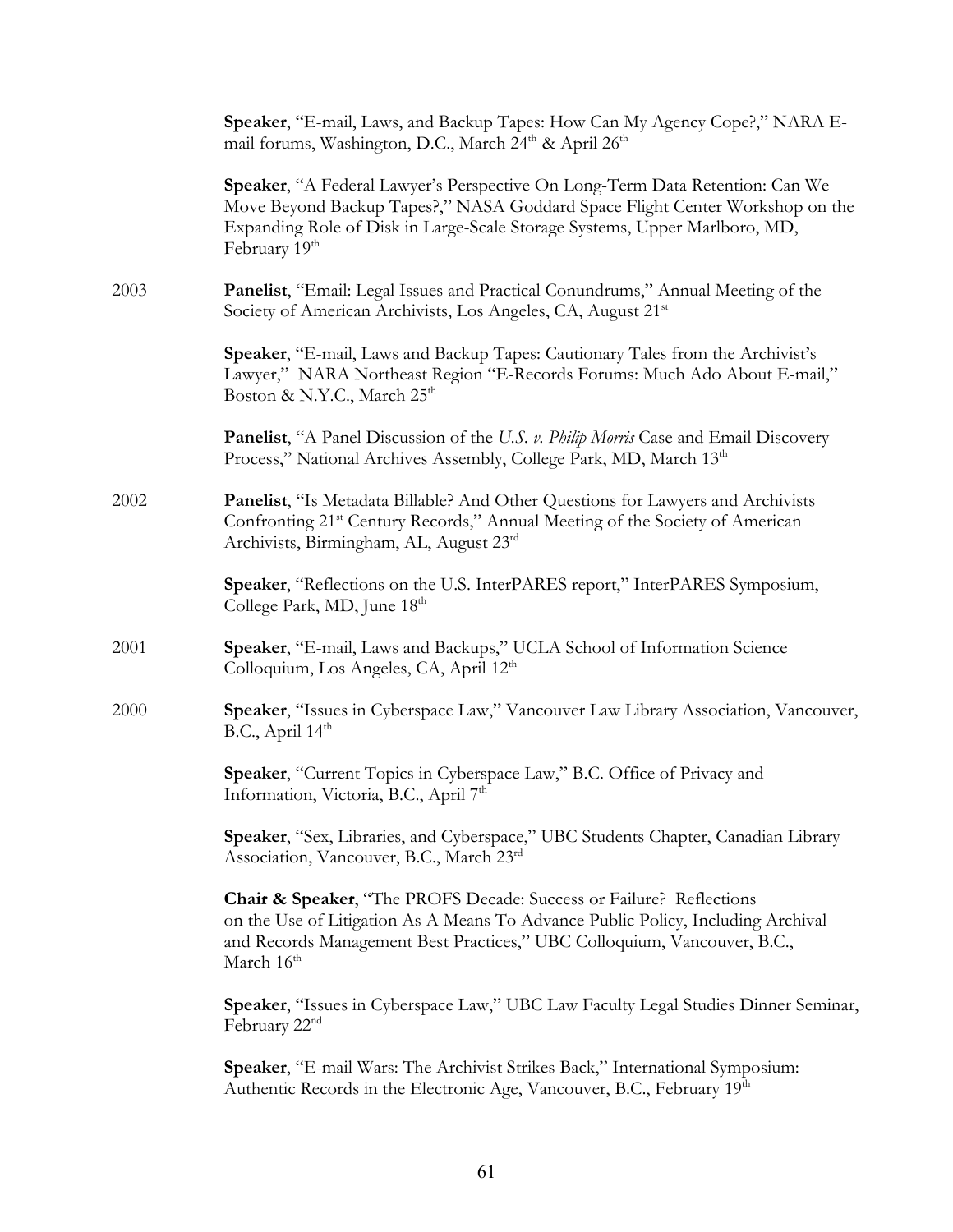**Speaker**, "E-mail, Laws, and Backup Tapes: How Can My Agency Cope?," NARA E-mail forums, Washington, D.C., March 24th & April 26th

**Speaker**, "A Federal Lawyer's Perspective On Long-Term Data Retention: Can We Move Beyond Backup Tapes?," NASA Goddard Space Flight Center Workshop on the Expanding Role of Disk in Large-Scale Storage Systems, Upper Marlboro, MD, February 19th

2003 **Panelist**, "Email: Legal Issues and Practical Conundrums," Annual Meeting of the Society of American Archivists, Los Angeles, CA, August 21st

**Speaker**, "E-mail, Laws and Backup Tapes: Cautionary Tales from the Archivist's Lawyer," NARA Northeast Region "E-Records Forums: Much Ado About E-mail," Boston & N.Y.C., March 25th

**Panelist**, "A Panel Discussion of the *U.S. v. Philip Morris* Case and Email Discovery Process," National Archives Assembly, College Park, MD, March 13th

2002 **Panelist**, "Is Metadata Billable? And Other Questions for Lawyers and Archivists Confronting 21st Century Records," Annual Meeting of the Society of American Archivists, Birmingham, AL, August 23rd

**Speaker**, "Reflections on the U.S. InterPARES report," InterPARES Symposium, College Park, MD, June 18th

2001 **Speaker**, "E-mail, Laws and Backups," UCLA School of Information Science Colloquium, Los Angeles, CA, April 12th

2000 **Speaker**, "Issues in Cyberspace Law," Vancouver Law Library Association, Vancouver, B.C., April 14th

**Speaker**, "Current Topics in Cyberspace Law," B.C. Office of Privacy and Information, Victoria, B.C., April 7th

**Speaker**, "Sex, Libraries, and Cyberspace," UBC Students Chapter, Canadian Library Association, Vancouver, B.C., March 23rd

**Chair & Speaker**, "The PROFS Decade: Success or Failure? Reflections on the Use of Litigation As A Means To Advance Public Policy, Including Archival and Records Management Best Practices," UBC Colloquium, Vancouver, B.C., March 16th

**Speaker**, "Issues in Cyberspace Law," UBC Law Faculty Legal Studies Dinner Seminar, February 22nd

**Speaker**, "E-mail Wars: The Archivist Strikes Back," International Symposium: Authentic Records in the Electronic Age, Vancouver, B.C., February 19th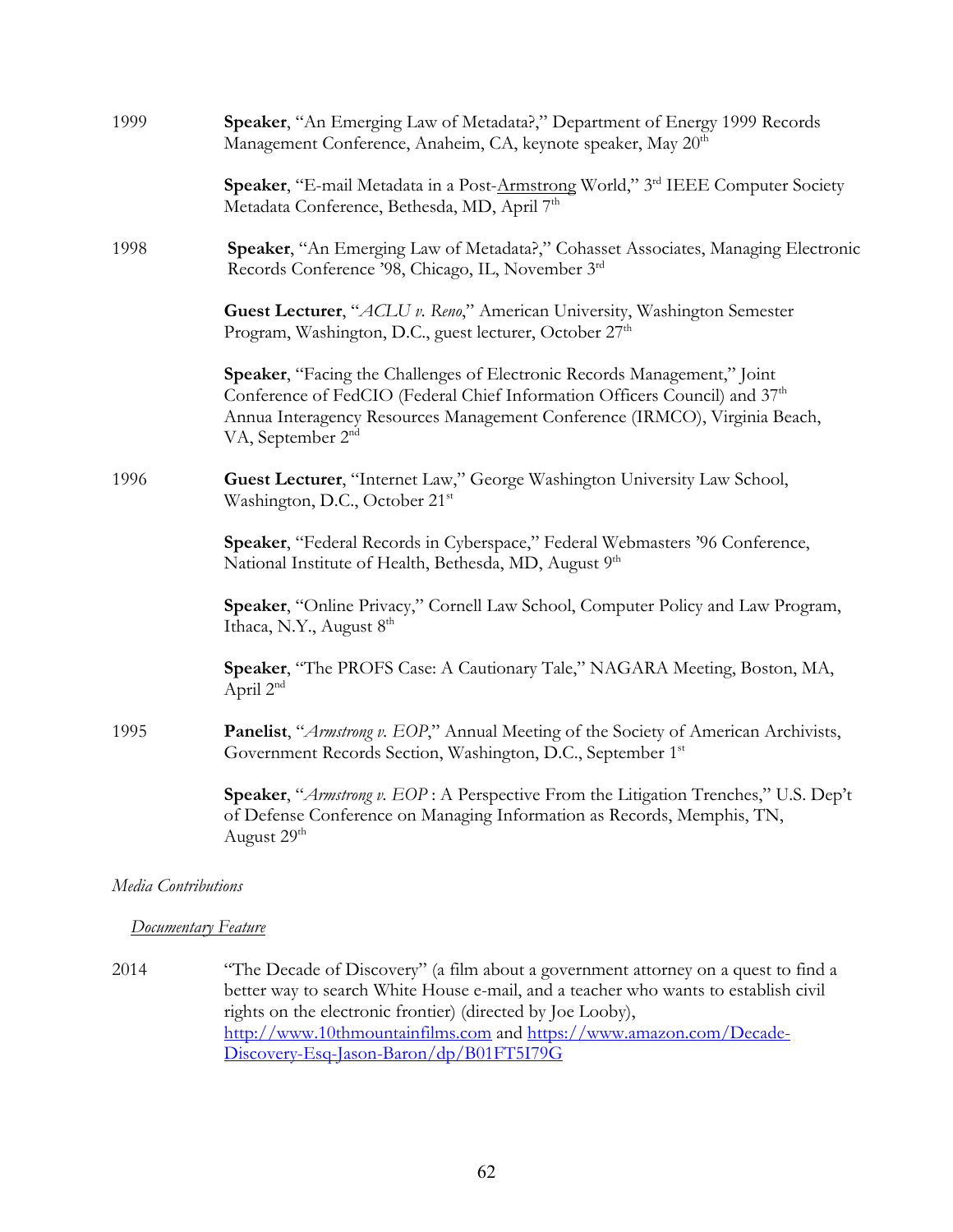1999 **Speaker**, "An Emerging Law of Metadata?," Department of Energy 1999 Records Management Conference, Anaheim, CA, keynote speaker, May 20th

**Speaker**, "E-mail Metadata in a Post-Armstrong World," 3rd IEEE Computer Society Metadata Conference, Bethesda, MD, April 7th

1998 **Speaker**, "An Emerging Law of Metadata?," Cohasset Associates, Managing Electronic Records Conference '98, Chicago, IL, November 3rd

**Guest Lecturer**, "*ACLU v. Reno*," American University, Washington Semester Program, Washington, D.C., guest lecturer, October 27th

**Speaker**, "Facing the Challenges of Electronic Records Management," Joint Conference of FedCIO (Federal Chief Information Officers Council) and 37th Annua Interagency Resources Management Conference (IRMCO), Virginia Beach, VA, September 2nd

1996 **Guest Lecturer**, "Internet Law," George Washington University Law School, Washington, D.C., October 21st

**Speaker**, "Federal Records in Cyberspace," Federal Webmasters '96 Conference, National Institute of Health, Bethesda, MD, August 9th

**Speaker**, "Online Privacy," Cornell Law School, Computer Policy and Law Program, Ithaca, N.Y., August 8th

**Speaker**, "The PROFS Case: A Cautionary Tale," NAGARA Meeting, Boston, MA, April 2nd

1995 **Panelist**, "*Armstrong v. EOP*," Annual Meeting of the Society of American Archivists, Government Records Section, Washington, D.C., September 1st

**Speaker**, "*Armstrong v. EOP* : A Perspective From the Litigation Trenches," U.S. Dep't of Defense Conference on Managing Information as Records, Memphis, TN, August 29th

*Media Contributions*

*Documentary Feature*

2014 "The Decade of Discovery" (a film about a government attorney on a quest to find a better way to search White House e-mail, and a teacher who wants to establish civil rights on the electronic frontier) (directed by Joe Looby), http://www.10thmountainfilms.com and https://www.amazon.com/Decade-Discovery-Esq-Jason-Baron/dp/B01FT5I79G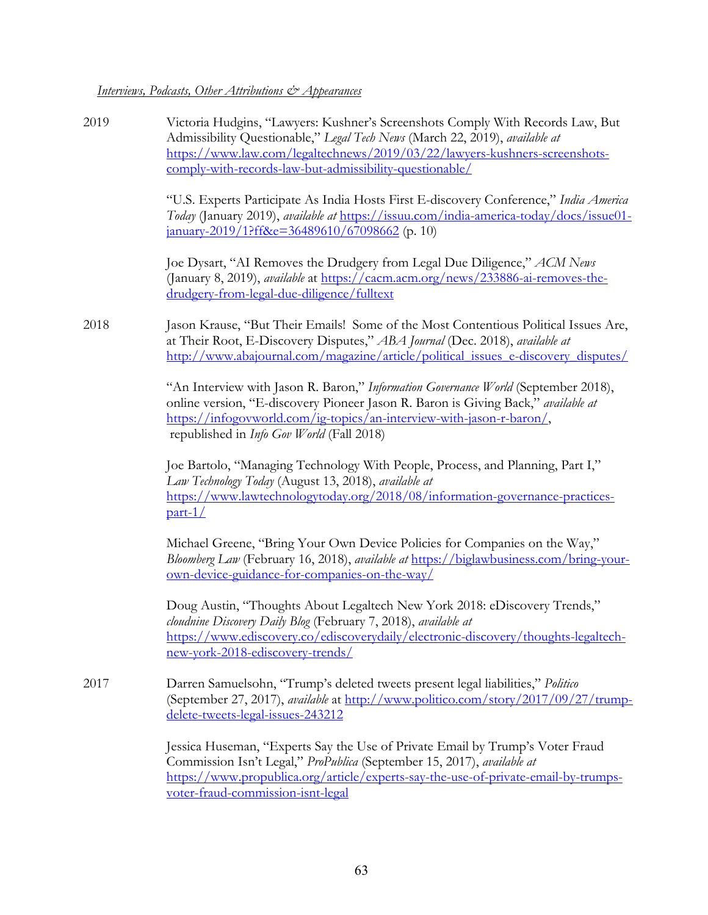*Interviews, Podcasts, Other Attributions & Appearances*

**2019**

Victoria Hudgins, "Lawyers: Kushner's Screenshots Comply With Records Law, But Admissibility Questionable," *Legal Tech News* (March 22, 2019), *available at* https://www.law.com/legaltechnews/2019/03/22/lawyers-kushners-screenshots-comply-with-records-law-but-admissibility-questionable/

"U.S. Experts Participate As India Hosts First E-discovery Conference," *India America Today* (January 2019), *available at* https://issuu.com/india-america-today/docs/issue01-january-2019/1?ff&e=36489610/67098662 (p. 10)

Joe Dysart, "AI Removes the Drudgery from Legal Due Diligence," *ACM News* (January 8, 2019), *available* at https://cacm.acm.org/news/233886-ai-removes-the-drudgery-from-legal-due-diligence/fulltext

**2018**

Jason Krause, "But Their Emails! Some of the Most Contentious Political Issues Are, at Their Root, E-Discovery Disputes," *ABA Journal* (Dec. 2018), *available at* http://www.abajournal.com/magazine/article/political_issues_e-discovery_disputes/

"An Interview with Jason R. Baron," *Information Governance World* (September 2018), online version, "E-discovery Pioneer Jason R. Baron is Giving Back," *available at* https://infogovworld.com/ig-topics/an-interview-with-jason-r-baron/, republished in *Info Gov World* (Fall 2018)

Joe Bartolo, "Managing Technology With People, Process, and Planning, Part I," *Law Technology Today* (August 13, 2018), *available at* https://www.lawtechnologytoday.org/2018/08/information-governance-practices-part-1/

Michael Greene, "Bring Your Own Device Policies for Companies on the Way," *Bloomberg Law* (February 16, 2018), *available at* https://biglawbusiness.com/bring-your-own-device-guidance-for-companies-on-the-way/

Doug Austin, "Thoughts About Legaltech New York 2018: eDiscovery Trends," *cloudnine Discovery Daily Blog* (February 7, 2018), *available at* https://www.ediscovery.co/ediscoverydaily/electronic-discovery/thoughts-legaltech-new-york-2018-ediscovery-trends/

**2017**

Darren Samuelsohn, "Trump's deleted tweets present legal liabilities," *Politico* (September 27, 2017), *available* at http://www.politico.com/story/2017/09/27/trump-delete-tweets-legal-issues-243212

Jessica Huseman, "Experts Say the Use of Private Email by Trump's Voter Fraud Commission Isn't Legal," *ProPublica* (September 15, 2017), *available at* https://www.propublica.org/article/experts-say-the-use-of-private-email-by-trumps-voter-fraud-commission-isnt-legal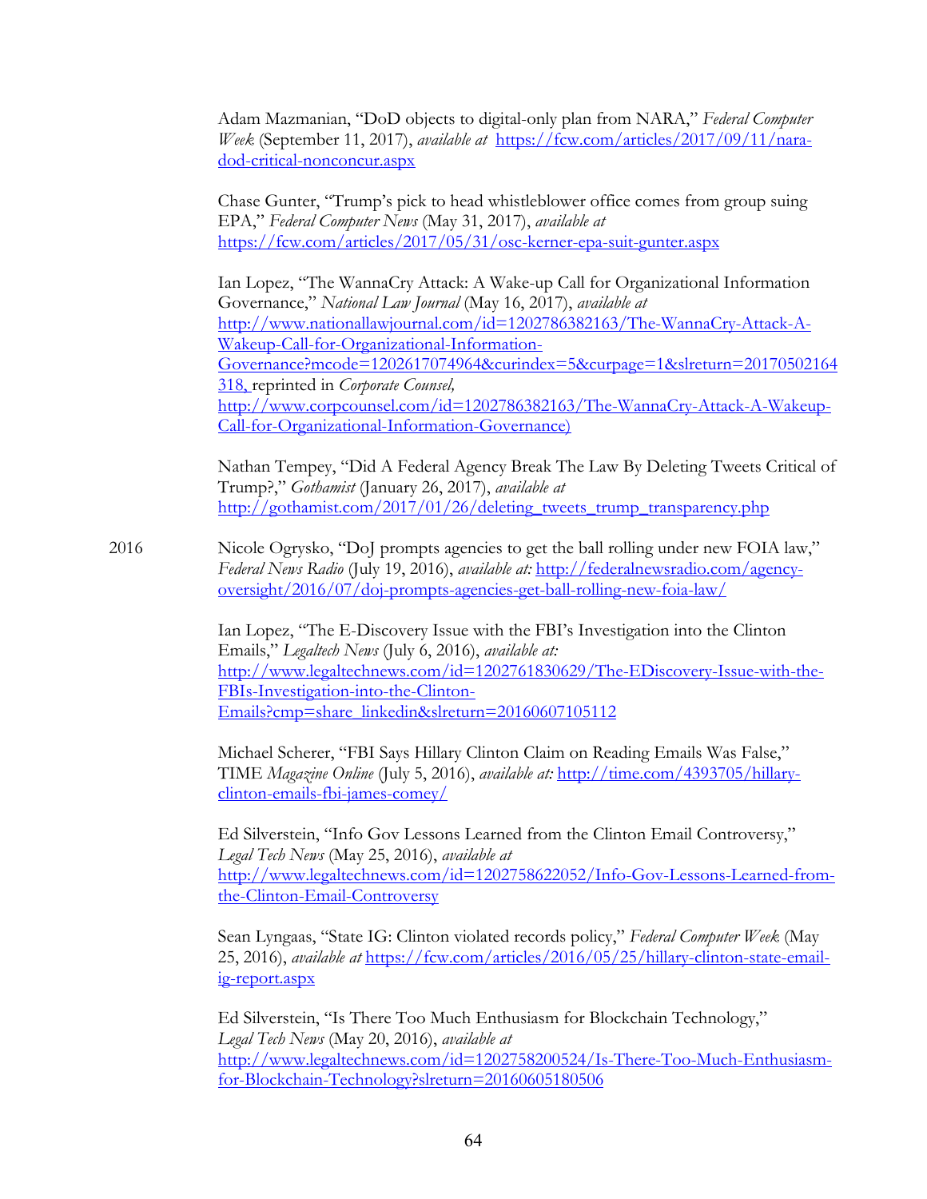Adam Mazmanian, "DoD objects to digital-only plan from NARA," *Federal Computer Week* (September 11, 2017), *available at* https://fcw.com/articles/2017/09/11/nara-dod-critical-nonconcur.aspx

Chase Gunter, "Trump's pick to head whistleblower office comes from group suing EPA," *Federal Computer News* (May 31, 2017), *available at* https://fcw.com/articles/2017/05/31/osc-kerner-epa-suit-gunter.aspx

Ian Lopez, "The WannaCry Attack: A Wake-up Call for Organizational Information Governance," *National Law Journal* (May 16, 2017), *available at* http://www.nationallawjournal.com/id=1202786382163/The-WannaCry-Attack-A-Wakeup-Call-for-Organizational-Information-Governance?mcode=1202617074964&curindex=5&curpage=1&slreturn=20170502164318, reprinted in *Corporate Counsel,* http://www.corpcounsel.com/id=1202786382163/The-WannaCry-Attack-A-Wakeup-Call-for-Organizational-Information-Governance)

Nathan Tempey, "Did A Federal Agency Break The Law By Deleting Tweets Critical of Trump?," *Gothamist* (January 26, 2017), *available at* http://gothamist.com/2017/01/26/deleting_tweets_trump_transparency.php

2016

Nicole Ogrysko, "DoJ prompts agencies to get the ball rolling under new FOIA law," *Federal News Radio* (July 19, 2016), *available at:* http://federalnewsradio.com/agency-oversight/2016/07/doj-prompts-agencies-get-ball-rolling-new-foia-law/

Ian Lopez, "The E-Discovery Issue with the FBI's Investigation into the Clinton Emails," *Legaltech News* (July 6, 2016), *available at:* http://www.legaltechnews.com/id=1202761830629/The-EDiscovery-Issue-with-the-FBIs-Investigation-into-the-Clinton-Emails?cmp=share_linkedin&slreturn=20160607105112

Michael Scherer, "FBI Says Hillary Clinton Claim on Reading Emails Was False," TIME *Magazine Online* (July 5, 2016), *available at:* http://time.com/4393705/hillary-clinton-emails-fbi-james-comey/

Ed Silverstein, "Info Gov Lessons Learned from the Clinton Email Controversy," *Legal Tech News* (May 25, 2016), *available at* http://www.legaltechnews.com/id=1202758622052/Info-Gov-Lessons-Learned-from-the-Clinton-Email-Controversy

Sean Lyngaas, "State IG: Clinton violated records policy," *Federal Computer Week* (May 25, 2016), *available at* https://fcw.com/articles/2016/05/25/hillary-clinton-state-email-ig-report.aspx

Ed Silverstein, "Is There Too Much Enthusiasm for Blockchain Technology," *Legal Tech News* (May 20, 2016), *available at* http://www.legaltechnews.com/id=1202758200524/Is-There-Too-Much-Enthusiasm-for-Blockchain-Technology?slreturn=20160605180506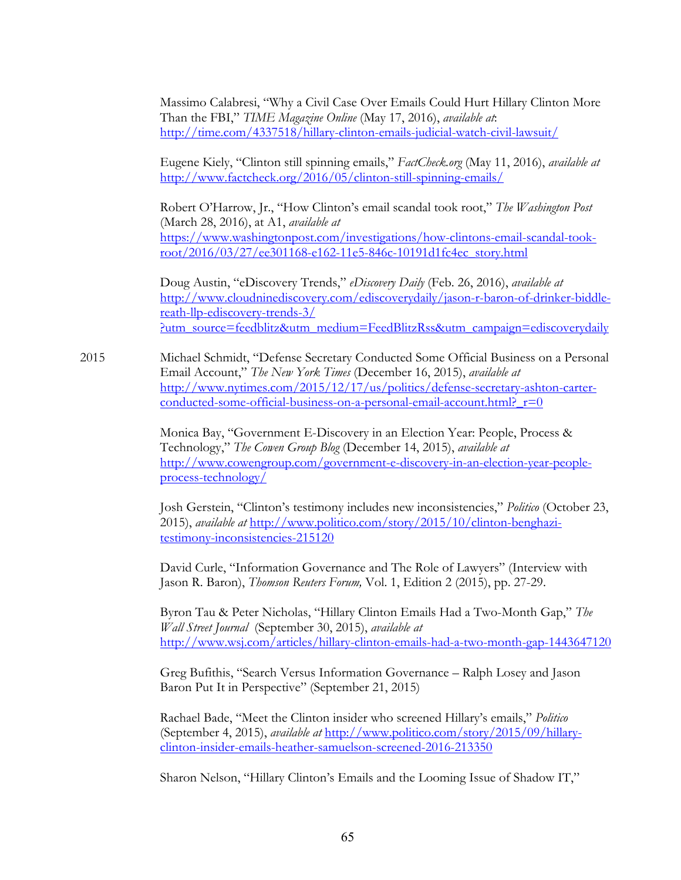Massimo Calabresi, "Why a Civil Case Over Emails Could Hurt Hillary Clinton More Than the FBI," *TIME Magazine Online* (May 17, 2016), *available at*: http://time.com/4337518/hillary-clinton-emails-judicial-watch-civil-lawsuit/

Eugene Kiely, "Clinton still spinning emails," *FactCheck.org* (May 11, 2016), *available at* http://www.factcheck.org/2016/05/clinton-still-spinning-emails/

Robert O'Harrow, Jr., "How Clinton's email scandal took root," *The Washington Post* (March 28, 2016), at A1, *available at* https://www.washingtonpost.com/investigations/how-clintons-email-scandal-took-root/2016/03/27/ee301168-e162-11e5-846c-10191d1fc4ec_story.html

Doug Austin, "eDiscovery Trends," *eDiscovery Daily* (Feb. 26, 2016), *available at* http://www.cloudninediscovery.com/ediscoverydaily/jason-r-baron-of-drinker-biddle-reath-llp-ediscovery-trends-3/?utm_source=feedblitz&utm_medium=FeedBlitzRss&utm_campaign=ediscoverydaily

2015

Michael Schmidt, "Defense Secretary Conducted Some Official Business on a Personal Email Account," *The New York Times* (December 16, 2015), *available at* http://www.nytimes.com/2015/12/17/us/politics/defense-secretary-ashton-carter-conducted-some-official-business-on-a-personal-email-account.html?_r=0

Monica Bay, "Government E-Discovery in an Election Year: People, Process & Technology," *The Cowen Group Blog* (December 14, 2015), *available at* http://www.cowengroup.com/government-e-discovery-in-an-election-year-people-process-technology/

Josh Gerstein, "Clinton's testimony includes new inconsistencies," *Politico* (October 23, 2015), *available at* http://www.politico.com/story/2015/10/clinton-benghazi-testimony-inconsistencies-215120

David Curle, "Information Governance and The Role of Lawyers" (Interview with Jason R. Baron), *Thomson Reuters Forum,* Vol. 1, Edition 2 (2015), pp. 27-29.

Byron Tau & Peter Nicholas, "Hillary Clinton Emails Had a Two-Month Gap," *The Wall Street Journal* (September 30, 2015), *available at* http://www.wsj.com/articles/hillary-clinton-emails-had-a-two-month-gap-1443647120

Greg Bufithis, "Search Versus Information Governance – Ralph Losey and Jason Baron Put It in Perspective" (September 21, 2015)

Rachael Bade, "Meet the Clinton insider who screened Hillary's emails," *Politico* (September 4, 2015), *available at* http://www.politico.com/story/2015/09/hillary-clinton-insider-emails-heather-samuelson-screened-2016-213350

Sharon Nelson, "Hillary Clinton's Emails and the Looming Issue of Shadow IT,"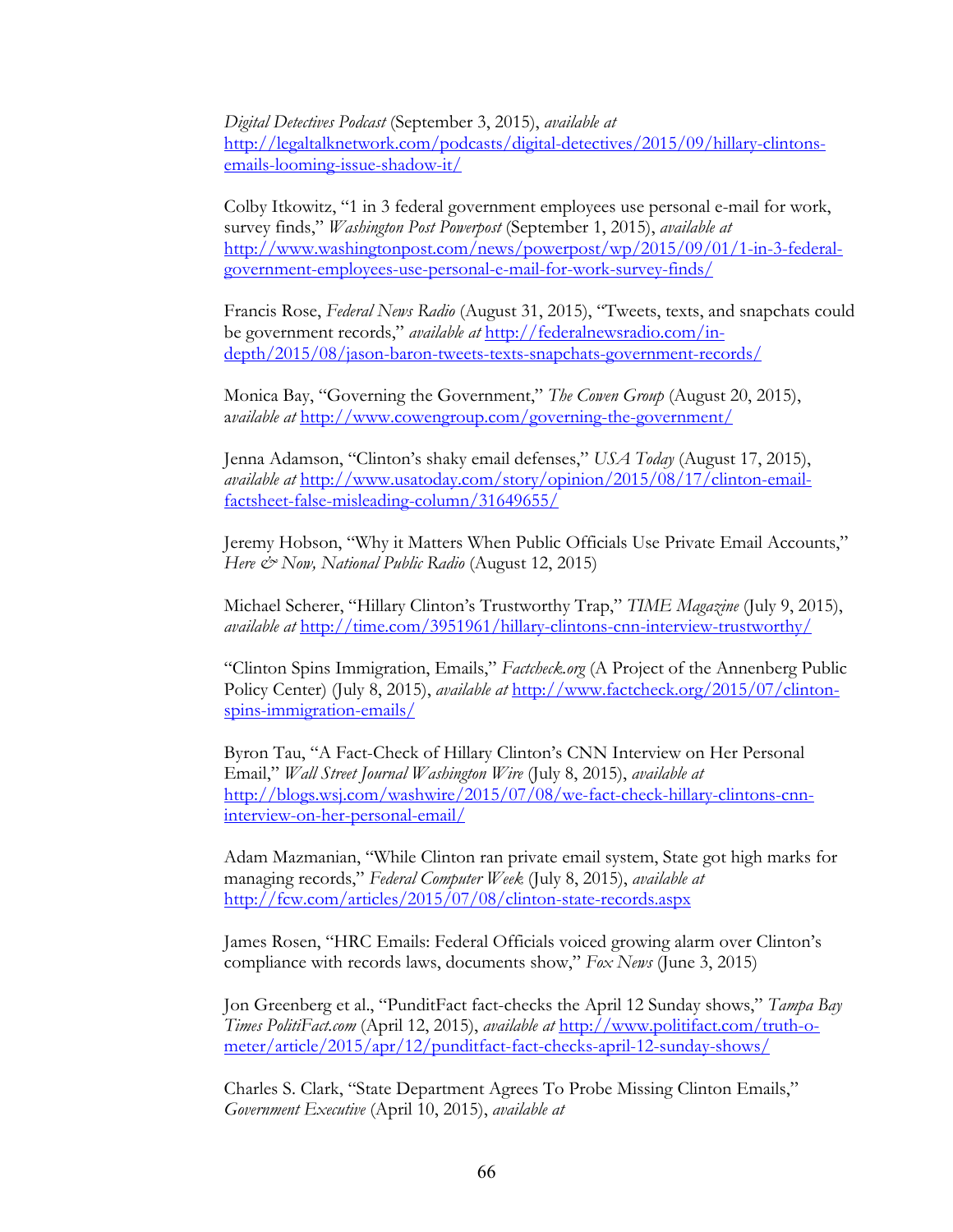*Digital Detectives Podcast* (September 3, 2015), *available at* http://legaltalknetwork.com/podcasts/digital-detectives/2015/09/hillary-clintons-emails-looming-issue-shadow-it/

Colby Itkowitz, "1 in 3 federal government employees use personal e-mail for work, survey finds," *Washington Post Powerpost* (September 1, 2015), *available at* http://www.washingtonpost.com/news/powerpost/wp/2015/09/01/1-in-3-federal-government-employees-use-personal-e-mail-for-work-survey-finds/

Francis Rose, *Federal News Radio* (August 31, 2015), "Tweets, texts, and snapchats could be government records," *available at* http://federalnewsradio.com/in-depth/2015/08/jason-baron-tweets-texts-snapchats-government-records/

Monica Bay, "Governing the Government," *The Cowen Group* (August 20, 2015), a*vailable at* http://www.cowengroup.com/governing-the-government/

Jenna Adamson, "Clinton's shaky email defenses," *USA Today* (August 17, 2015), *available at* http://www.usatoday.com/story/opinion/2015/08/17/clinton-email-factsheet-false-misleading-column/31649655/

Jeremy Hobson, "Why it Matters When Public Officials Use Private Email Accounts," *Here & Now, National Public Radio* (August 12, 2015)

Michael Scherer, "Hillary Clinton's Trustworthy Trap," *TIME Magazine* (July 9, 2015), *available at* http://time.com/3951961/hillary-clintons-cnn-interview-trustworthy/

"Clinton Spins Immigration, Emails," *Factcheck.org* (A Project of the Annenberg Public Policy Center) (July 8, 2015), *available at* http://www.factcheck.org/2015/07/clinton-spins-immigration-emails/

Byron Tau, "A Fact-Check of Hillary Clinton's CNN Interview on Her Personal Email," *Wall Street Journal Washington Wire* (July 8, 2015), *available at* http://blogs.wsj.com/washwire/2015/07/08/we-fact-check-hillary-clintons-cnn-interview-on-her-personal-email/

Adam Mazmanian, "While Clinton ran private email system, State got high marks for managing records," *Federal Computer Week* (July 8, 2015), *available at* http://fcw.com/articles/2015/07/08/clinton-state-records.aspx

James Rosen, "HRC Emails: Federal Officials voiced growing alarm over Clinton's compliance with records laws, documents show," *Fox News* (June 3, 2015)

Jon Greenberg et al., "PunditFact fact-checks the April 12 Sunday shows," *Tampa Bay Times PolitiFact.com* (April 12, 2015), *available at* http://www.politifact.com/truth-o-meter/article/2015/apr/12/punditfact-fact-checks-april-12-sunday-shows/

Charles S. Clark, "State Department Agrees To Probe Missing Clinton Emails," *Government Executive* (April 10, 2015), *available at*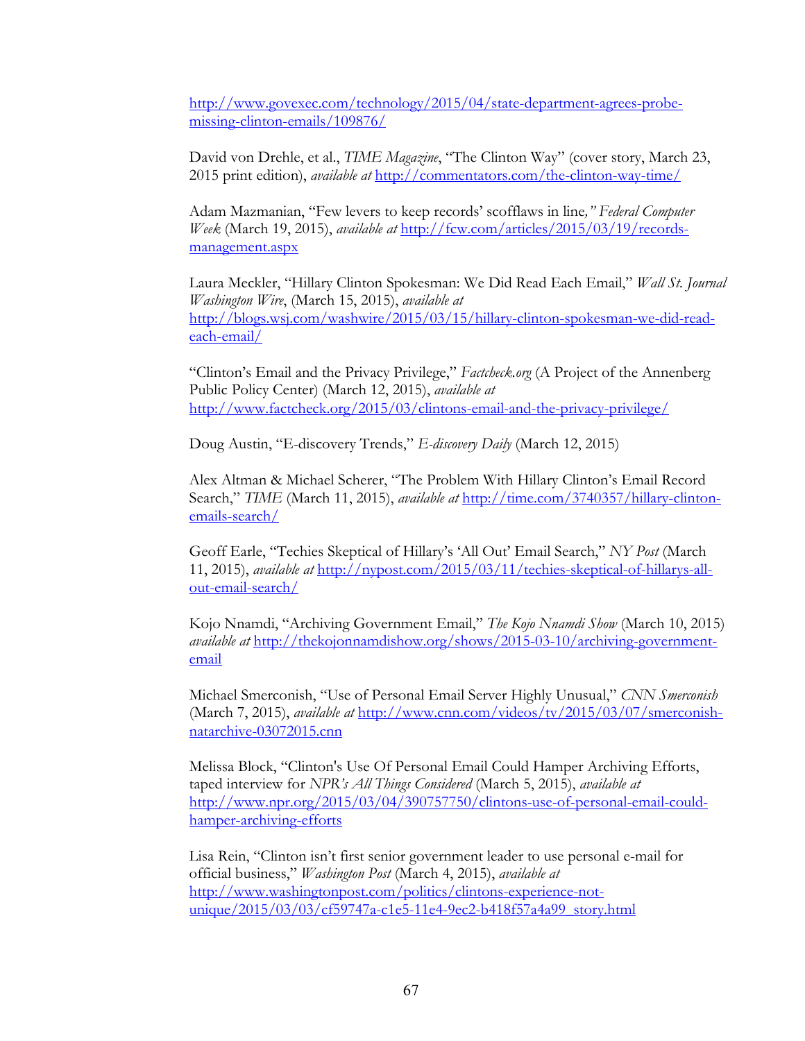http://www.govexec.com/technology/2015/04/state-department-agrees-probe-missing-clinton-emails/109876/

David von Drehle, et al., *TIME Magazine*, "The Clinton Way" (cover story, March 23, 2015 print edition), *available at* http://commentators.com/the-clinton-way-time/

Adam Mazmanian, "Few levers to keep records' scofflaws in line*," Federal Computer Week* (March 19, 2015), *available at* http://fcw.com/articles/2015/03/19/records-management.aspx

Laura Meckler, "Hillary Clinton Spokesman: We Did Read Each Email," *Wall St. Journal Washington Wire*, (March 15, 2015), *available at* http://blogs.wsj.com/washwire/2015/03/15/hillary-clinton-spokesman-we-did-read-each-email/

"Clinton's Email and the Privacy Privilege," *Factcheck.org* (A Project of the Annenberg Public Policy Center) (March 12, 2015), *available at* http://www.factcheck.org/2015/03/clintons-email-and-the-privacy-privilege/

Doug Austin, "E-discovery Trends," *E-discovery Daily* (March 12, 2015)

Alex Altman & Michael Scherer, "The Problem With Hillary Clinton's Email Record Search," *TIME* (March 11, 2015), *available at* http://time.com/3740357/hillary-clinton-emails-search/

Geoff Earle, "Techies Skeptical of Hillary's 'All Out' Email Search," *NY Post* (March 11, 2015), *available at* http://nypost.com/2015/03/11/techies-skeptical-of-hillarys-all-out-email-search/

Kojo Nnamdi, "Archiving Government Email," *The Kojo Nnamdi Show* (March 10, 2015) *available at* http://thekojonnamdishow.org/shows/2015-03-10/archiving-government-email

Michael Smerconish, "Use of Personal Email Server Highly Unusual," *CNN Smerconish* (March 7, 2015), *available at* http://www.cnn.com/videos/tv/2015/03/07/smerconish-natarchive-03072015.cnn

Melissa Block, "Clinton's Use Of Personal Email Could Hamper Archiving Efforts, taped interview for *NPR's All Things Considered* (March 5, 2015), *available at* http://www.npr.org/2015/03/04/390757750/clintons-use-of-personal-email-could-hamper-archiving-efforts

Lisa Rein, "Clinton isn't first senior government leader to use personal e-mail for official business," *Washington Post* (March 4, 2015), *available at* http://www.washingtonpost.com/politics/clintons-experience-not-unique/2015/03/03/cf59747a-c1e5-11e4-9ec2-b418f57a4a99_story.html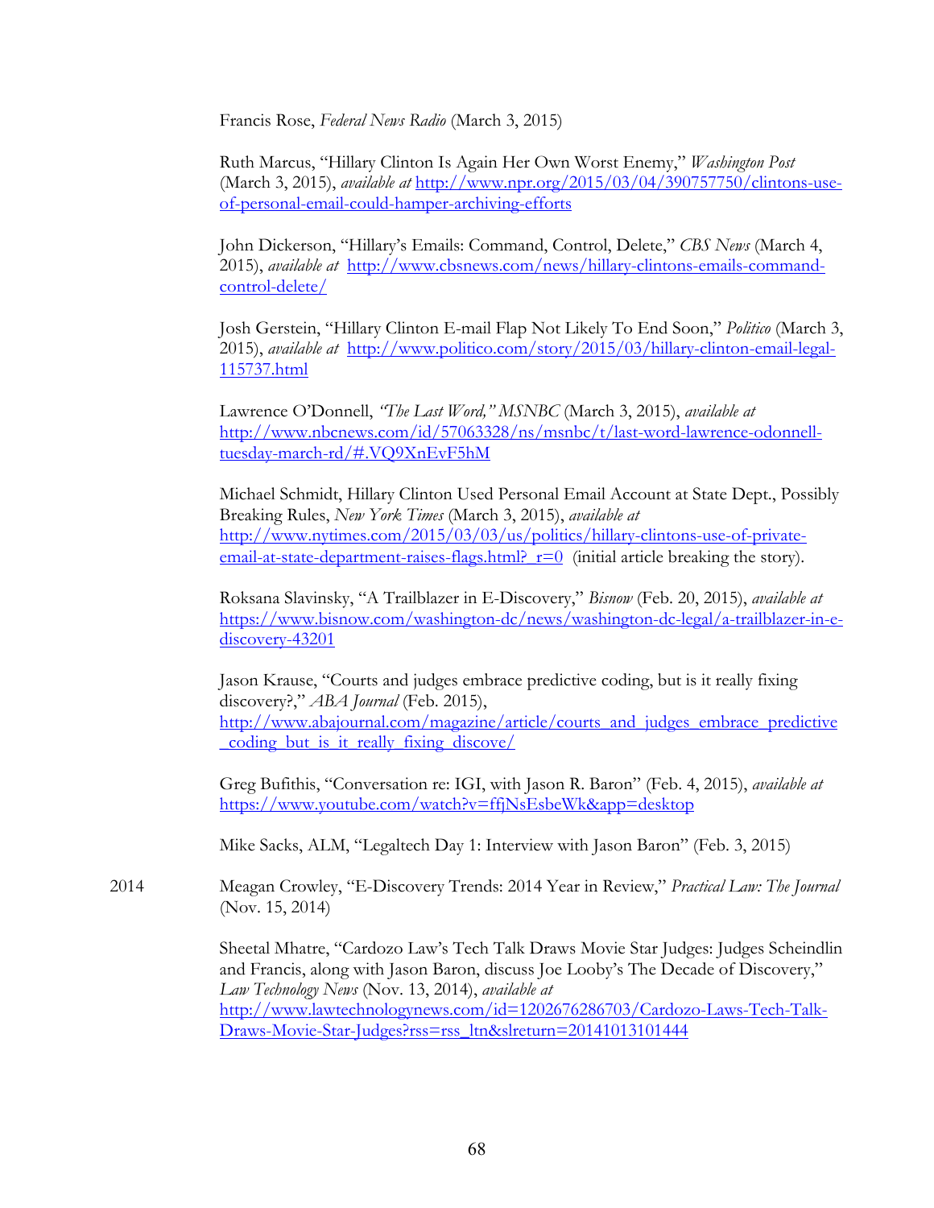Francis Rose, *Federal News Radio* (March 3, 2015)

Ruth Marcus, "Hillary Clinton Is Again Her Own Worst Enemy," *Washington Post* (March 3, 2015), *available at* http://www.npr.org/2015/03/04/390757750/clintons-use-of-personal-email-could-hamper-archiving-efforts

John Dickerson, "Hillary's Emails: Command, Control, Delete," *CBS News* (March 4, 2015), *available at* http://www.cbsnews.com/news/hillary-clintons-emails-command-control-delete/

Josh Gerstein, "Hillary Clinton E-mail Flap Not Likely To End Soon," *Politico* (March 3, 2015), *available at* http://www.politico.com/story/2015/03/hillary-clinton-email-legal-115737.html

Lawrence O'Donnell, *"The Last Word," MSNBC* (March 3, 2015), *available at* http://www.nbcnews.com/id/57063328/ns/msnbc/t/last-word-lawrence-odonnell-tuesday-march-rd/#.VQ9XnEvF5hM

Michael Schmidt, Hillary Clinton Used Personal Email Account at State Dept., Possibly Breaking Rules, *New York Times* (March 3, 2015), *available at* http://www.nytimes.com/2015/03/03/us/politics/hillary-clintons-use-of-private-email-at-state-department-raises-flags.html?_r=0 (initial article breaking the story).

Roksana Slavinsky, "A Trailblazer in E-Discovery," *Bisnow* (Feb. 20, 2015), *available at* https://www.bisnow.com/washington-dc/news/washington-dc-legal/a-trailblazer-in-e-discovery-43201

Jason Krause, "Courts and judges embrace predictive coding, but is it really fixing discovery?," *ABA Journal* (Feb. 2015), http://www.abajournal.com/magazine/article/courts_and_judges_embrace_predictive_coding_but_is_it_really_fixing_discove/

Greg Bufithis, "Conversation re: IGI, with Jason R. Baron" (Feb. 4, 2015), *available at* https://www.youtube.com/watch?v=ffjNsEsbeWk&app=desktop

Mike Sacks, ALM, "Legaltech Day 1: Interview with Jason Baron" (Feb. 3, 2015)

2014

Meagan Crowley, "E-Discovery Trends: 2014 Year in Review," *Practical Law: The Journal* (Nov. 15, 2014)

Sheetal Mhatre, "Cardozo Law's Tech Talk Draws Movie Star Judges: Judges Scheindlin and Francis, along with Jason Baron, discuss Joe Looby's The Decade of Discovery," *Law Technology News* (Nov. 13, 2014), *available at* http://www.lawtechnologynews.com/id=1202676286703/Cardozo-Laws-Tech-Talk-Draws-Movie-Star-Judges?rss=rss_ltn&slreturn=20141013101444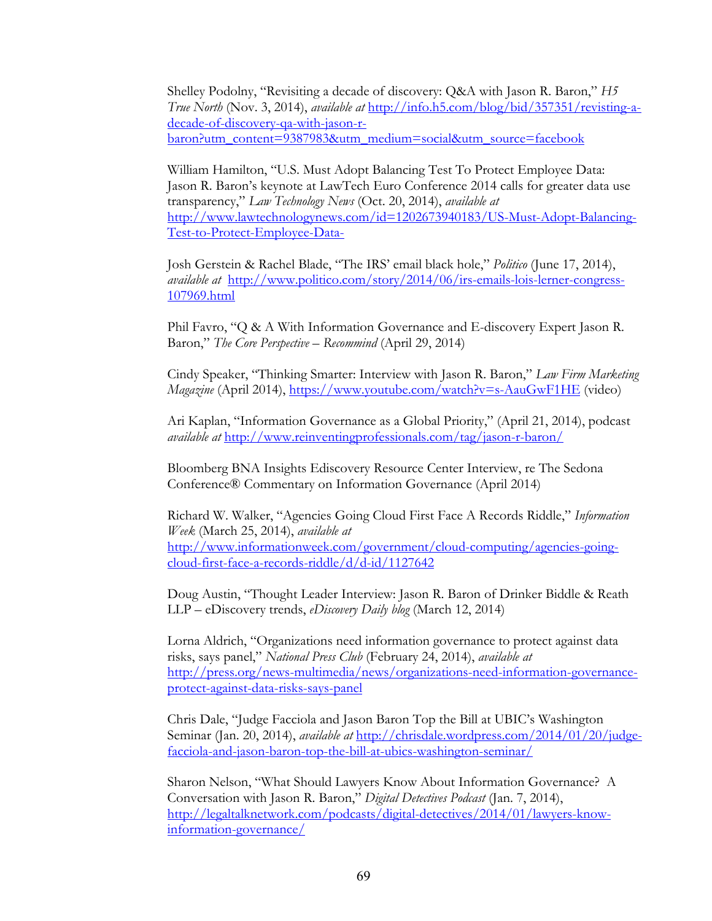Shelley Podolny, "Revisiting a decade of discovery: Q&A with Jason R. Baron," *H5 True North* (Nov. 3, 2014), *available at* http://info.h5.com/blog/bid/357351/revisting-a-decade-of-discovery-qa-with-jason-r-baron?utm_content=9387983&utm_medium=social&utm_source=facebook

William Hamilton, "U.S. Must Adopt Balancing Test To Protect Employee Data: Jason R. Baron's keynote at LawTech Euro Conference 2014 calls for greater data use transparency," *Law Technology News* (Oct. 20, 2014), *available at* http://www.lawtechnologynews.com/id=1202673940183/US-Must-Adopt-Balancing-Test-to-Protect-Employee-Data-

Josh Gerstein & Rachel Blade, "The IRS' email black hole," *Politico* (June 17, 2014), *available at* http://www.politico.com/story/2014/06/irs-emails-lois-lerner-congress-107969.html

Phil Favro, "Q & A With Information Governance and E-discovery Expert Jason R. Baron," *The Core Perspective – Recommind* (April 29, 2014)

Cindy Speaker, "Thinking Smarter: Interview with Jason R. Baron," *Law Firm Marketing Magazine* (April 2014), https://www.youtube.com/watch?v=s-AauGwF1HE (video)

Ari Kaplan, "Information Governance as a Global Priority," (April 21, 2014), podcast *available at* http://www.reinventingprofessionals.com/tag/jason-r-baron/

Bloomberg BNA Insights Ediscovery Resource Center Interview, re The Sedona Conference® Commentary on Information Governance (April 2014)

Richard W. Walker, "Agencies Going Cloud First Face A Records Riddle," *Information Week* (March 25, 2014), *available at* http://www.informationweek.com/government/cloud-computing/agencies-going-cloud-first-face-a-records-riddle/d/d-id/1127642

Doug Austin, "Thought Leader Interview: Jason R. Baron of Drinker Biddle & Reath LLP – eDiscovery trends, *eDiscovery Daily blog* (March 12, 2014)

Lorna Aldrich, "Organizations need information governance to protect against data risks, says panel," *National Press Club* (February 24, 2014), *available at* http://press.org/news-multimedia/news/organizations-need-information-governance-protect-against-data-risks-says-panel

Chris Dale, "Judge Facciola and Jason Baron Top the Bill at UBIC's Washington Seminar (Jan. 20, 2014), *available at* http://chrisdale.wordpress.com/2014/01/20/judge-facciola-and-jason-baron-top-the-bill-at-ubics-washington-seminar/

Sharon Nelson, "What Should Lawyers Know About Information Governance? A Conversation with Jason R. Baron," *Digital Detectives Podcast* (Jan. 7, 2014), http://legaltalknetwork.com/podcasts/digital-detectives/2014/01/lawyers-know-information-governance/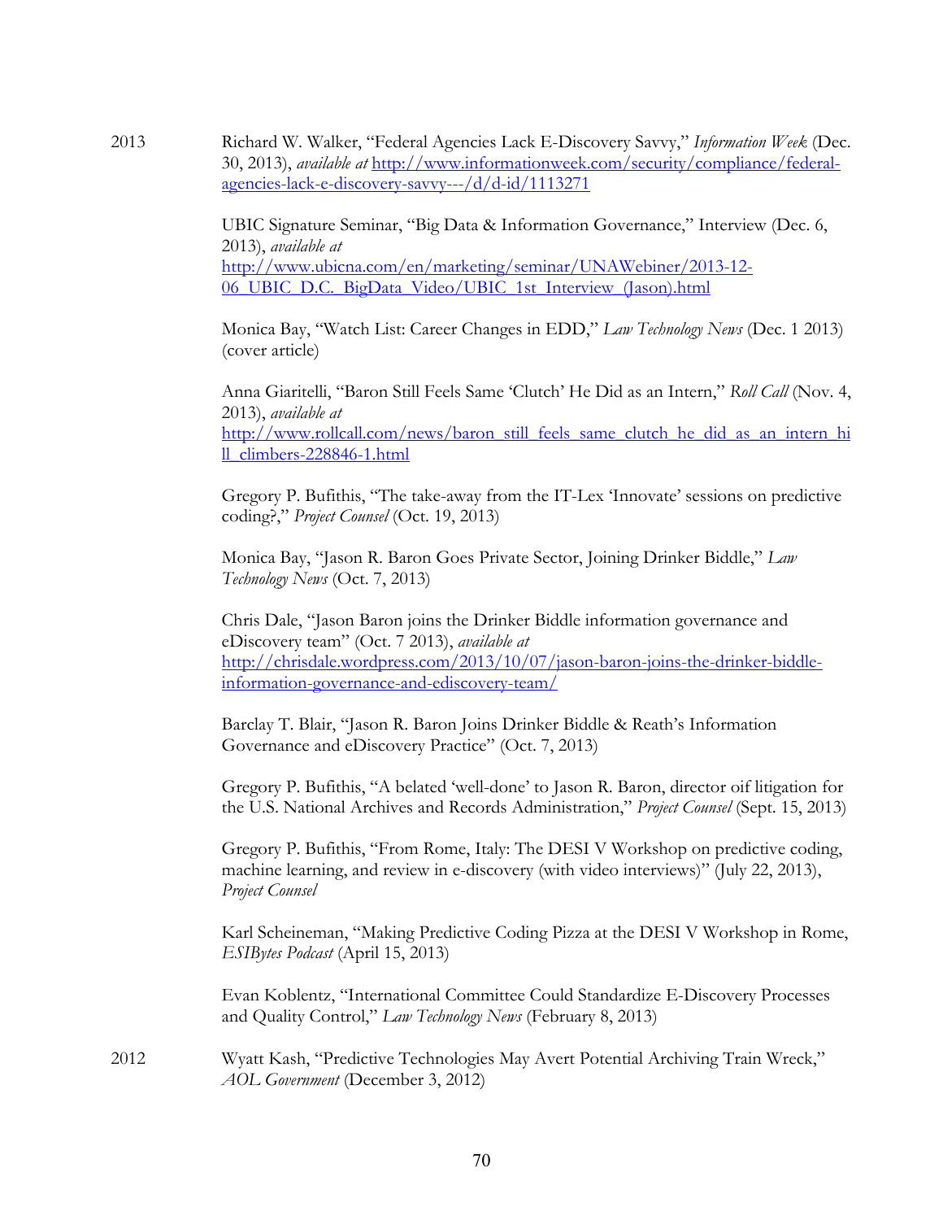2013 Richard W. Walker, "Federal Agencies Lack E-Discovery Savvy," *Information Week* (Dec. 30, 2013), *available at* http://www.informationweek.com/security/compliance/federal-agencies-lack-e-discovery-savvy---/d/d-id/1113271

UBIC Signature Seminar, "Big Data & Information Governance," Interview (Dec. 6, 2013), *available at* http://www.ubicna.com/en/marketing/seminar/UNAWebiner/2013-12-06_UBIC_D.C._BigData_Video/UBIC_1st_Interview_(Jason).html

Monica Bay, "Watch List: Career Changes in EDD," *Law Technology News* (Dec. 1 2013) (cover article)

Anna Giaritelli, "Baron Still Feels Same 'Clutch' He Did as an Intern," *Roll Call* (Nov. 4, 2013), *available at* http://www.rollcall.com/news/baron_still_feels_same_clutch_he_did_as_an_intern_hill_climbers-228846-1.html

Gregory P. Bufithis, "The take-away from the IT-Lex 'Innovate' sessions on predictive coding?," *Project Counsel* (Oct. 19, 2013)

Monica Bay, "Jason R. Baron Goes Private Sector, Joining Drinker Biddle," *Law Technology News* (Oct. 7, 2013)

Chris Dale, "Jason Baron joins the Drinker Biddle information governance and eDiscovery team" (Oct. 7 2013), *available at* http://chrisdale.wordpress.com/2013/10/07/jason-baron-joins-the-drinker-biddle-information-governance-and-ediscovery-team/

Barclay T. Blair, "Jason R. Baron Joins Drinker Biddle & Reath's Information Governance and eDiscovery Practice" (Oct. 7, 2013)

Gregory P. Bufithis, "A belated 'well-done' to Jason R. Baron, director oif litigation for the U.S. National Archives and Records Administration," *Project Counsel* (Sept. 15, 2013)

Gregory P. Bufithis, "From Rome, Italy: The DESI V Workshop on predictive coding, machine learning, and review in e-discovery (with video interviews)" (July 22, 2013), *Project Counsel*

Karl Scheineman, "Making Predictive Coding Pizza at the DESI V Workshop in Rome, *ESIBytes Podcast* (April 15, 2013)

Evan Koblentz, "International Committee Could Standardize E-Discovery Processes and Quality Control," *Law Technology News* (February 8, 2013)

2012 Wyatt Kash, "Predictive Technologies May Avert Potential Archiving Train Wreck," *AOL Government* (December 3, 2012)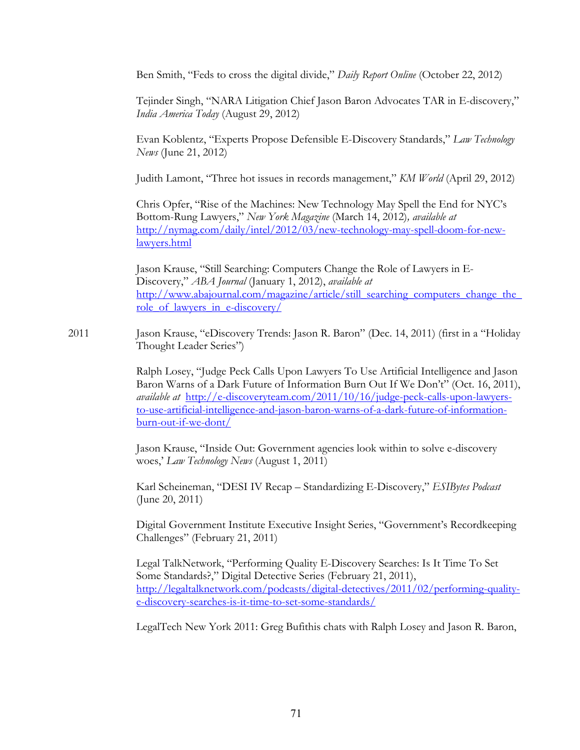Ben Smith, "Feds to cross the digital divide," *Daily Report Online* (October 22, 2012)

Tejinder Singh, "NARA Litigation Chief Jason Baron Advocates TAR in E-discovery," *India America Today* (August 29, 2012)

Evan Koblentz, "Experts Propose Defensible E-Discovery Standards," *Law Technology News* (June 21, 2012)

Judith Lamont, "Three hot issues in records management," *KM World* (April 29, 2012)

Chris Opfer, "Rise of the Machines: New Technology May Spell the End for NYC's Bottom-Rung Lawyers," *New York Magazine* (March 14, 2012)*, available at* http://nymag.com/daily/intel/2012/03/new-technology-may-spell-doom-for-new-lawyers.html

Jason Krause, "Still Searching: Computers Change the Role of Lawyers in E-Discovery," *ABA Journal* (January 1, 2012), *available at* http://www.abajournal.com/magazine/article/still_searching_computers_change_the_role_of_lawyers_in_e-discovery/

2011 Jason Krause, "eDiscovery Trends: Jason R. Baron" (Dec. 14, 2011) (first in a "Holiday Thought Leader Series")

Ralph Losey, "Judge Peck Calls Upon Lawyers To Use Artificial Intelligence and Jason Baron Warns of a Dark Future of Information Burn Out If We Don't" (Oct. 16, 2011), *available at* http://e-discoveryteam.com/2011/10/16/judge-peck-calls-upon-lawyers-to-use-artificial-intelligence-and-jason-baron-warns-of-a-dark-future-of-information-burn-out-if-we-dont/

Jason Krause, "Inside Out: Government agencies look within to solve e-discovery woes,' *Law Technology News* (August 1, 2011)

Karl Scheineman, "DESI IV Recap – Standardizing E-Discovery," *ESIBytes Podcast* (June 20, 2011)

Digital Government Institute Executive Insight Series, "Government's Recordkeeping Challenges" (February 21, 2011)

Legal TalkNetwork, "Performing Quality E-Discovery Searches: Is It Time To Set Some Standards?," Digital Detective Series (February 21, 2011), http://legaltalknetwork.com/podcasts/digital-detectives/2011/02/performing-quality-e-discovery-searches-is-it-time-to-set-some-standards/

LegalTech New York 2011: Greg Bufithis chats with Ralph Losey and Jason R. Baron,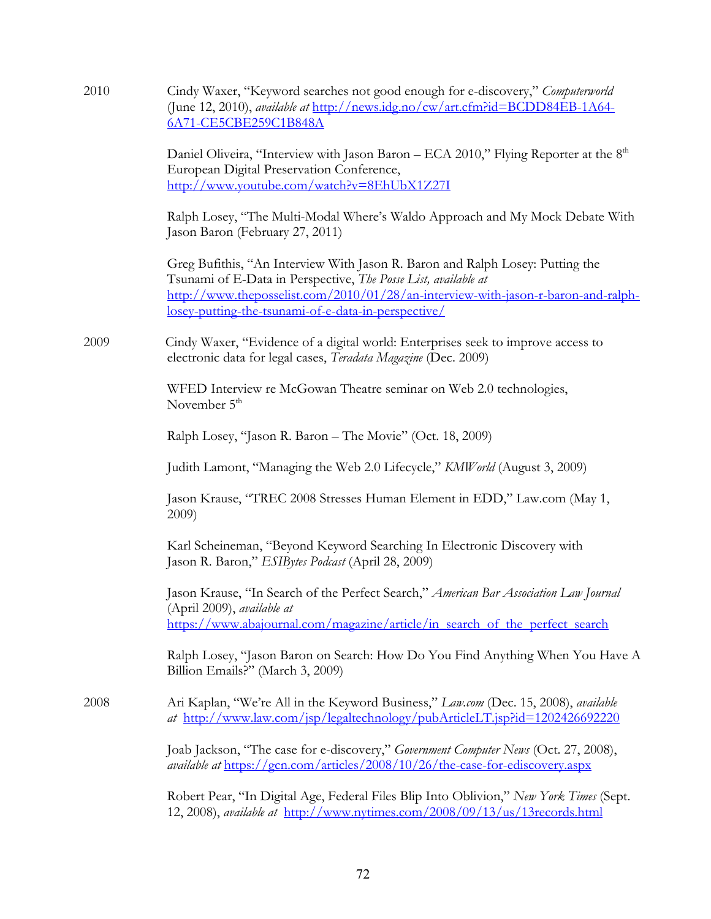2010

Cindy Waxer, "Keyword searches not good enough for e-discovery," *Computerworld* (June 12, 2010), *available at* http://news.idg.no/cw/art.cfm?id=BCDD84EB-1A64-6A71-CE5CBE259C1B848A

Daniel Oliveira, "Interview with Jason Baron – ECA 2010," Flying Reporter at the 8th European Digital Preservation Conference, http://www.youtube.com/watch?v=8EhUbX1Z27I

Ralph Losey, "The Multi-Modal Where's Waldo Approach and My Mock Debate With Jason Baron (February 27, 2011)

Greg Bufithis, "An Interview With Jason R. Baron and Ralph Losey: Putting the Tsunami of E-Data in Perspective, *The Posse List, available at* http://www.theposselist.com/2010/01/28/an-interview-with-jason-r-baron-and-ralph-losey-putting-the-tsunami-of-e-data-in-perspective/

2009

Cindy Waxer, "Evidence of a digital world: Enterprises seek to improve access to electronic data for legal cases, *Teradata Magazine* (Dec. 2009)

WFED Interview re McGowan Theatre seminar on Web 2.0 technologies, November 5th

Ralph Losey, "Jason R. Baron – The Movie" (Oct. 18, 2009)

Judith Lamont, "Managing the Web 2.0 Lifecycle," *KMWorld* (August 3, 2009)

Jason Krause, "TREC 2008 Stresses Human Element in EDD," Law.com (May 1, 2009)

Karl Scheineman, "Beyond Keyword Searching In Electronic Discovery with Jason R. Baron," *ESIBytes Podcast* (April 28, 2009)

Jason Krause, "In Search of the Perfect Search," *American Bar Association Law Journal* (April 2009), *available at* https://www.abajournal.com/magazine/article/in_search_of_the_perfect_search

Ralph Losey, "Jason Baron on Search: How Do You Find Anything When You Have A Billion Emails?" (March 3, 2009)

2008

Ari Kaplan, "We're All in the Keyword Business," *Law.com* (Dec. 15, 2008), *available at* http://www.law.com/jsp/legaltechnology/pubArticleLT.jsp?id=1202426692220

Joab Jackson, "The case for e-discovery," *Government Computer News* (Oct. 27, 2008), *available at* https://gcn.com/articles/2008/10/26/the-case-for-ediscovery.aspx

Robert Pear, "In Digital Age, Federal Files Blip Into Oblivion," *New York Times* (Sept. 12, 2008), *available at* http://www.nytimes.com/2008/09/13/us/13records.html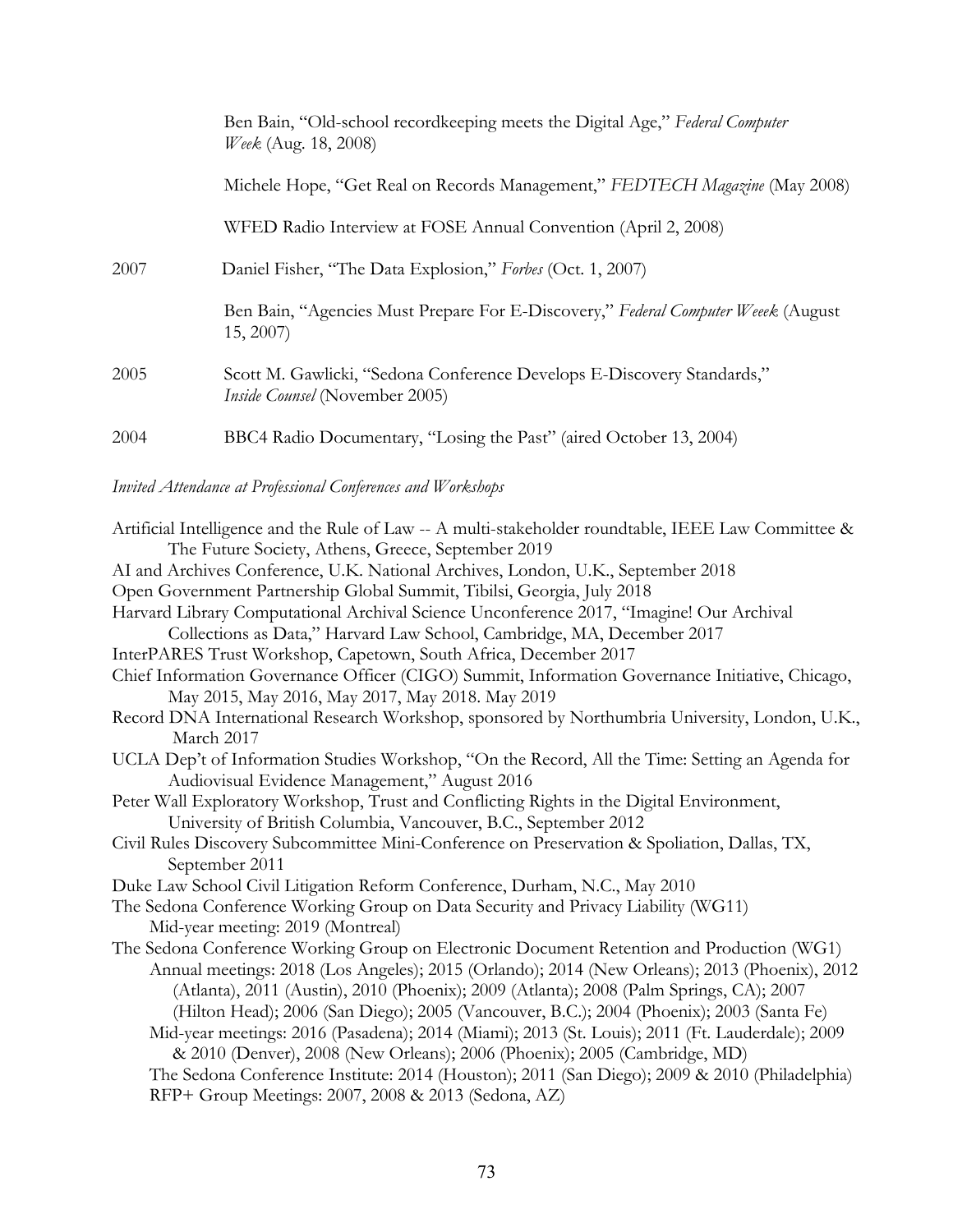| | |
|---|---|
| | Ben Bain, "Old-school recordkeeping meets the Digital Age," *Federal Computer Week* (Aug. 18, 2008) |
| | Michele Hope, "Get Real on Records Management," *FEDTECH Magazine* (May 2008) |
| | WFED Radio Interview at FOSE Annual Convention (April 2, 2008) |
| 2007 | Daniel Fisher, "The Data Explosion," *Forbes* (Oct. 1, 2007) |
| | Ben Bain, "Agencies Must Prepare For E-Discovery," *Federal Computer Weeek* (August 15, 2007) |
| 2005 | Scott M. Gawlicki, "Sedona Conference Develops E-Discovery Standards," *Inside Counsel* (November 2005) |
| 2004 | BBC4 Radio Documentary, "Losing the Past" (aired October 13, 2004) |

*Invited Attendance at Professional Conferences and Workshops*

Artificial Intelligence and the Rule of Law -- A multi-stakeholder roundtable, IEEE Law Committee & The Future Society, Athens, Greece, September 2019

AI and Archives Conference, U.K. National Archives, London, U.K., September 2018

Open Government Partnership Global Summit, Tibilsi, Georgia, July 2018

Harvard Library Computational Archival Science Unconference 2017, "Imagine! Our Archival Collections as Data," Harvard Law School, Cambridge, MA, December 2017

InterPARES Trust Workshop, Capetown, South Africa, December 2017

Chief Information Governance Officer (CIGO) Summit, Information Governance Initiative, Chicago, May 2015, May 2016, May 2017, May 2018. May 2019

Record DNA International Research Workshop, sponsored by Northumbria University, London, U.K., March 2017

UCLA Dep't of Information Studies Workshop, "On the Record, All the Time: Setting an Agenda for Audiovisual Evidence Management," August 2016

Peter Wall Exploratory Workshop, Trust and Conflicting Rights in the Digital Environment, University of British Columbia, Vancouver, B.C., September 2012

Civil Rules Discovery Subcommittee Mini-Conference on Preservation & Spoliation, Dallas, TX, September 2011

Duke Law School Civil Litigation Reform Conference, Durham, N.C., May 2010

The Sedona Conference Working Group on Data Security and Privacy Liability (WG11)
- Mid-year meeting: 2019 (Montreal)

The Sedona Conference Working Group on Electronic Document Retention and Production (WG1)
- Annual meetings: 2018 (Los Angeles); 2015 (Orlando); 2014 (New Orleans); 2013 (Phoenix), 2012 (Atlanta), 2011 (Austin), 2010 (Phoenix); 2009 (Atlanta); 2008 (Palm Springs, CA); 2007 (Hilton Head); 2006 (San Diego); 2005 (Vancouver, B.C.); 2004 (Phoenix); 2003 (Santa Fe)
- Mid-year meetings: 2016 (Pasadena); 2014 (Miami); 2013 (St. Louis); 2011 (Ft. Lauderdale); 2009 & 2010 (Denver), 2008 (New Orleans); 2006 (Phoenix); 2005 (Cambridge, MD)
- The Sedona Conference Institute: 2014 (Houston); 2011 (San Diego); 2009 & 2010 (Philadelphia)
- RFP+ Group Meetings: 2007, 2008 & 2013 (Sedona, AZ)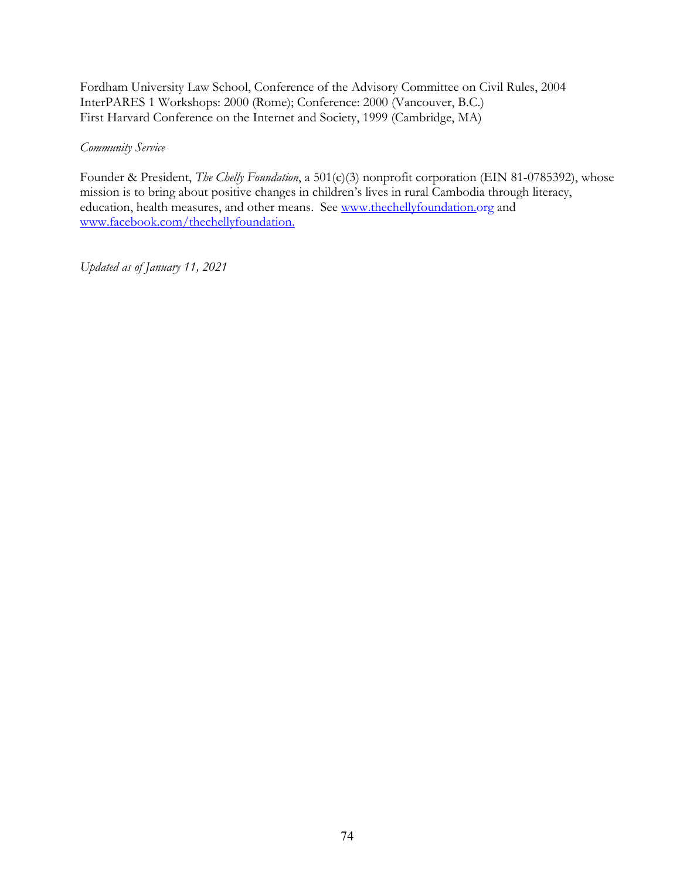Fordham University Law School, Conference of the Advisory Committee on Civil Rules, 2004
InterPARES 1 Workshops: 2000 (Rome); Conference: 2000 (Vancouver, B.C.)
First Harvard Conference on the Internet and Society, 1999 (Cambridge, MA)

*Community Service*

Founder & President, *The Chelly Foundation*, a 501(c)(3) nonprofit corporation (EIN 81-0785392), whose mission is to bring about positive changes in children's lives in rural Cambodia through literacy, education, health measures, and other means. See [www.thechellyfoundation.org](www.thechellyfoundation.org) and [www.facebook.com/thechellyfoundation.](www.facebook.com/thechellyfoundation)

*Updated as of January 11, 2021*